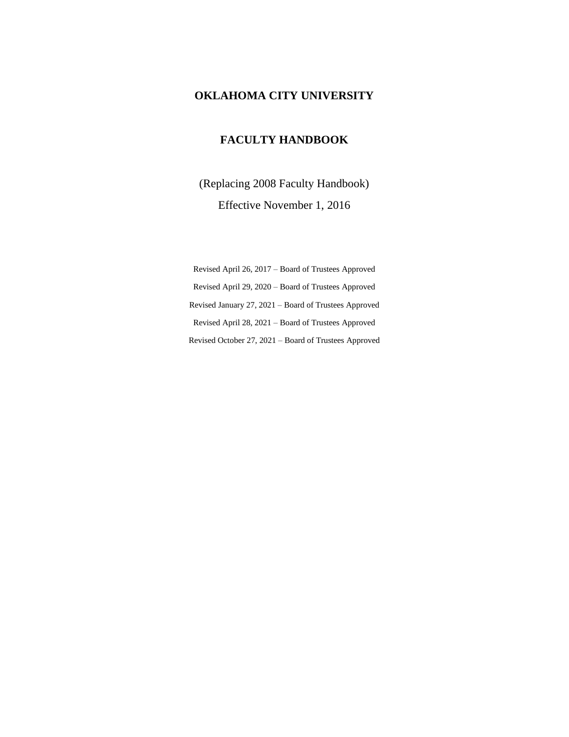# OKLAHOMA CITY UNIVERSITY

# FACULTY HANDBOOK

(Replacing 2008 Faculty Handbook)

Effective November 1, 2016

Revised April 26, 2017 – Board of Trustees Approved

Revised April 29, 2020 – Board of Trustees Approved

Revised January 27, 2021 – Board of Trustees Approved

Revised April 28, 2021 – Board of Trustees Approved

Revised October 27, 2021 – Board of Trustees Approved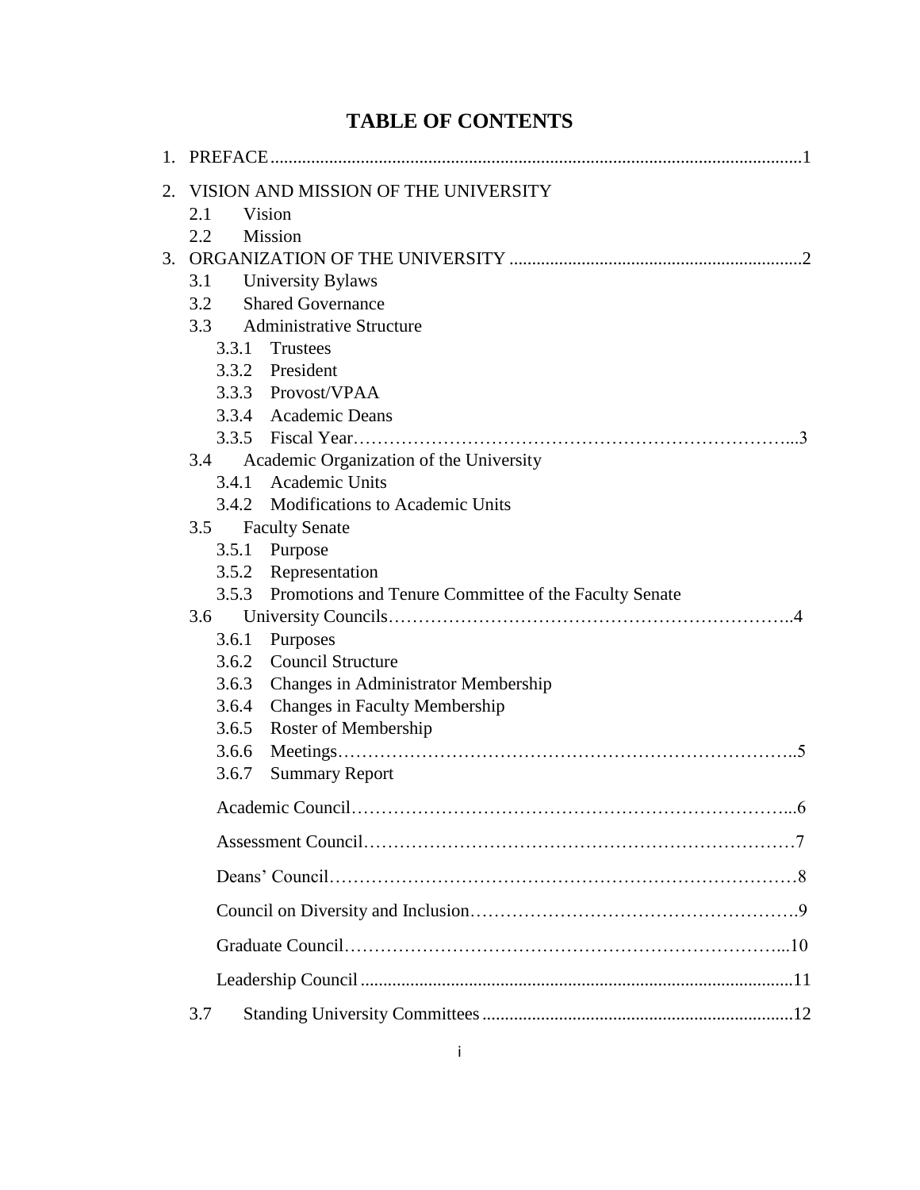# TABLE OF CONTENTS

1. PREFACE .......................................................................................................1
2. VISION AND MISSION OF THE UNIVERSITY
   - 2.1 Vision
   - 2.2 Mission
3. ORGANIZATION OF THE UNIVERSITY .................................................................2
   - 3.1 University Bylaws
   - 3.2 Shared Governance
   - 3.3 Administrative Structure
     - 3.3.1 Trustees
     - 3.3.2 President
     - 3.3.3 Provost/VPAA
     - 3.3.4 Academic Deans
     - 3.3.5 Fiscal Year…………………………………………………………………...3
   - 3.4 Academic Organization of the University
     - 3.4.1 Academic Units
     - 3.4.2 Modifications to Academic Units
   - 3.5 Faculty Senate
     - 3.5.1 Purpose
     - 3.5.2 Representation
     - 3.5.3 Promotions and Tenure Committee of the Faculty Senate
   - 3.6 University Councils…………………………………………………………..4
     - 3.6.1 Purposes
     - 3.6.2 Council Structure
     - 3.6.3 Changes in Administrator Membership
     - 3.6.4 Changes in Faculty Membership
     - 3.6.5 Roster of Membership
     - 3.6.6 Meetings…………………………………………………………………..5
     - 3.6.7 Summary Report

       Academic Council…………………………………………………………...6

       Assessment Council…………………………………………………………7

       Deans' Council………………………………………………………………8

       Council on Diversity and Inclusion………………………………………….9

       Graduate Council…………………………………………………………...10

       Leadership Council ..........................................................................................11
   - 3.7 Standing University Committees ....................................................................12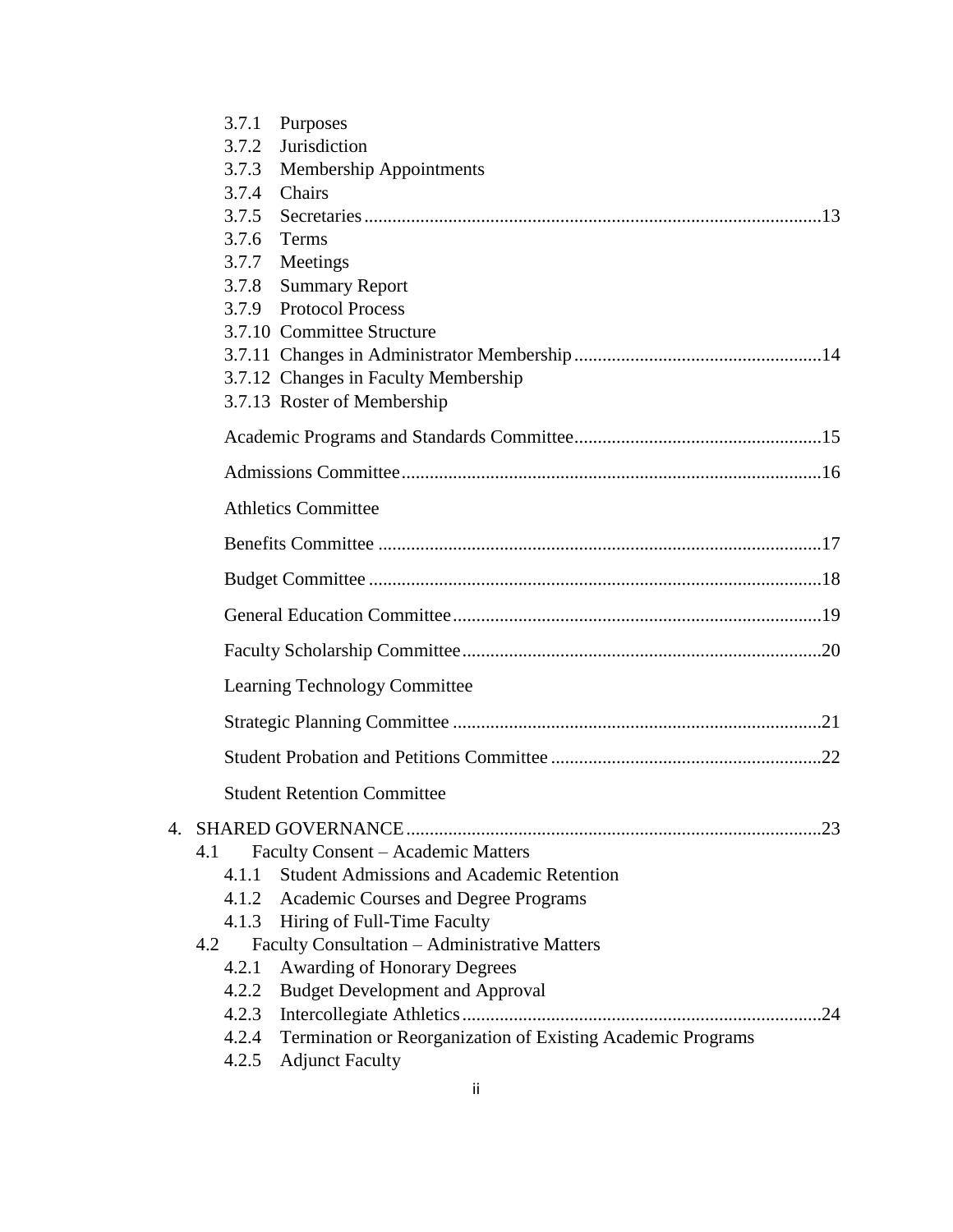3.7.1 Purposes
3.7.2 Jurisdiction
3.7.3 Membership Appointments
3.7.4 Chairs
3.7.5 Secretaries ........................................................................................................13
3.7.6 Terms
3.7.7 Meetings
3.7.8 Summary Report
3.7.9 Protocol Process
3.7.10 Committee Structure
3.7.11 Changes in Administrator Membership ....................................................14
3.7.12 Changes in Faculty Membership
3.7.13 Roster of Membership

Academic Programs and Standards Committee ....................................................15

Admissions Committee .........................................................................................16

Athletics Committee

Benefits Committee ..............................................................................................17

Budget Committee ................................................................................................18

General Education Committee ..............................................................................19

Faculty Scholarship Committee ............................................................................20

Learning Technology Committee

Strategic Planning Committee ..............................................................................21

Student Probation and Petitions Committee .........................................................22

Student Retention Committee

4. SHARED GOVERNANCE .......................................................................................23
   4.1 Faculty Consent – Academic Matters
      4.1.1 Student Admissions and Academic Retention
      4.1.2 Academic Courses and Degree Programs
      4.1.3 Hiring of Full-Time Faculty
   4.2 Faculty Consultation – Administrative Matters
      4.2.1 Awarding of Honorary Degrees
      4.2.2 Budget Development and Approval
      4.2.3 Intercollegiate Athletics ...........................................................................24
      4.2.4 Termination or Reorganization of Existing Academic Programs
      4.2.5 Adjunct Faculty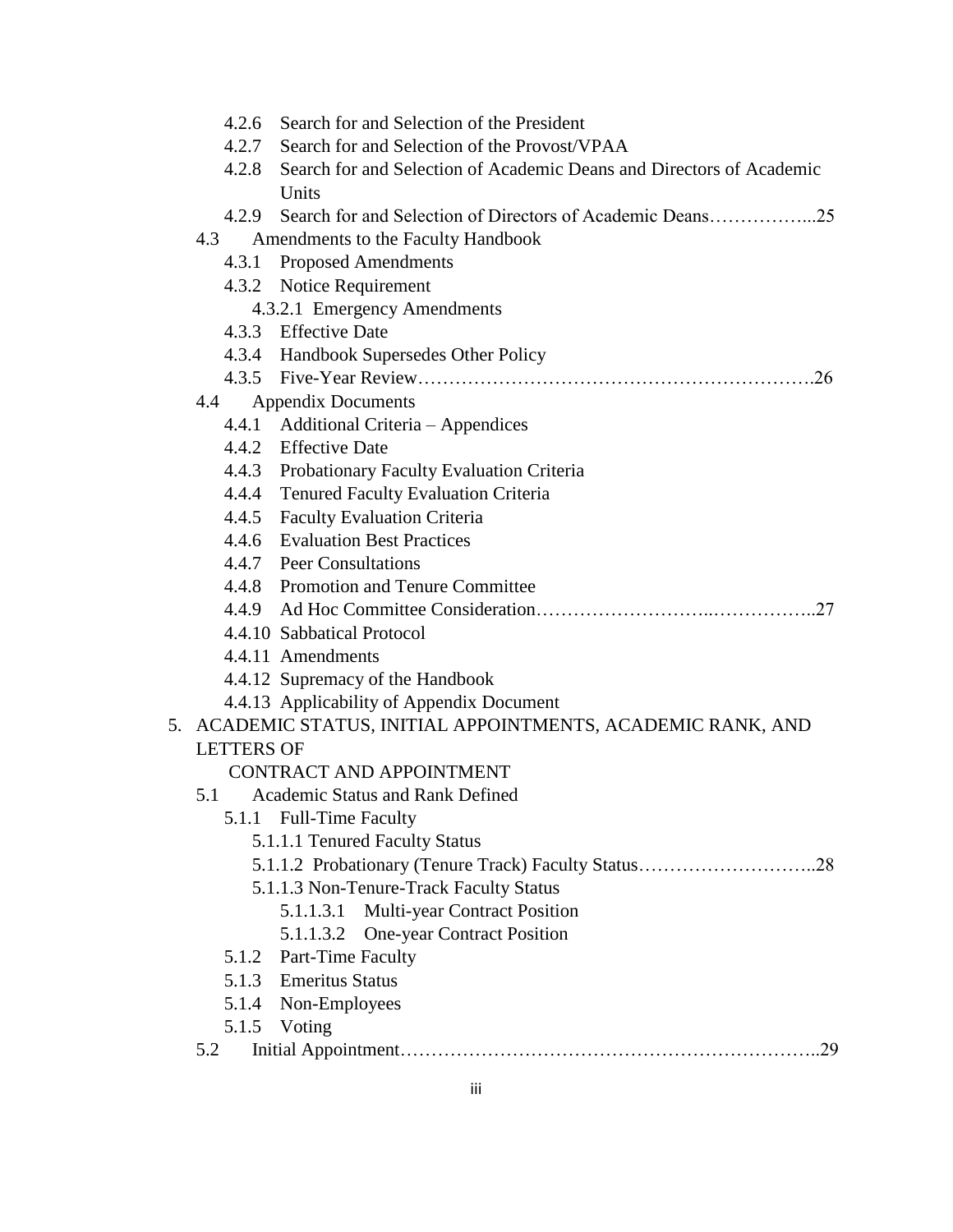- 4.2.6 Search for and Selection of the President
- 4.2.7 Search for and Selection of the Provost/VPAA
- 4.2.8 Search for and Selection of Academic Deans and Directors of Academic Units
- 4.2.9 Search for and Selection of Directors of Academic Deans……………...25

4.3 Amendments to the Faculty Handbook

- 4.3.1 Proposed Amendments
- 4.3.2 Notice Requirement
  - 4.3.2.1 Emergency Amendments
- 4.3.3 Effective Date
- 4.3.4 Handbook Supersedes Other Policy
- 4.3.5 Five-Year Review……………………………………………………….26

4.4 Appendix Documents

- 4.4.1 Additional Criteria – Appendices
- 4.4.2 Effective Date
- 4.4.3 Probationary Faculty Evaluation Criteria
- 4.4.4 Tenured Faculty Evaluation Criteria
- 4.4.5 Faculty Evaluation Criteria
- 4.4.6 Evaluation Best Practices
- 4.4.7 Peer Consultations
- 4.4.8 Promotion and Tenure Committee
- 4.4.9 Ad Hoc Committee Consideration……………………..……………..27
- 4.4.10 Sabbatical Protocol
- 4.4.11 Amendments
- 4.4.12 Supremacy of the Handbook
- 4.4.13 Applicability of Appendix Document

5. ACADEMIC STATUS, INITIAL APPOINTMENTS, ACADEMIC RANK, AND LETTERS OF CONTRACT AND APPOINTMENT

5.1 Academic Status and Rank Defined

- 5.1.1 Full-Time Faculty
  - 5.1.1.1 Tenured Faculty Status
  - 5.1.1.2 Probationary (Tenure Track) Faculty Status………………………..28
  - 5.1.1.3 Non-Tenure-Track Faculty Status
    - 5.1.1.3.1 Multi-year Contract Position
    - 5.1.1.3.2 One-year Contract Position
- 5.1.2 Part-Time Faculty
- 5.1.3 Emeritus Status
- 5.1.4 Non-Employees
- 5.1.5 Voting

5.2 Initial Appointment…………………………………………………………..29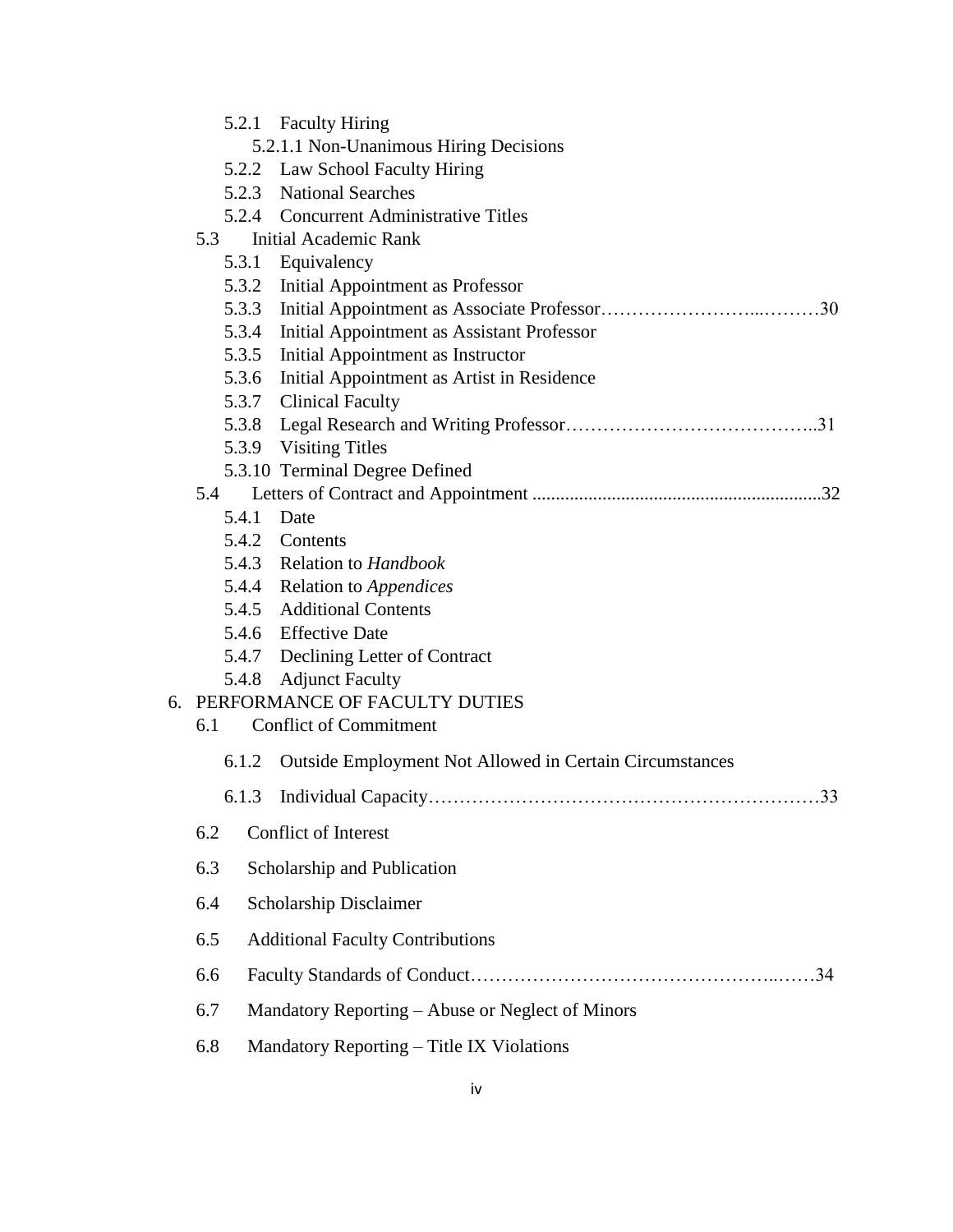- 5.2.1 Faculty Hiring
  - 5.2.1.1 Non-Unanimous Hiring Decisions
- 5.2.2 Law School Faculty Hiring
- 5.2.3 National Searches
- 5.2.4 Concurrent Administrative Titles

5.3 Initial Academic Rank

- 5.3.1 Equivalency
- 5.3.2 Initial Appointment as Professor
- 5.3.3 Initial Appointment as Associate Professor……………………...………30
- 5.3.4 Initial Appointment as Assistant Professor
- 5.3.5 Initial Appointment as Instructor
- 5.3.6 Initial Appointment as Artist in Residence
- 5.3.7 Clinical Faculty
- 5.3.8 Legal Research and Writing Professor…………………………………..31
- 5.3.9 Visiting Titles
- 5.3.10 Terminal Degree Defined

5.4 Letters of Contract and Appointment ............................................................32

- 5.4.1 Date
- 5.4.2 Contents
- 5.4.3 Relation to *Handbook*
- 5.4.4 Relation to *Appendices*
- 5.4.5 Additional Contents
- 5.4.6 Effective Date
- 5.4.7 Declining Letter of Contract
- 5.4.8 Adjunct Faculty

6. PERFORMANCE OF FACULTY DUTIES

6.1 Conflict of Commitment

- 6.1.2 Outside Employment Not Allowed in Certain Circumstances
- 6.1.3 Individual Capacity……………………………………………………33

6.2 Conflict of Interest

6.3 Scholarship and Publication

6.4 Scholarship Disclaimer

6.5 Additional Faculty Contributions

6.6 Faculty Standards of Conduct………………………………………...……34

6.7 Mandatory Reporting – Abuse or Neglect of Minors

6.8 Mandatory Reporting – Title IX Violations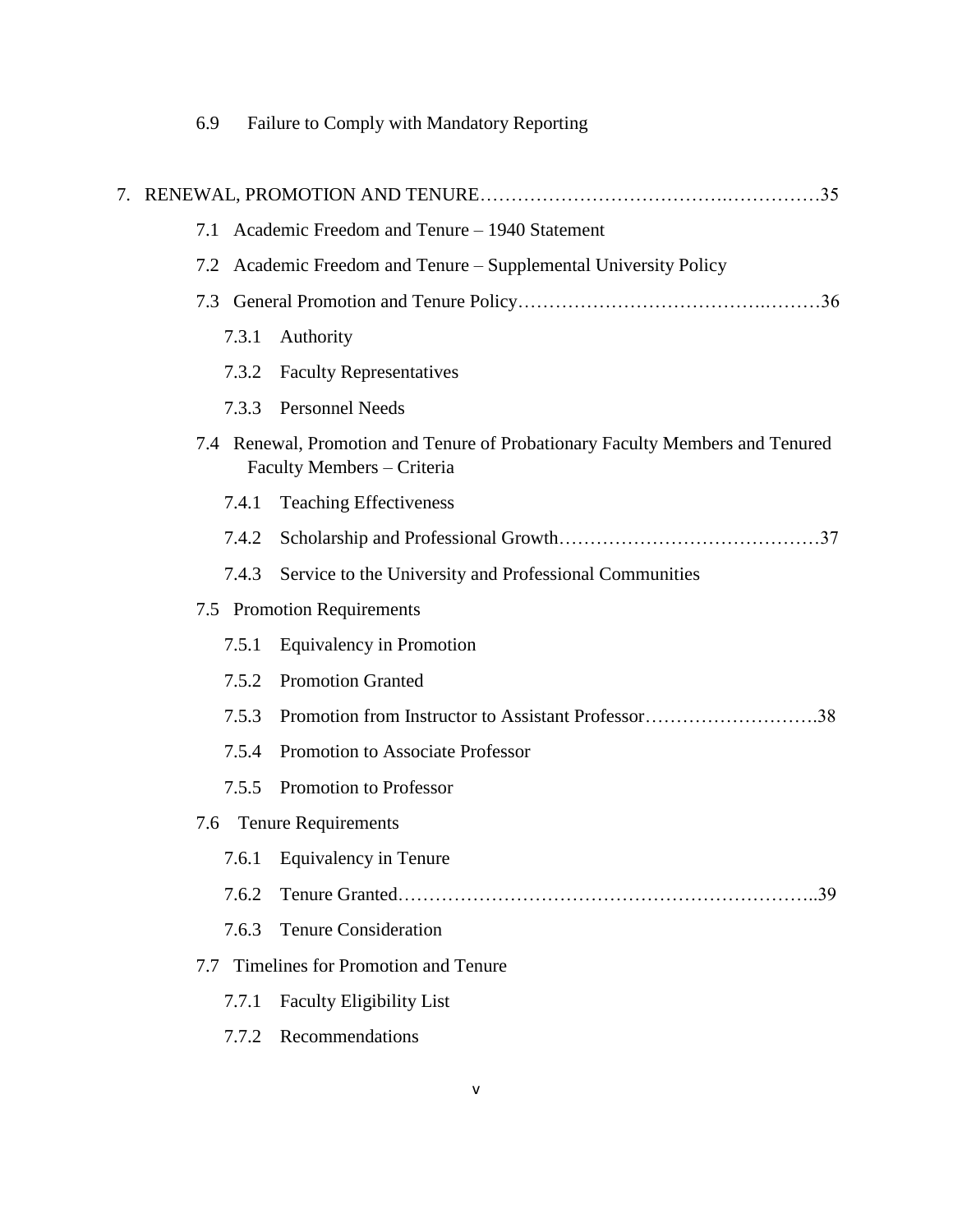6.9 Failure to Comply with Mandatory Reporting

7. RENEWAL, PROMOTION AND TENURE……………………………….……………35

7.1 Academic Freedom and Tenure – 1940 Statement

7.2 Academic Freedom and Tenure – Supplemental University Policy

7.3 General Promotion and Tenure Policy…………………………………….………36

7.3.1 Authority

7.3.2 Faculty Representatives

7.3.3 Personnel Needs

7.4 Renewal, Promotion and Tenure of Probationary Faculty Members and Tenured Faculty Members – Criteria

7.4.1 Teaching Effectiveness

7.4.2 Scholarship and Professional Growth……………………………………37

7.4.3 Service to the University and Professional Communities

7.5 Promotion Requirements

7.5.1 Equivalency in Promotion

7.5.2 Promotion Granted

7.5.3 Promotion from Instructor to Assistant Professor……………………….38

7.5.4 Promotion to Associate Professor

7.5.5 Promotion to Professor

7.6 Tenure Requirements

7.6.1 Equivalency in Tenure

7.6.2 Tenure Granted………………………………………………………..39

7.6.3 Tenure Consideration

7.7 Timelines for Promotion and Tenure

7.7.1 Faculty Eligibility List

7.7.2 Recommendations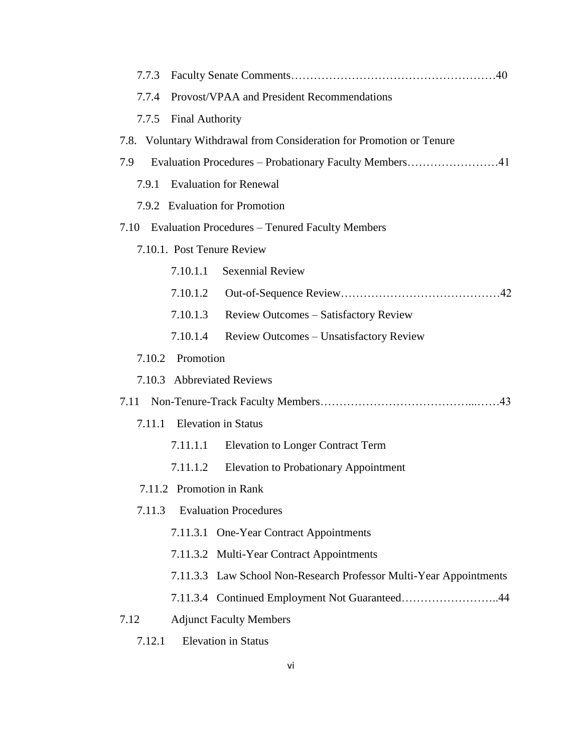7.7.3 Faculty Senate Comments……………………………………………40

7.7.4 Provost/VPAA and President Recommendations

7.7.5 Final Authority

7.8. Voluntary Withdrawal from Consideration for Promotion or Tenure

7.9 Evaluation Procedures – Probationary Faculty Members……………………41

7.9.1 Evaluation for Renewal

7.9.2 Evaluation for Promotion

7.10 Evaluation Procedures – Tenured Faculty Members

7.10.1. Post Tenure Review

7.10.1.1 Sexennial Review

7.10.1.2 Out-of-Sequence Review……………………………………42

7.10.1.3 Review Outcomes – Satisfactory Review

7.10.1.4 Review Outcomes – Unsatisfactory Review

7.10.2 Promotion

7.10.3 Abbreviated Reviews

7.11 Non-Tenure-Track Faculty Members……………………………...……43

7.11.1 Elevation in Status

7.11.1.1 Elevation to Longer Contract Term

7.11.1.2 Elevation to Probationary Appointment

7.11.2 Promotion in Rank

7.11.3 Evaluation Procedures

7.11.3.1 One-Year Contract Appointments

7.11.3.2 Multi-Year Contract Appointments

7.11.3.3 Law School Non-Research Professor Multi-Year Appointments

7.11.3.4 Continued Employment Not Guaranteed……………………..44

7.12 Adjunct Faculty Members

7.12.1 Elevation in Status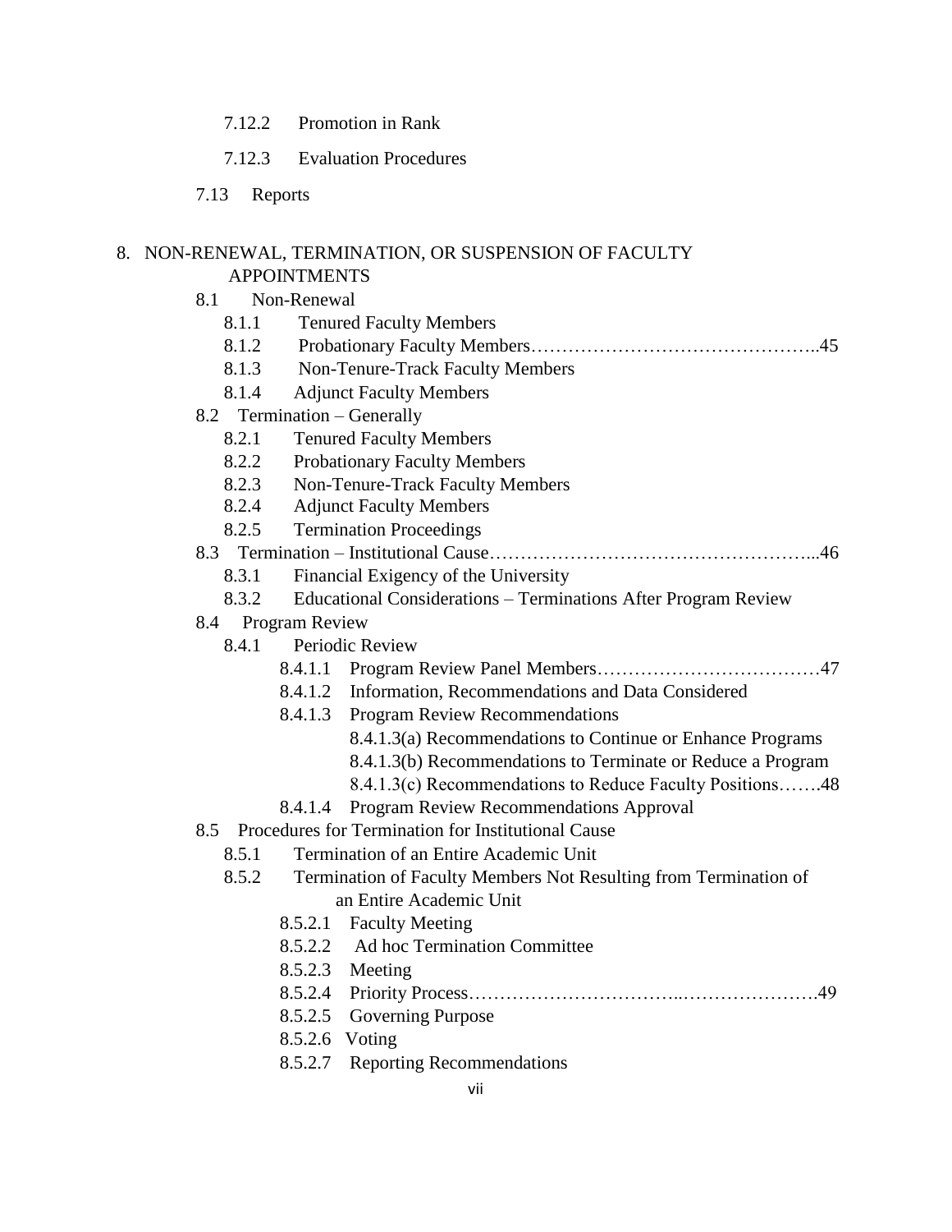7.12.2 Promotion in Rank

7.12.3 Evaluation Procedures

7.13 Reports

8. NON-RENEWAL, TERMINATION, OR SUSPENSION OF FACULTY APPOINTMENTS
   - 8.1 Non-Renewal
     - 8.1.1 Tenured Faculty Members
     - 8.1.2 Probationary Faculty Members……………………………………..45
     - 8.1.3 Non-Tenure-Track Faculty Members
     - 8.1.4 Adjunct Faculty Members
   - 8.2 Termination – Generally
     - 8.2.1 Tenured Faculty Members
     - 8.2.2 Probationary Faculty Members
     - 8.2.3 Non-Tenure-Track Faculty Members
     - 8.2.4 Adjunct Faculty Members
     - 8.2.5 Termination Proceedings
   - 8.3 Termination – Institutional Cause…………………………………………...46
     - 8.3.1 Financial Exigency of the University
     - 8.3.2 Educational Considerations – Terminations After Program Review
   - 8.4 Program Review
     - 8.4.1 Periodic Review
       - 8.4.1.1 Program Review Panel Members………………………………47
       - 8.4.1.2 Information, Recommendations and Data Considered
       - 8.4.1.3 Program Review Recommendations
         - 8.4.1.3(a) Recommendations to Continue or Enhance Programs
         - 8.4.1.3(b) Recommendations to Terminate or Reduce a Program
         - 8.4.1.3(c) Recommendations to Reduce Faculty Positions…….48
       - 8.4.1.4 Program Review Recommendations Approval
   - 8.5 Procedures for Termination for Institutional Cause
     - 8.5.1 Termination of an Entire Academic Unit
     - 8.5.2 Termination of Faculty Members Not Resulting from Termination of an Entire Academic Unit
       - 8.5.2.1 Faculty Meeting
       - 8.5.2.2 Ad hoc Termination Committee
       - 8.5.2.3 Meeting
       - 8.5.2.4 Priority Process…………………………..………………….49
       - 8.5.2.5 Governing Purpose
       - 8.5.2.6 Voting
       - 8.5.2.7 Reporting Recommendations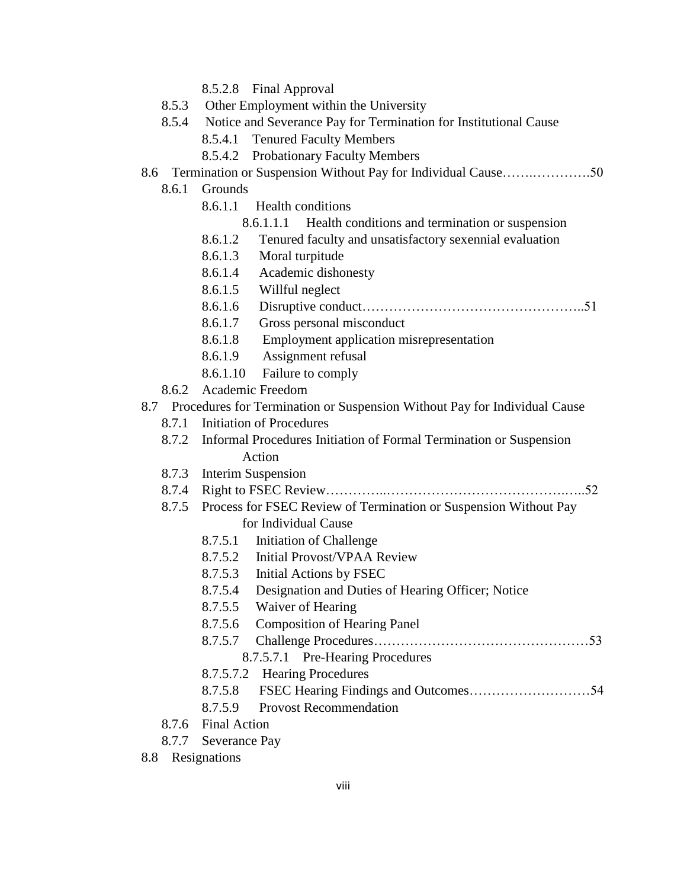- 8.5.2.8 Final Approval
- 8.5.3 Other Employment within the University
- 8.5.4 Notice and Severance Pay for Termination for Institutional Cause
  - 8.5.4.1 Tenured Faculty Members
  - 8.5.4.2 Probationary Faculty Members

8.6 Termination or Suspension Without Pay for Individual Cause…….………….50

- 8.6.1 Grounds
  - 8.6.1.1 Health conditions
    - 8.6.1.1.1 Health conditions and termination or suspension
  - 8.6.1.2 Tenured faculty and unsatisfactory sexennial evaluation
  - 8.6.1.3 Moral turpitude
  - 8.6.1.4 Academic dishonesty
  - 8.6.1.5 Willful neglect
  - 8.6.1.6 Disruptive conduct…………………………………………..51
  - 8.6.1.7 Gross personal misconduct
  - 8.6.1.8 Employment application misrepresentation
  - 8.6.1.9 Assignment refusal
  - 8.6.1.10 Failure to comply
- 8.6.2 Academic Freedom

8.7 Procedures for Termination or Suspension Without Pay for Individual Cause

- 8.7.1 Initiation of Procedures
- 8.7.2 Informal Procedures Initiation of Formal Termination or Suspension Action
- 8.7.3 Interim Suspension
- 8.7.4 Right to FSEC Review…………..…………………………………….…..52
- 8.7.5 Process for FSEC Review of Termination or Suspension Without Pay for Individual Cause
  - 8.7.5.1 Initiation of Challenge
  - 8.7.5.2 Initial Provost/VPAA Review
  - 8.7.5.3 Initial Actions by FSEC
  - 8.7.5.4 Designation and Duties of Hearing Officer; Notice
  - 8.7.5.5 Waiver of Hearing
  - 8.7.5.6 Composition of Hearing Panel
  - 8.7.5.7 Challenge Procedures…………………………………….…53
    - 8.7.5.7.1 Pre-Hearing Procedures
  - 8.7.5.7.2 Hearing Procedures
  - 8.7.5.8 FSEC Hearing Findings and Outcomes………………………54
  - 8.7.5.9 Provost Recommendation
- 8.7.6 Final Action
- 8.7.7 Severance Pay

8.8 Resignations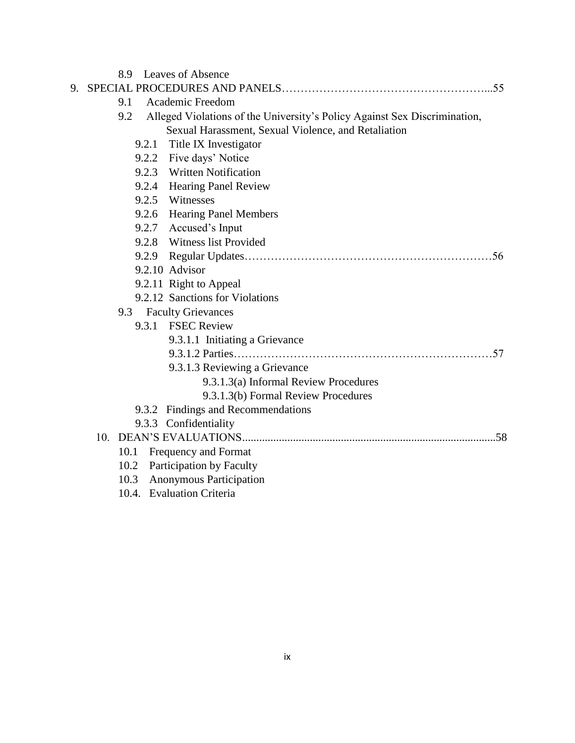8.9 Leaves of Absence

9. SPECIAL PROCEDURES AND PANELS……………………………………………...55
   - 9.1 Academic Freedom
   - 9.2 Alleged Violations of the University's Policy Against Sex Discrimination, Sexual Harassment, Sexual Violence, and Retaliation
     - 9.2.1 Title IX Investigator
     - 9.2.2 Five days' Notice
     - 9.2.3 Written Notification
     - 9.2.4 Hearing Panel Review
     - 9.2.5 Witnesses
     - 9.2.6 Hearing Panel Members
     - 9.2.7 Accused's Input
     - 9.2.8 Witness list Provided
     - 9.2.9 Regular Updates…………………………………………………………56
     - 9.2.10 Advisor
     - 9.2.11 Right to Appeal
     - 9.2.12 Sanctions for Violations
   - 9.3 Faculty Grievances
     - 9.3.1 FSEC Review
       - 9.3.1.1 Initiating a Grievance
       - 9.3.1.2 Parties……………………………………………………………57
       - 9.3.1.3 Reviewing a Grievance
         - 9.3.1.3(a) Informal Review Procedures
         - 9.3.1.3(b) Formal Review Procedures
     - 9.3.2 Findings and Recommendations
     - 9.3.3 Confidentiality

10. DEAN'S EVALUATIONS........................................................................................58
    - 10.1 Frequency and Format
    - 10.2 Participation by Faculty
    - 10.3 Anonymous Participation
    - 10.4. Evaluation Criteria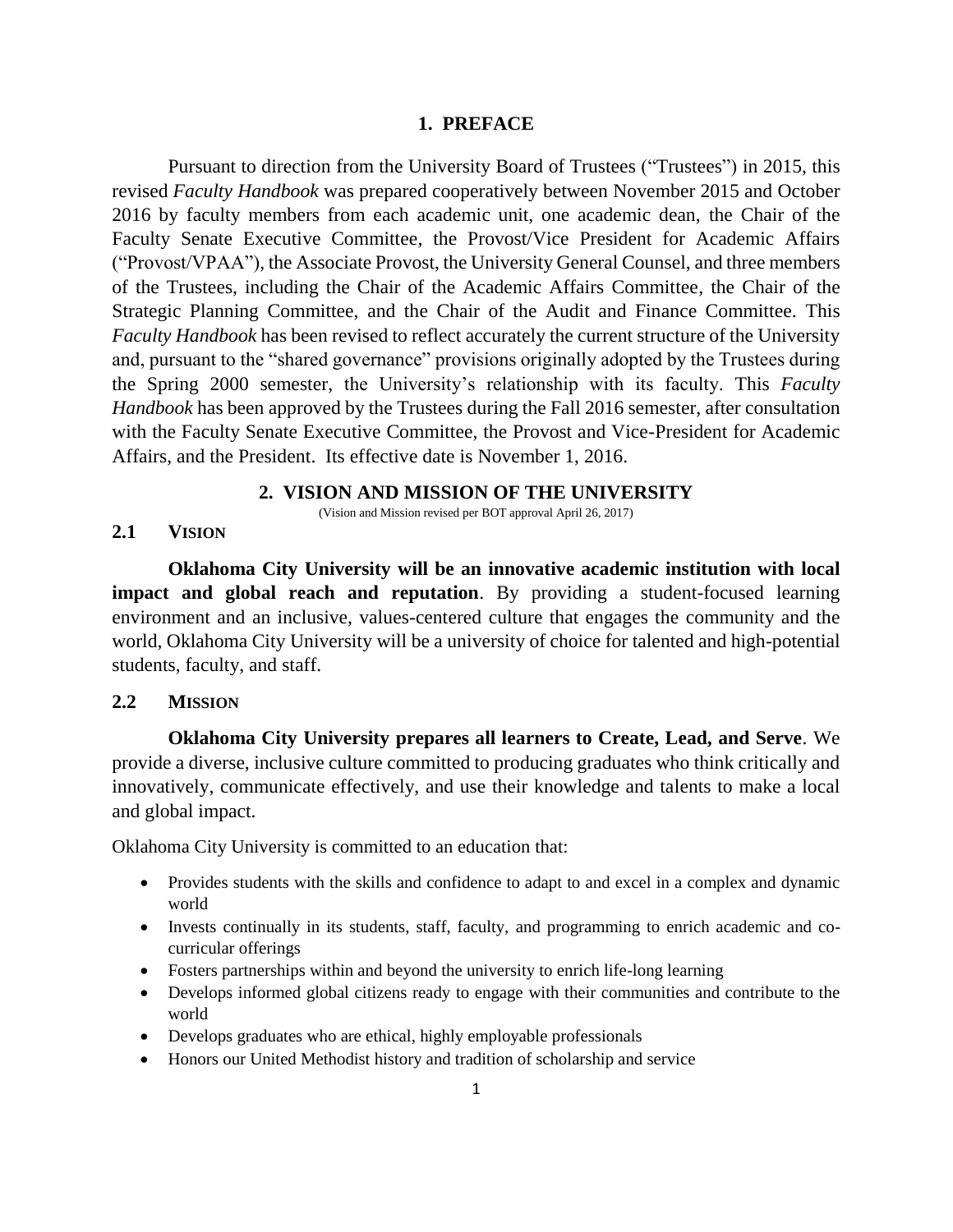# 1. PREFACE

Pursuant to direction from the University Board of Trustees ("Trustees") in 2015, this revised *Faculty Handbook* was prepared cooperatively between November 2015 and October 2016 by faculty members from each academic unit, one academic dean, the Chair of the Faculty Senate Executive Committee, the Provost/Vice President for Academic Affairs ("Provost/VPAA"), the Associate Provost, the University General Counsel, and three members of the Trustees, including the Chair of the Academic Affairs Committee, the Chair of the Strategic Planning Committee, and the Chair of the Audit and Finance Committee. This *Faculty Handbook* has been revised to reflect accurately the current structure of the University and, pursuant to the "shared governance" provisions originally adopted by the Trustees during the Spring 2000 semester, the University's relationship with its faculty. This *Faculty Handbook* has been approved by the Trustees during the Fall 2016 semester, after consultation with the Faculty Senate Executive Committee, the Provost and Vice-President for Academic Affairs, and the President. Its effective date is November 1, 2016.

# 2. VISION AND MISSION OF THE UNIVERSITY

(Vision and Mission revised per BOT approval April 26, 2017)

## 2.1 VISION

**Oklahoma City University will be an innovative academic institution with local impact and global reach and reputation**. By providing a student-focused learning environment and an inclusive, values-centered culture that engages the community and the world, Oklahoma City University will be a university of choice for talented and high-potential students, faculty, and staff.

## 2.2 MISSION

**Oklahoma City University prepares all learners to Create, Lead, and Serve**. We provide a diverse, inclusive culture committed to producing graduates who think critically and innovatively, communicate effectively, and use their knowledge and talents to make a local and global impact.

Oklahoma City University is committed to an education that:

- Provides students with the skills and confidence to adapt to and excel in a complex and dynamic world
- Invests continually in its students, staff, faculty, and programming to enrich academic and co-curricular offerings
- Fosters partnerships within and beyond the university to enrich life-long learning
- Develops informed global citizens ready to engage with their communities and contribute to the world
- Develops graduates who are ethical, highly employable professionals
- Honors our United Methodist history and tradition of scholarship and service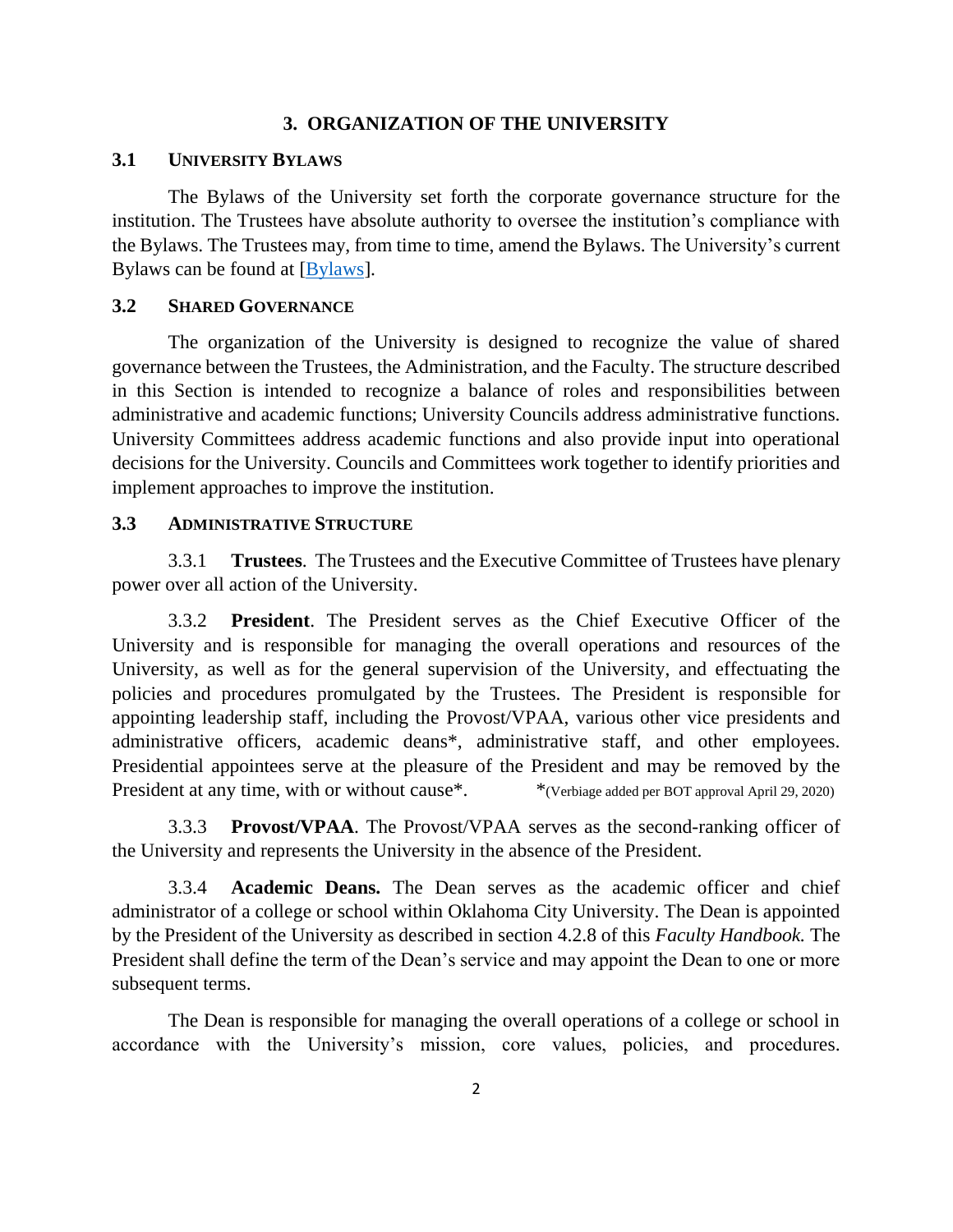# 3. ORGANIZATION OF THE UNIVERSITY

## 3.1 UNIVERSITY BYLAWS

The Bylaws of the University set forth the corporate governance structure for the institution. The Trustees have absolute authority to oversee the institution's compliance with the Bylaws. The Trustees may, from time to time, amend the Bylaws. The University's current Bylaws can be found at [Bylaws].

## 3.2 SHARED GOVERNANCE

The organization of the University is designed to recognize the value of shared governance between the Trustees, the Administration, and the Faculty. The structure described in this Section is intended to recognize a balance of roles and responsibilities between administrative and academic functions; University Councils address administrative functions. University Committees address academic functions and also provide input into operational decisions for the University. Councils and Committees work together to identify priorities and implement approaches to improve the institution.

## 3.3 ADMINISTRATIVE STRUCTURE

3.3.1 **Trustees**. The Trustees and the Executive Committee of Trustees have plenary power over all action of the University.

3.3.2 **President**. The President serves as the Chief Executive Officer of the University and is responsible for managing the overall operations and resources of the University, as well as for the general supervision of the University, and effectuating the policies and procedures promulgated by the Trustees. The President is responsible for appointing leadership staff, including the Provost/VPAA, various other vice presidents and administrative officers, academic deans*, administrative staff, and other employees. Presidential appointees serve at the pleasure of the President and may be removed by the President at any time, with or without cause*. *(Verbiage added per BOT approval April 29, 2020)

3.3.3 **Provost/VPAA**. The Provost/VPAA serves as the second-ranking officer of the University and represents the University in the absence of the President.

3.3.4 **Academic Deans.** The Dean serves as the academic officer and chief administrator of a college or school within Oklahoma City University. The Dean is appointed by the President of the University as described in section 4.2.8 of this *Faculty Handbook.* The President shall define the term of the Dean's service and may appoint the Dean to one or more subsequent terms.

The Dean is responsible for managing the overall operations of a college or school in accordance with the University's mission, core values, policies, and procedures.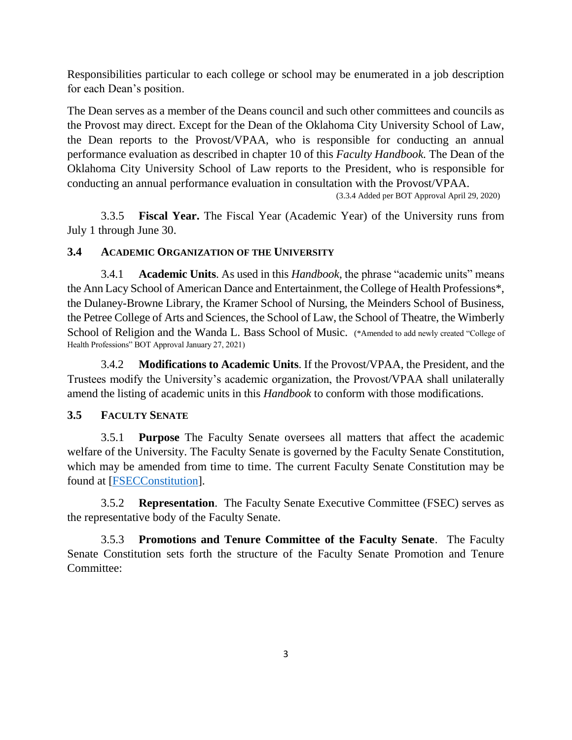Responsibilities particular to each college or school may be enumerated in a job description for each Dean's position.

The Dean serves as a member of the Deans council and such other committees and councils as the Provost may direct. Except for the Dean of the Oklahoma City University School of Law, the Dean reports to the Provost/VPAA, who is responsible for conducting an annual performance evaluation as described in chapter 10 of this *Faculty Handbook.* The Dean of the Oklahoma City University School of Law reports to the President, who is responsible for conducting an annual performance evaluation in consultation with the Provost/VPAA.
(3.3.4 Added per BOT Approval April 29, 2020)

3.3.5 **Fiscal Year.** The Fiscal Year (Academic Year) of the University runs from July 1 through June 30.

### 3.4 ACADEMIC ORGANIZATION OF THE UNIVERSITY

3.4.1 **Academic Units**. As used in this *Handbook,* the phrase "academic units" means the Ann Lacy School of American Dance and Entertainment, the College of Health Professions*, the Dulaney-Browne Library, the Kramer School of Nursing, the Meinders School of Business, the Petree College of Arts and Sciences, the School of Law, the School of Theatre, the Wimberly School of Religion and the Wanda L. Bass School of Music. (*Amended to add newly created "College of Health Professions" BOT Approval January 27, 2021)

3.4.2 **Modifications to Academic Units**. If the Provost/VPAA, the President, and the Trustees modify the University's academic organization, the Provost/VPAA shall unilaterally amend the listing of academic units in this *Handbook* to conform with those modifications.

### 3.5 FACULTY SENATE

3.5.1 **Purpose** The Faculty Senate oversees all matters that affect the academic welfare of the University. The Faculty Senate is governed by the Faculty Senate Constitution, which may be amended from time to time. The current Faculty Senate Constitution may be found at [FSECConstitution].

3.5.2 **Representation**. The Faculty Senate Executive Committee (FSEC) serves as the representative body of the Faculty Senate.

3.5.3 **Promotions and Tenure Committee of the Faculty Senate**. The Faculty Senate Constitution sets forth the structure of the Faculty Senate Promotion and Tenure Committee: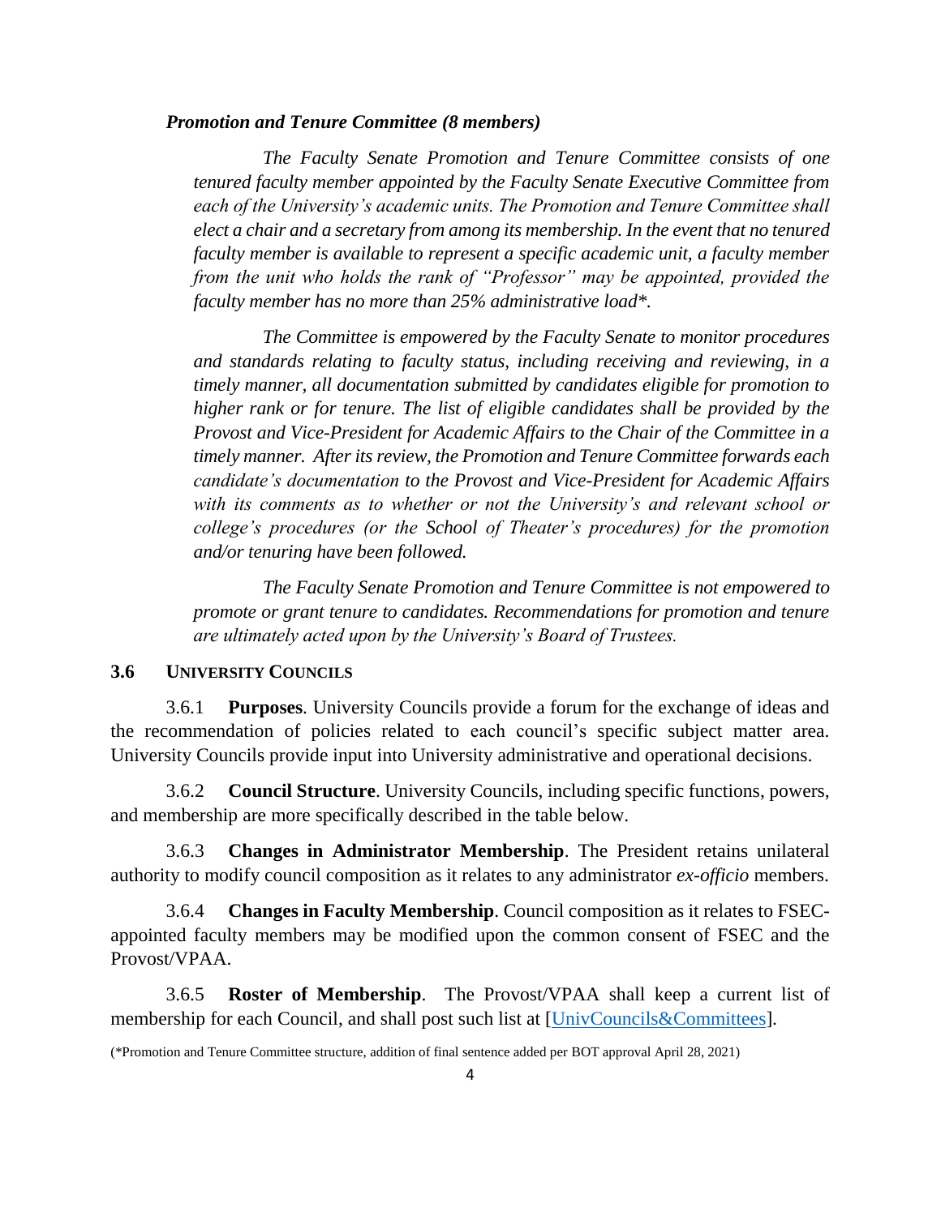***Promotion and Tenure Committee (8 members)***

*The Faculty Senate Promotion and Tenure Committee consists of one tenured faculty member appointed by the Faculty Senate Executive Committee from each of the University's academic units. The Promotion and Tenure Committee shall elect a chair and a secretary from among its membership. In the event that no tenured faculty member is available to represent a specific academic unit, a faculty member from the unit who holds the rank of "Professor" may be appointed, provided the faculty member has no more than 25% administrative load\*.*

*The Committee is empowered by the Faculty Senate to monitor procedures and standards relating to faculty status, including receiving and reviewing, in a timely manner, all documentation submitted by candidates eligible for promotion to higher rank or for tenure. The list of eligible candidates shall be provided by the Provost and Vice-President for Academic Affairs to the Chair of the Committee in a timely manner. After its review, the Promotion and Tenure Committee forwards each candidate's documentation to the Provost and Vice-President for Academic Affairs with its comments as to whether or not the University's and relevant school or college's procedures (or the School of Theater's procedures) for the promotion and/or tenuring have been followed.*

*The Faculty Senate Promotion and Tenure Committee is not empowered to promote or grant tenure to candidates. Recommendations for promotion and tenure are ultimately acted upon by the University's Board of Trustees.*

## 3.6 UNIVERSITY COUNCILS

3.6.1 **Purposes**. University Councils provide a forum for the exchange of ideas and the recommendation of policies related to each council's specific subject matter area. University Councils provide input into University administrative and operational decisions.

3.6.2 **Council Structure**. University Councils, including specific functions, powers, and membership are more specifically described in the table below.

3.6.3 **Changes in Administrator Membership**. The President retains unilateral authority to modify council composition as it relates to any administrator *ex-officio* members.

3.6.4 **Changes in Faculty Membership**. Council composition as it relates to FSEC-appointed faculty members may be modified upon the common consent of FSEC and the Provost/VPAA.

3.6.5 **Roster of Membership**. The Provost/VPAA shall keep a current list of membership for each Council, and shall post such list at [UnivCouncils&Committees].

(*Promotion and Tenure Committee structure, addition of final sentence added per BOT approval April 28, 2021)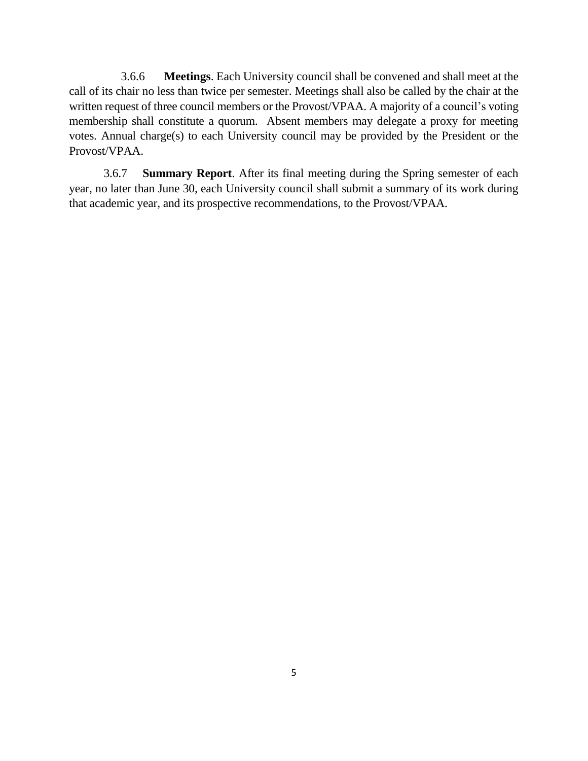3.6.6 **Meetings**. Each University council shall be convened and shall meet at the call of its chair no less than twice per semester. Meetings shall also be called by the chair at the written request of three council members or the Provost/VPAA. A majority of a council's voting membership shall constitute a quorum. Absent members may delegate a proxy for meeting votes. Annual charge(s) to each University council may be provided by the President or the Provost/VPAA.

3.6.7 **Summary Report**. After its final meeting during the Spring semester of each year, no later than June 30, each University council shall submit a summary of its work during that academic year, and its prospective recommendations, to the Provost/VPAA.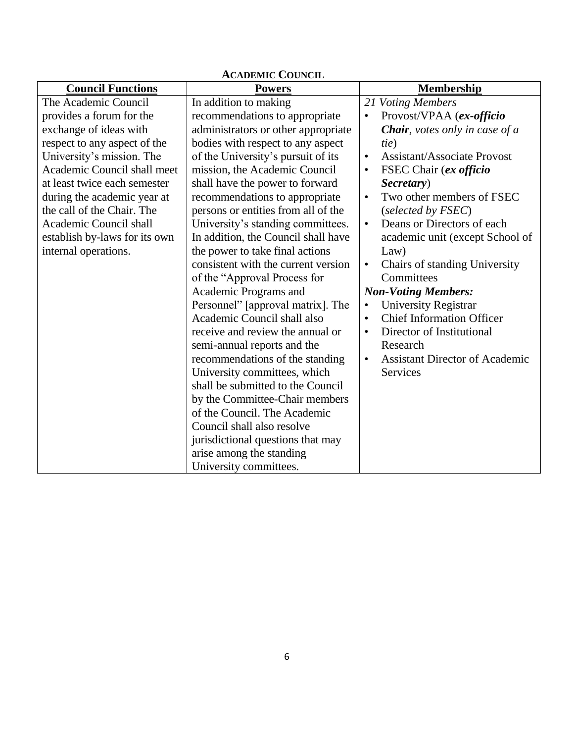**ACADEMIC COUNCIL**

| Council Functions | Powers | Membership |
|---|---|---|
| The Academic Council provides a forum for the exchange of ideas with respect to any aspect of the University's mission. The Academic Council shall meet at least twice each semester during the academic year at the call of the Chair. The Academic Council shall establish by-laws for its own internal operations. | In addition to making recommendations to appropriate administrators or other appropriate bodies with respect to any aspect of the University's pursuit of its mission, the Academic Council shall have the power to forward recommendations to appropriate persons or entities from all of the University's standing committees. In addition, the Council shall have the power to take final actions consistent with the current version of the "Approval Process for Academic Programs and Personnel" [approval matrix]. The Academic Council shall also receive and review the annual or semi-annual reports and the recommendations of the standing University committees, which shall be submitted to the Council by the Committee-Chair members of the Council. The Academic Council shall also resolve jurisdictional questions that may arise among the standing University committees. | *21 Voting Members*<br>• Provost/VPAA (***ex-officio Chair****, votes only in case of a tie*)<br>• Assistant/Associate Provost<br>• FSEC Chair (***ex officio Secretary***)<br>• Two other members of FSEC (*selected by FSEC*)<br>• Deans or Directors of each academic unit (except School of Law)<br>• Chairs of standing University Committees<br>***Non-Voting Members:***<br>• University Registrar<br>• Chief Information Officer<br>• Director of Institutional Research<br>• Assistant Director of Academic Services |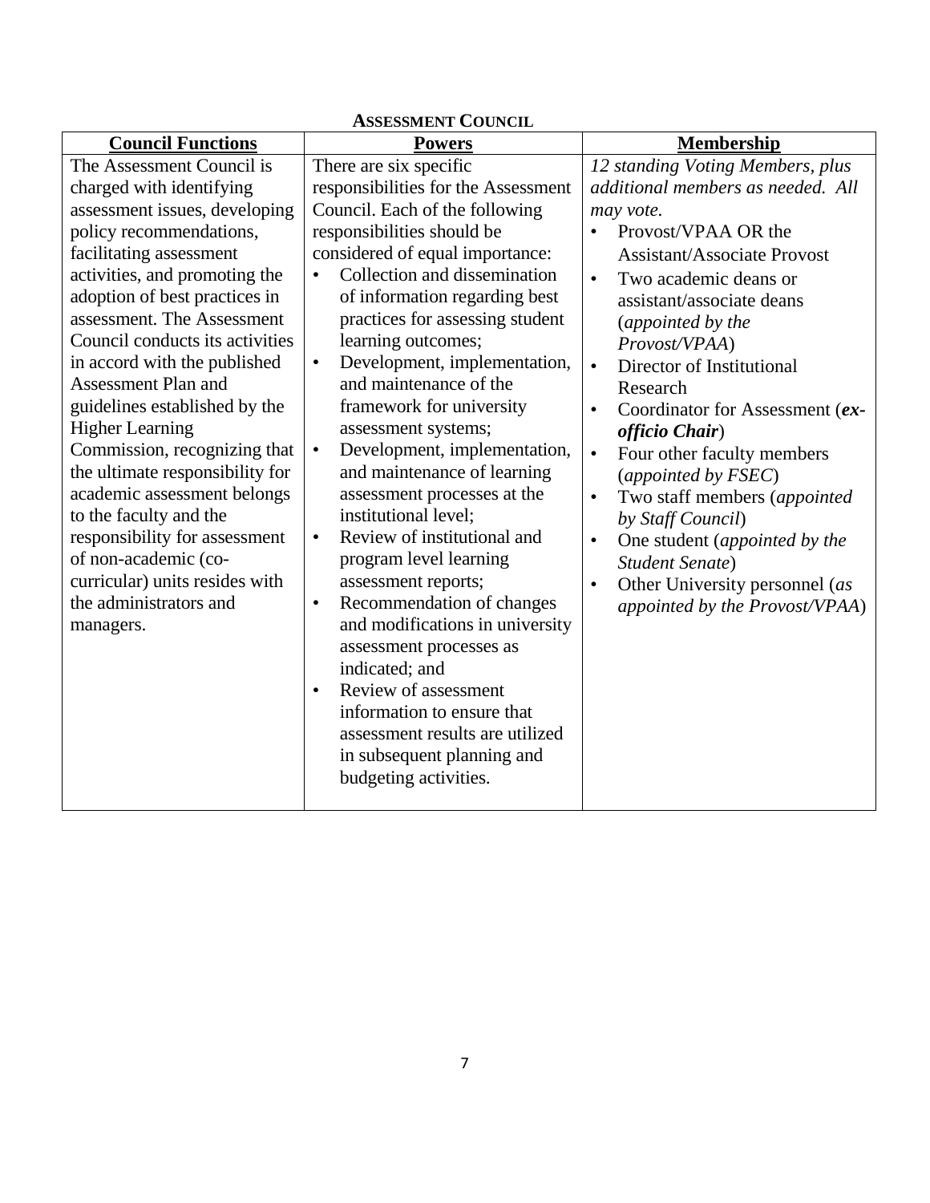**ASSESSMENT COUNCIL**

| **Council Functions** | **Powers** | **Membership** |
|---|---|---|
| The Assessment Council is charged with identifying assessment issues, developing policy recommendations, facilitating assessment activities, and promoting the adoption of best practices in assessment. The Assessment Council conducts its activities in accord with the published Assessment Plan and guidelines established by the Higher Learning Commission, recognizing that the ultimate responsibility for academic assessment belongs to the faculty and the responsibility for assessment of non-academic (co-curricular) units resides with the administrators and managers. | There are six specific responsibilities for the Assessment Council. Each of the following responsibilities should be considered of equal importance:<br>• Collection and dissemination of information regarding best practices for assessing student learning outcomes;<br>• Development, implementation, and maintenance of the framework for university assessment systems;<br>• Development, implementation, and maintenance of learning assessment processes at the institutional level;<br>• Review of institutional and program level learning assessment reports;<br>• Recommendation of changes and modifications in university assessment processes as indicated; and<br>• Review of assessment information to ensure that assessment results are utilized in subsequent planning and budgeting activities. | *12 standing Voting Members, plus additional members as needed. All may vote.*<br>• Provost/VPAA OR the Assistant/Associate Provost<br>• Two academic deans or assistant/associate deans (*appointed by the Provost/VPAA*)<br>• Director of Institutional Research<br>• Coordinator for Assessment (***ex-officio Chair***)<br>• Four other faculty members (*appointed by FSEC*)<br>• Two staff members (*appointed by Staff Council*)<br>• One student (*appointed by the Student Senate*)<br>• Other University personnel (*as appointed by the Provost/VPAA*) |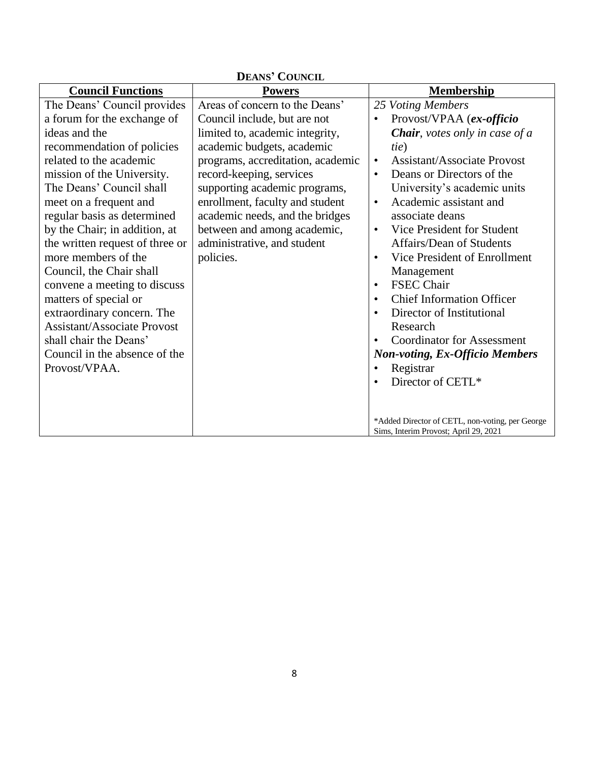**DEANS' COUNCIL**

| Council Functions | Powers | Membership |
|---|---|---|
| The Deans' Council provides a forum for the exchange of ideas and the recommendation of policies related to the academic mission of the University. The Deans' Council shall meet on a frequent and regular basis as determined by the Chair; in addition, at the written request of three or more members of the Council, the Chair shall convene a meeting to discuss matters of special or extraordinary concern. The Assistant/Associate Provost shall chair the Deans' Council in the absence of the Provost/VPAA. | Areas of concern to the Deans' Council include, but are not limited to, academic integrity, academic budgets, academic programs, accreditation, academic record-keeping, services supporting academic programs, enrollment, faculty and student academic needs, and the bridges between and among academic, administrative, and student policies. | *25 Voting Members*<br>• Provost/VPAA (***ex-officio Chair***, *votes only in case of a tie*)<br>• Assistant/Associate Provost<br>• Deans or Directors of the University's academic units<br>• Academic assistant and associate deans<br>• Vice President for Student Affairs/Dean of Students<br>• Vice President of Enrollment Management<br>• FSEC Chair<br>• Chief Information Officer<br>• Director of Institutional Research<br>• Coordinator for Assessment<br>***Non-voting, Ex-Officio Members***<br>• Registrar<br>• Director of CETL*<br><br>*Added Director of CETL, non-voting, per George Sims, Interim Provost; April 29, 2021 |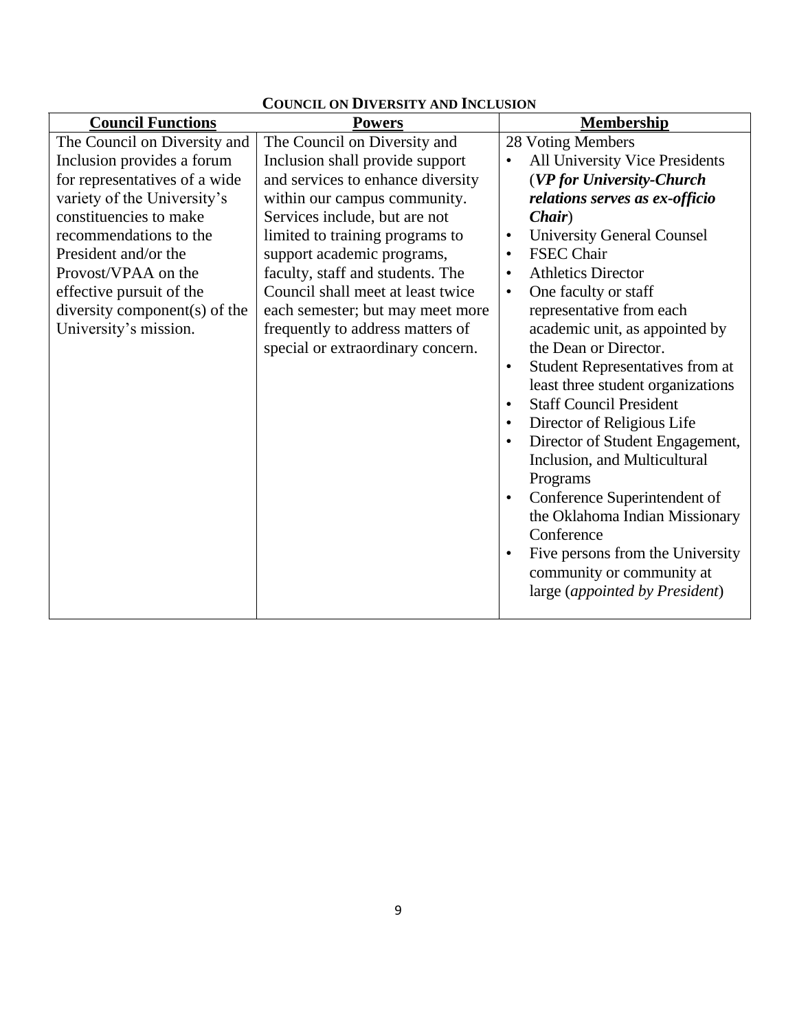## Council on Diversity and Inclusion

| **Council Functions** | **Powers** | **Membership** |
|---|---|---|
| The Council on Diversity and Inclusion provides a forum for representatives of a wide variety of the University's constituencies to make recommendations to the President and/or the Provost/VPAA on the effective pursuit of the diversity component(s) of the University's mission. | The Council on Diversity and Inclusion shall provide support and services to enhance diversity within our campus community. Services include, but are not limited to training programs to support academic programs, faculty, staff and students. The Council shall meet at least twice each semester; but may meet more frequently to address matters of special or extraordinary concern. | 28 Voting Members<br>• All University Vice Presidents (***VP for University-Church relations serves as ex-officio Chair***)<br>• University General Counsel<br>• FSEC Chair<br>• Athletics Director<br>• One faculty or staff representative from each academic unit, as appointed by the Dean or Director.<br>• Student Representatives from at least three student organizations<br>• Staff Council President<br>• Director of Religious Life<br>• Director of Student Engagement, Inclusion, and Multicultural Programs<br>• Conference Superintendent of the Oklahoma Indian Missionary Conference<br>• Five persons from the University community or community at large (*appointed by President*) |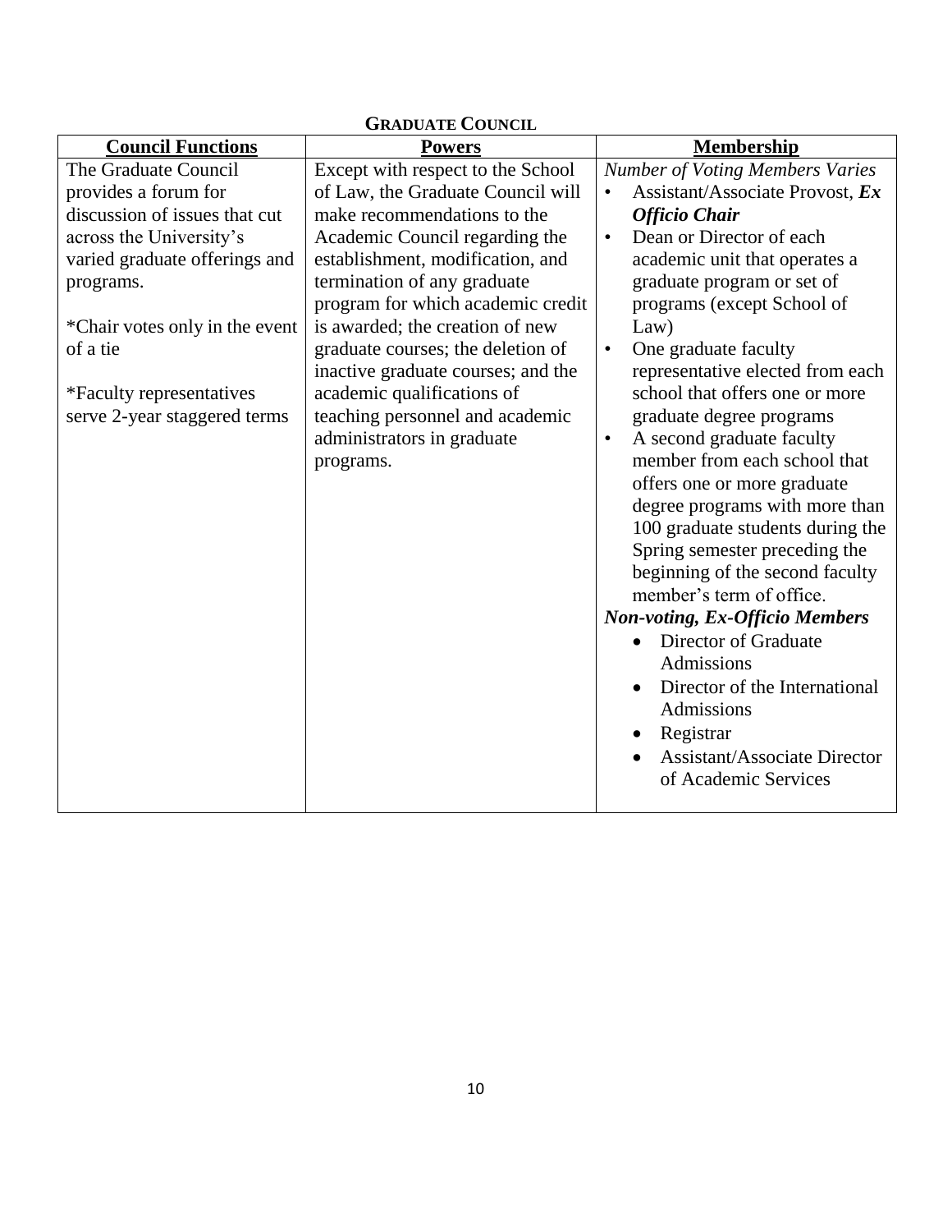## GRADUATE COUNCIL

| Council Functions | Powers | Membership |
|---|---|---|
| The Graduate Council provides a forum for discussion of issues that cut across the University's varied graduate offerings and programs.<br><br>*Chair votes only in the event of a tie<br><br>*Faculty representatives serve 2-year staggered terms | Except with respect to the School of Law, the Graduate Council will make recommendations to the Academic Council regarding the establishment, modification, and termination of any graduate program for which academic credit is awarded; the creation of new graduate courses; the deletion of inactive graduate courses; and the academic qualifications of teaching personnel and academic administrators in graduate programs. | *Number of Voting Members Varies*<br>• Assistant/Associate Provost, ***Ex Officio Chair***<br>• Dean or Director of each academic unit that operates a graduate program or set of programs (except School of Law)<br>• One graduate faculty representative elected from each school that offers one or more graduate degree programs<br>• A second graduate faculty member from each school that offers one or more graduate degree programs with more than 100 graduate students during the Spring semester preceding the beginning of the second faculty member's term of office.<br>***Non-voting, Ex-Officio Members***<br>• Director of Graduate Admissions<br>• Director of the International Admissions<br>• Registrar<br>• Assistant/Associate Director of Academic Services |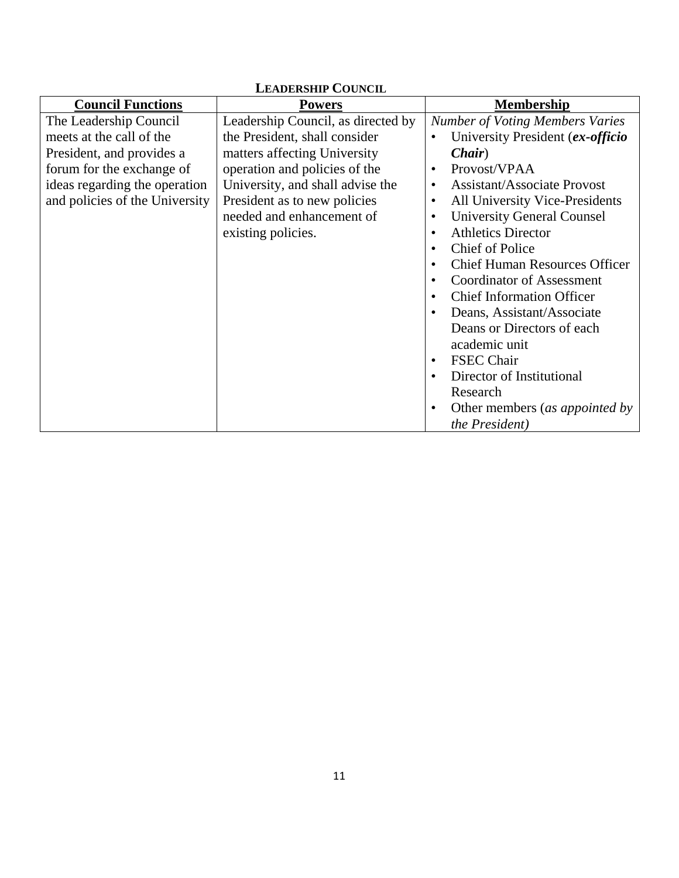**LEADERSHIP COUNCIL**

| **Council Functions** | **Powers** | **Membership** |
|---|---|---|
| The Leadership Council meets at the call of the President, and provides a forum for the exchange of ideas regarding the operation and policies of the University | Leadership Council, as directed by the President, shall consider matters affecting University operation and policies of the University, and shall advise the President as to new policies needed and enhancement of existing policies. | *Number of Voting Members Varies*<br>• University President (***ex-officio Chair***)<br>• Provost/VPAA<br>• Assistant/Associate Provost<br>• All University Vice-Presidents<br>• University General Counsel<br>• Athletics Director<br>• Chief of Police<br>• Chief Human Resources Officer<br>• Coordinator of Assessment<br>• Chief Information Officer<br>• Deans, Assistant/Associate Deans or Directors of each academic unit<br>• FSEC Chair<br>• Director of Institutional Research<br>• Other members (*as appointed by the President)* |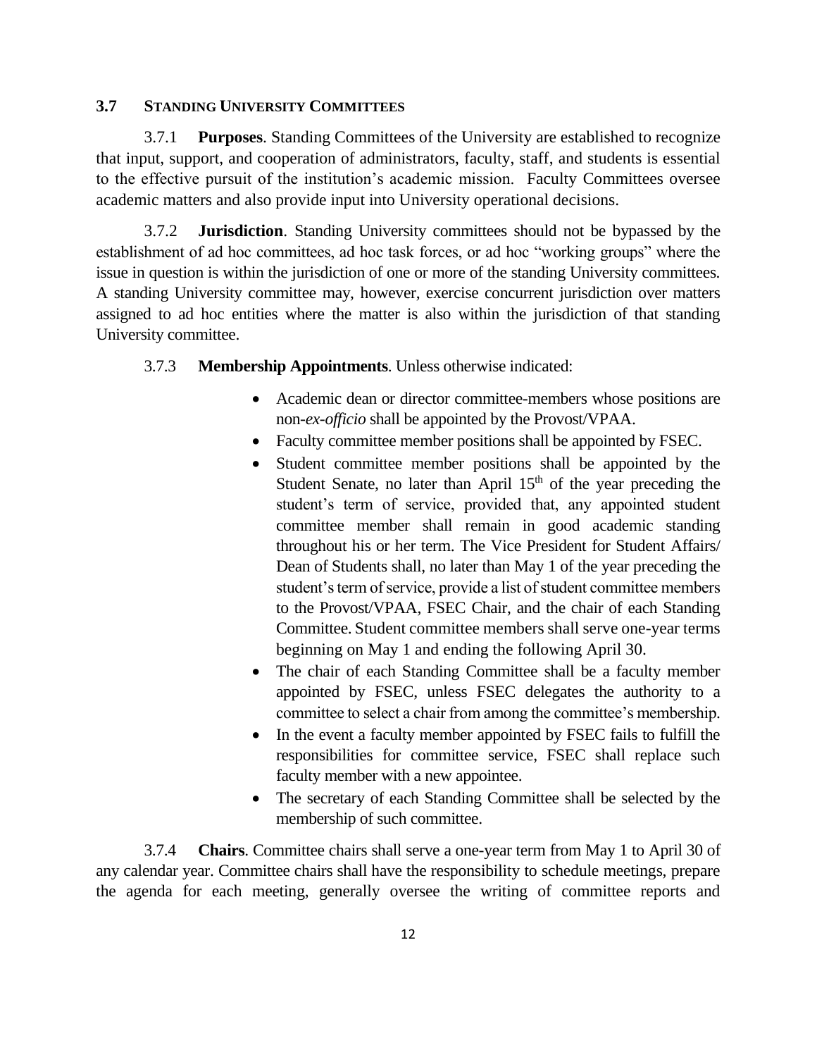### 3.7 STANDING UNIVERSITY COMMITTEES

3.7.1 **Purposes**. Standing Committees of the University are established to recognize that input, support, and cooperation of administrators, faculty, staff, and students is essential to the effective pursuit of the institution's academic mission. Faculty Committees oversee academic matters and also provide input into University operational decisions.

3.7.2 **Jurisdiction**. Standing University committees should not be bypassed by the establishment of ad hoc committees, ad hoc task forces, or ad hoc "working groups" where the issue in question is within the jurisdiction of one or more of the standing University committees. A standing University committee may, however, exercise concurrent jurisdiction over matters assigned to ad hoc entities where the matter is also within the jurisdiction of that standing University committee.

3.7.3 **Membership Appointments**. Unless otherwise indicated:

- Academic dean or director committee-members whose positions are non-*ex-officio* shall be appointed by the Provost/VPAA.
- Faculty committee member positions shall be appointed by FSEC.
- Student committee member positions shall be appointed by the Student Senate, no later than April 15th of the year preceding the student's term of service, provided that, any appointed student committee member shall remain in good academic standing throughout his or her term. The Vice President for Student Affairs/ Dean of Students shall, no later than May 1 of the year preceding the student's term of service, provide a list of student committee members to the Provost/VPAA, FSEC Chair, and the chair of each Standing Committee. Student committee members shall serve one-year terms beginning on May 1 and ending the following April 30.
- The chair of each Standing Committee shall be a faculty member appointed by FSEC, unless FSEC delegates the authority to a committee to select a chair from among the committee's membership.
- In the event a faculty member appointed by FSEC fails to fulfill the responsibilities for committee service, FSEC shall replace such faculty member with a new appointee.
- The secretary of each Standing Committee shall be selected by the membership of such committee.

3.7.4 **Chairs**. Committee chairs shall serve a one-year term from May 1 to April 30 of any calendar year. Committee chairs shall have the responsibility to schedule meetings, prepare the agenda for each meeting, generally oversee the writing of committee reports and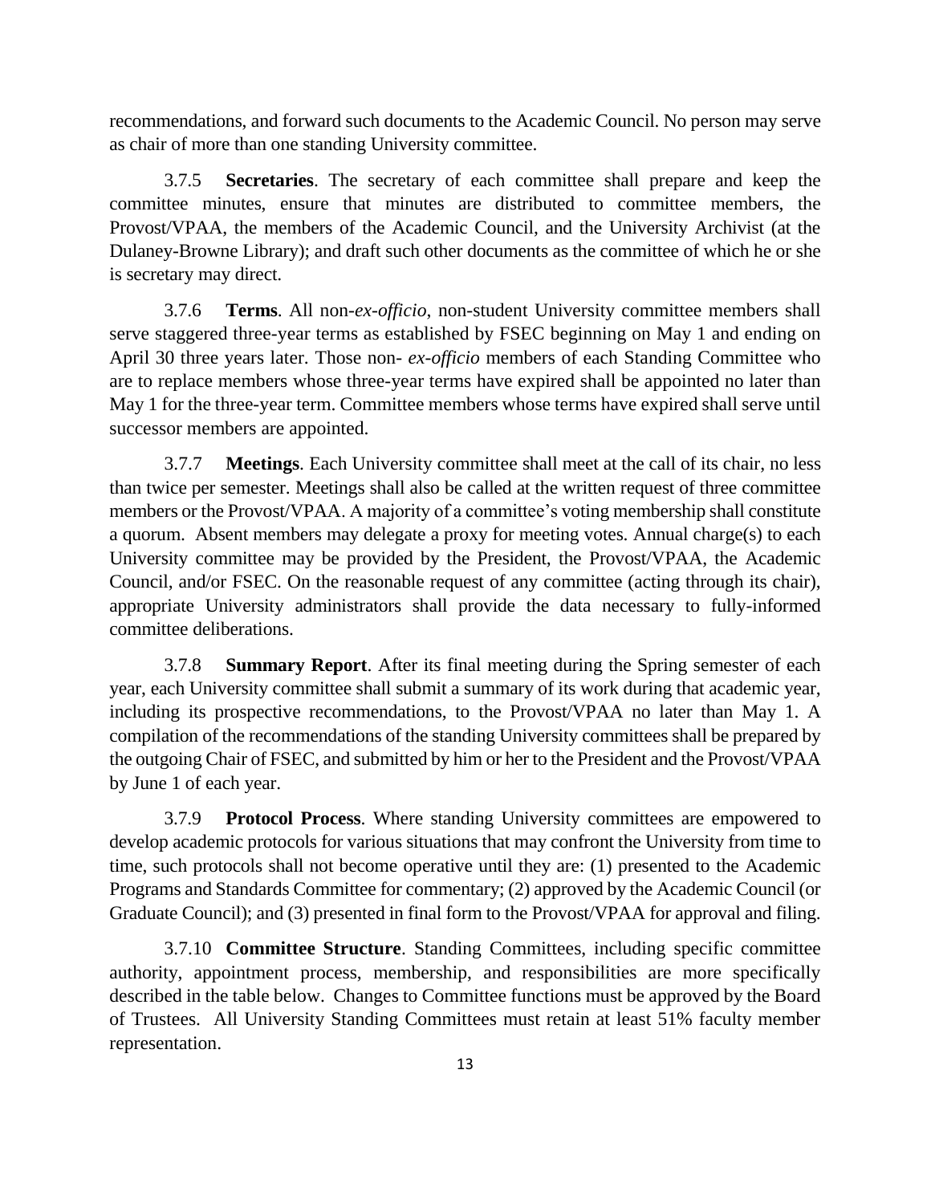recommendations, and forward such documents to the Academic Council. No person may serve as chair of more than one standing University committee.

3.7.5 **Secretaries**. The secretary of each committee shall prepare and keep the committee minutes, ensure that minutes are distributed to committee members, the Provost/VPAA, the members of the Academic Council, and the University Archivist (at the Dulaney-Browne Library); and draft such other documents as the committee of which he or she is secretary may direct.

3.7.6 **Terms**. All non-*ex-officio*, non-student University committee members shall serve staggered three-year terms as established by FSEC beginning on May 1 and ending on April 30 three years later. Those non- *ex-officio* members of each Standing Committee who are to replace members whose three-year terms have expired shall be appointed no later than May 1 for the three-year term. Committee members whose terms have expired shall serve until successor members are appointed.

3.7.7 **Meetings**. Each University committee shall meet at the call of its chair, no less than twice per semester. Meetings shall also be called at the written request of three committee members or the Provost/VPAA. A majority of a committee's voting membership shall constitute a quorum. Absent members may delegate a proxy for meeting votes. Annual charge(s) to each University committee may be provided by the President, the Provost/VPAA, the Academic Council, and/or FSEC. On the reasonable request of any committee (acting through its chair), appropriate University administrators shall provide the data necessary to fully-informed committee deliberations.

3.7.8 **Summary Report**. After its final meeting during the Spring semester of each year, each University committee shall submit a summary of its work during that academic year, including its prospective recommendations, to the Provost/VPAA no later than May 1. A compilation of the recommendations of the standing University committees shall be prepared by the outgoing Chair of FSEC, and submitted by him or her to the President and the Provost/VPAA by June 1 of each year.

3.7.9 **Protocol Process**. Where standing University committees are empowered to develop academic protocols for various situations that may confront the University from time to time, such protocols shall not become operative until they are: (1) presented to the Academic Programs and Standards Committee for commentary; (2) approved by the Academic Council (or Graduate Council); and (3) presented in final form to the Provost/VPAA for approval and filing.

3.7.10 **Committee Structure**. Standing Committees, including specific committee authority, appointment process, membership, and responsibilities are more specifically described in the table below. Changes to Committee functions must be approved by the Board of Trustees. All University Standing Committees must retain at least 51% faculty member representation.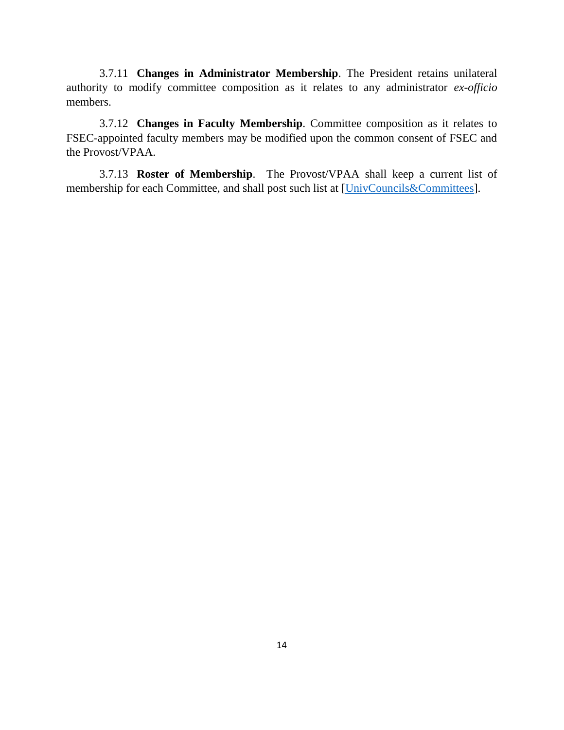3.7.11 **Changes in Administrator Membership**. The President retains unilateral authority to modify committee composition as it relates to any administrator *ex-officio* members.

3.7.12 **Changes in Faculty Membership**. Committee composition as it relates to FSEC-appointed faculty members may be modified upon the common consent of FSEC and the Provost/VPAA.

3.7.13 **Roster of Membership**. The Provost/VPAA shall keep a current list of membership for each Committee, and shall post such list at [UnivCouncils&Committees].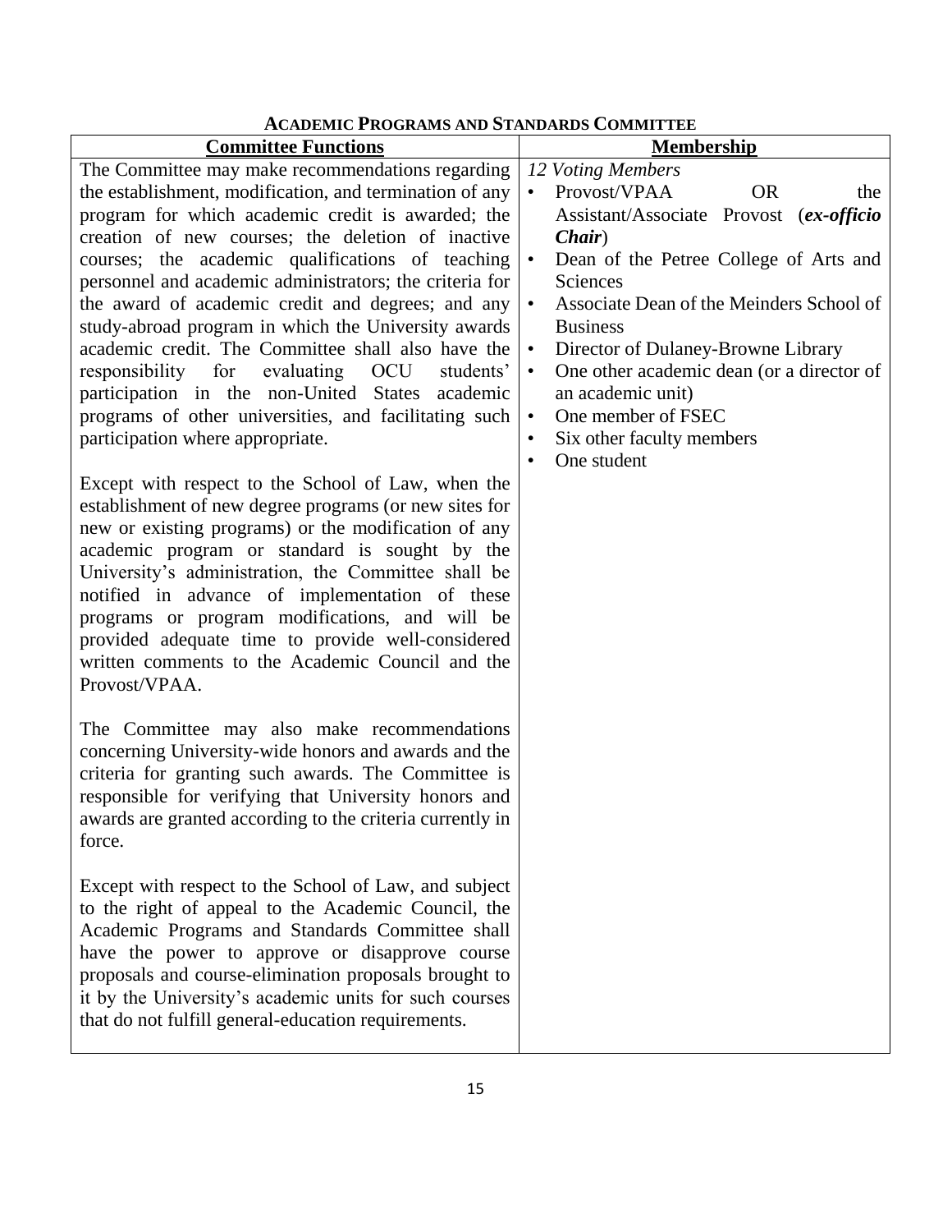## ACADEMIC PROGRAMS AND STANDARDS COMMITTEE

| Committee Functions | Membership |
|---|---|
| The Committee may make recommendations regarding the establishment, modification, and termination of any program for which academic credit is awarded; the creation of new courses; the deletion of inactive courses; the academic qualifications of teaching personnel and academic administrators; the criteria for the award of academic credit and degrees; and any study-abroad program in which the University awards academic credit. The Committee shall also have the responsibility for evaluating OCU students' participation in the non-United States academic programs of other universities, and facilitating such participation where appropriate.<br><br>Except with respect to the School of Law, when the establishment of new degree programs (or new sites for new or existing programs) or the modification of any academic program or standard is sought by the University's administration, the Committee shall be notified in advance of implementation of these programs or program modifications, and will be provided adequate time to provide well-considered written comments to the Academic Council and the Provost/VPAA.<br><br>The Committee may also make recommendations concerning University-wide honors and awards and the criteria for granting such awards. The Committee is responsible for verifying that University honors and awards are granted according to the criteria currently in force.<br><br>Except with respect to the School of Law, and subject to the right of appeal to the Academic Council, the Academic Programs and Standards Committee shall have the power to approve or disapprove course proposals and course-elimination proposals brought to it by the University's academic units for such courses that do not fulfill general-education requirements. | *12 Voting Members*<br>• Provost/VPAA OR the Assistant/Associate Provost (***ex-officio Chair***)<br>• Dean of the Petree College of Arts and Sciences<br>• Associate Dean of the Meinders School of Business<br>• Director of Dulaney-Browne Library<br>• One other academic dean (or a director of an academic unit)<br>• One member of FSEC<br>• Six other faculty members<br>• One student |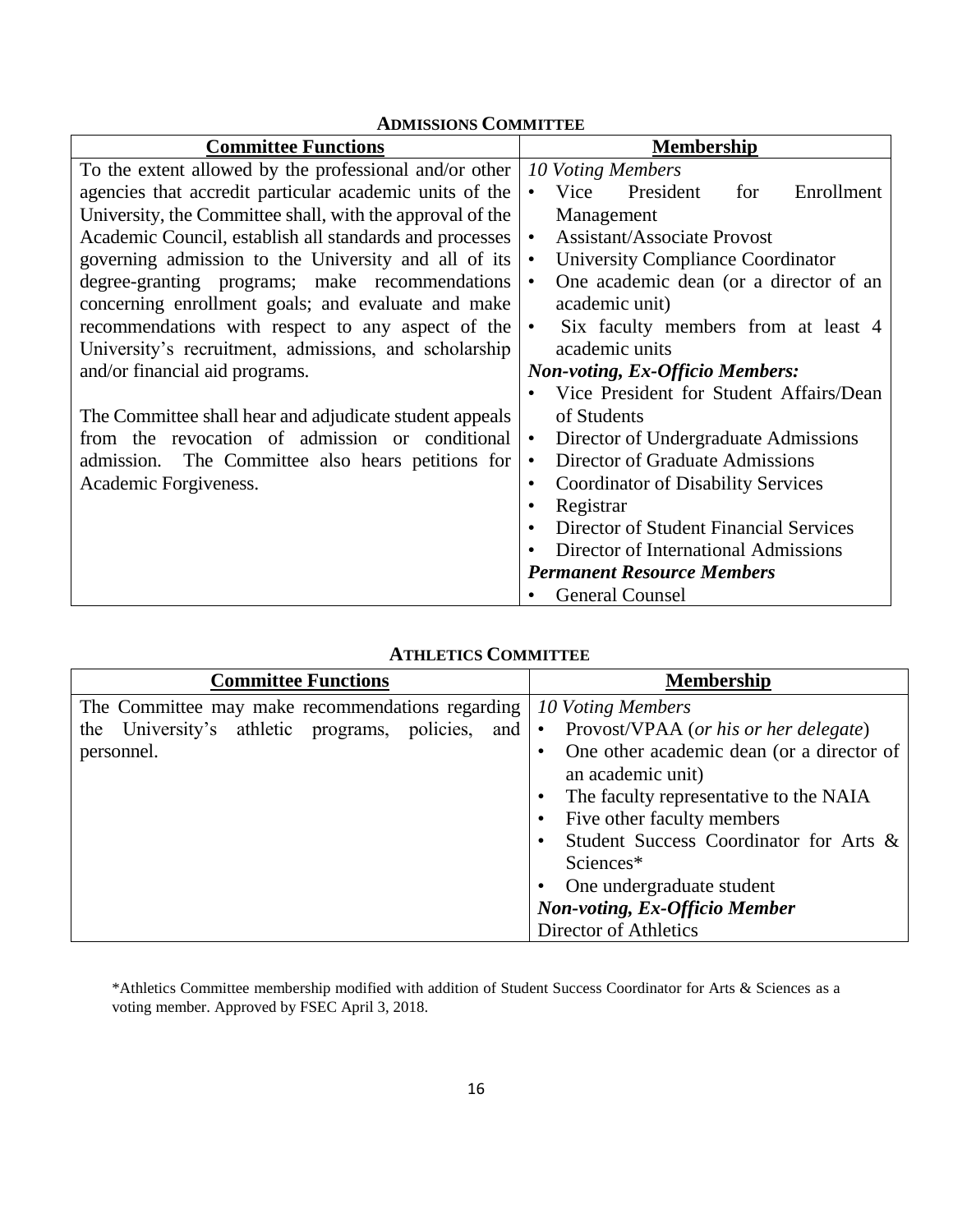## ADMISSIONS COMMITTEE

| Committee Functions | Membership |
|---|---|
| To the extent allowed by the professional and/or other agencies that accredit particular academic units of the University, the Committee shall, with the approval of the Academic Council, establish all standards and processes governing admission to the University and all of its degree-granting programs; make recommendations concerning enrollment goals; and evaluate and make recommendations with respect to any aspect of the University's recruitment, admissions, and scholarship and/or financial aid programs.<br><br>The Committee shall hear and adjudicate student appeals from the revocation of admission or conditional admission. The Committee also hears petitions for Academic Forgiveness. | *10 Voting Members*<br>• Vice President for Enrollment Management<br>• Assistant/Associate Provost<br>• University Compliance Coordinator<br>• One academic dean (or a director of an academic unit)<br>• Six faculty members from at least 4 academic units<br>***Non-voting, Ex-Officio Members:***<br>• Vice President for Student Affairs/Dean of Students<br>• Director of Undergraduate Admissions<br>• Director of Graduate Admissions<br>• Coordinator of Disability Services<br>• Registrar<br>• Director of Student Financial Services<br>• Director of International Admissions<br>***Permanent Resource Members***<br>• General Counsel |

## ATHLETICS COMMITTEE

| Committee Functions | Membership |
|---|---|
| The Committee may make recommendations regarding the University's athletic programs, policies, and personnel. | *10 Voting Members*<br>• Provost/VPAA (*or his or her delegate*)<br>• One other academic dean (or a director of an academic unit)<br>• The faculty representative to the NAIA<br>• Five other faculty members<br>• Student Success Coordinator for Arts & Sciences*<br>• One undergraduate student<br>***Non-voting, Ex-Officio Member***<br>Director of Athletics |

*Athletics Committee membership modified with addition of Student Success Coordinator for Arts & Sciences as a voting member. Approved by FSEC April 3, 2018.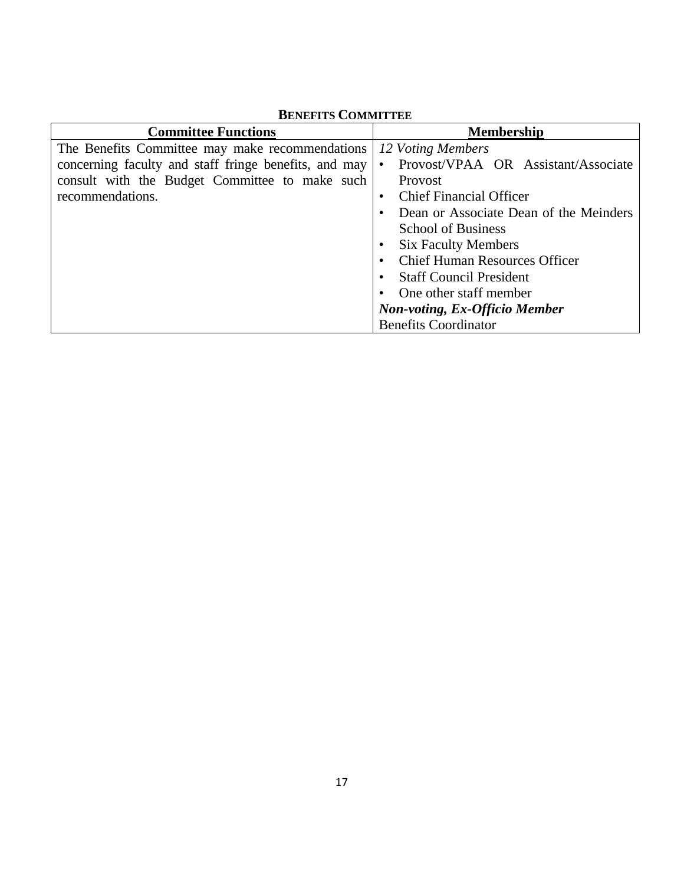## BENEFITS COMMITTEE

| Committee Functions | Membership |
|---|---|
| The Benefits Committee may make recommendations concerning faculty and staff fringe benefits, and may consult with the Budget Committee to make such recommendations. | *12 Voting Members*<br>• Provost/VPAA OR Assistant/Associate Provost<br>• Chief Financial Officer<br>• Dean or Associate Dean of the Meinders School of Business<br>• Six Faculty Members<br>• Chief Human Resources Officer<br>• Staff Council President<br>• One other staff member<br>***Non-voting, Ex-Officio Member***<br>Benefits Coordinator |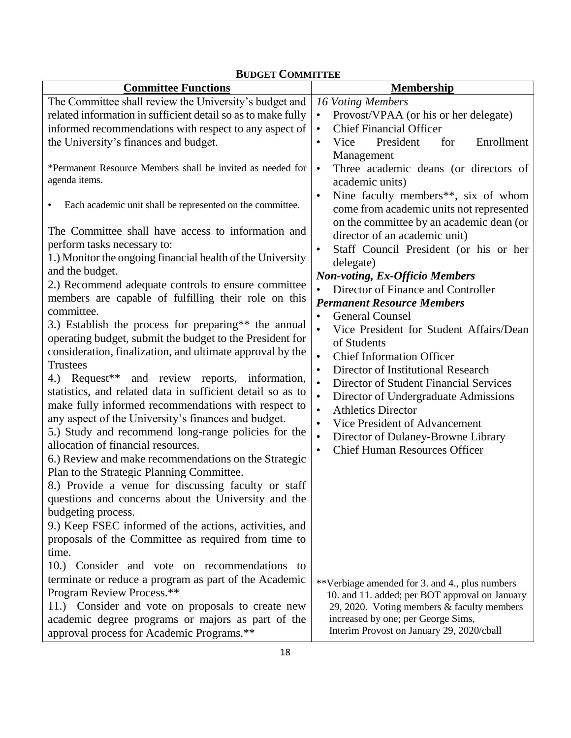## BUDGET COMMITTEE

| Committee Functions | Membership |
|---|---|
| The Committee shall review the University's budget and related information in sufficient detail so as to make fully informed recommendations with respect to any aspect of the University's finances and budget.<br><br>*Permanent Resource Members shall be invited as needed for agenda items.<br><br>• Each academic unit shall be represented on the committee.<br><br>The Committee shall have access to information and perform tasks necessary to:<br>1.) Monitor the ongoing financial health of the University and the budget.<br>2.) Recommend adequate controls to ensure committee members are capable of fulfilling their role on this committee.<br>3.) Establish the process for preparing** the annual operating budget, submit the budget to the President for consideration, finalization, and ultimate approval by the Trustees<br>4.) Request** and review reports, information, statistics, and related data in sufficient detail so as to make fully informed recommendations with respect to any aspect of the University's finances and budget.<br>5.) Study and recommend long-range policies for the allocation of financial resources.<br>6.) Review and make recommendations on the Strategic Plan to the Strategic Planning Committee.<br>8.) Provide a venue for discussing faculty or staff questions and concerns about the University and the budgeting process.<br>9.) Keep FSEC informed of the actions, activities, and proposals of the Committee as required from time to time.<br>10.) Consider and vote on recommendations to terminate or reduce a program as part of the Academic Program Review Process.**<br>11.) Consider and vote on proposals to create new academic degree programs or majors as part of the approval process for Academic Programs.** | *16 Voting Members*<br>• Provost/VPAA (or his or her delegate)<br>• Chief Financial Officer<br>• Vice President for Enrollment Management<br>• Three academic deans (or directors of academic units)<br>• Nine faculty members**, six of whom come from academic units not represented on the committee by an academic dean (or director of an academic unit)<br>• Staff Council President (or his or her delegate)<br>***Non-voting, Ex-Officio Members***<br>• Director of Finance and Controller<br>***Permanent Resource Members***<br>• General Counsel<br>• Vice President for Student Affairs/Dean of Students<br>• Chief Information Officer<br>• Director of Institutional Research<br>• Director of Student Financial Services<br>• Director of Undergraduate Admissions<br>• Athletics Director<br>• Vice President of Advancement<br>• Director of Dulaney-Browne Library<br>• Chief Human Resources Officer<br><br>**Verbiage amended for 3. and 4., plus numbers 10. and 11. added; per BOT approval on January 29, 2020. Voting members & faculty members increased by one; per George Sims, Interim Provost on January 29, 2020/cball |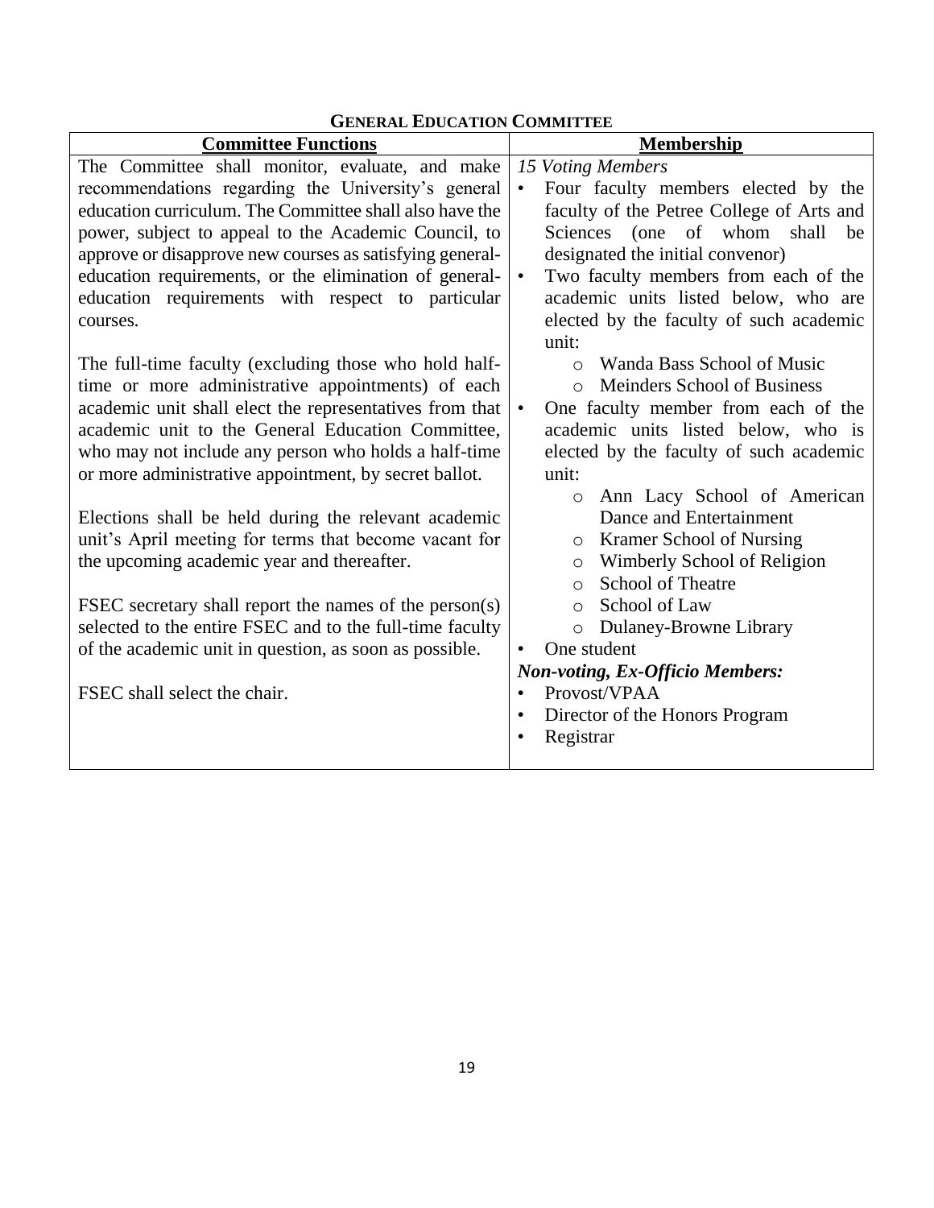## General Education Committee

| Committee Functions | Membership |
| --- | --- |
| The Committee shall monitor, evaluate, and make recommendations regarding the University's general education curriculum. The Committee shall also have the power, subject to appeal to the Academic Council, to approve or disapprove new courses as satisfying general-education requirements, or the elimination of general-education requirements with respect to particular courses.<br><br>The full-time faculty (excluding those who hold half-time or more administrative appointments) of each academic unit shall elect the representatives from that academic unit to the General Education Committee, who may not include any person who holds a half-time or more administrative appointment, by secret ballot.<br><br>Elections shall be held during the relevant academic unit's April meeting for terms that become vacant for the upcoming academic year and thereafter.<br><br>FSEC secretary shall report the names of the person(s) selected to the entire FSEC and to the full-time faculty of the academic unit in question, as soon as possible.<br><br>FSEC shall select the chair. | *15 Voting Members*<br>• Four faculty members elected by the faculty of the Petree College of Arts and Sciences (one of whom shall be designated the initial convenor)<br>• Two faculty members from each of the academic units listed below, who are elected by the faculty of such academic unit:<br>&nbsp;&nbsp;&nbsp;&nbsp;o Wanda Bass School of Music<br>&nbsp;&nbsp;&nbsp;&nbsp;o Meinders School of Business<br>• One faculty member from each of the academic units listed below, who is elected by the faculty of such academic unit:<br>&nbsp;&nbsp;&nbsp;&nbsp;o Ann Lacy School of American Dance and Entertainment<br>&nbsp;&nbsp;&nbsp;&nbsp;o Kramer School of Nursing<br>&nbsp;&nbsp;&nbsp;&nbsp;o Wimberly School of Religion<br>&nbsp;&nbsp;&nbsp;&nbsp;o School of Theatre<br>&nbsp;&nbsp;&nbsp;&nbsp;o School of Law<br>&nbsp;&nbsp;&nbsp;&nbsp;o Dulaney-Browne Library<br>• One student<br>***Non-voting, Ex-Officio Members:***<br>• Provost/VPAA<br>• Director of the Honors Program<br>• Registrar |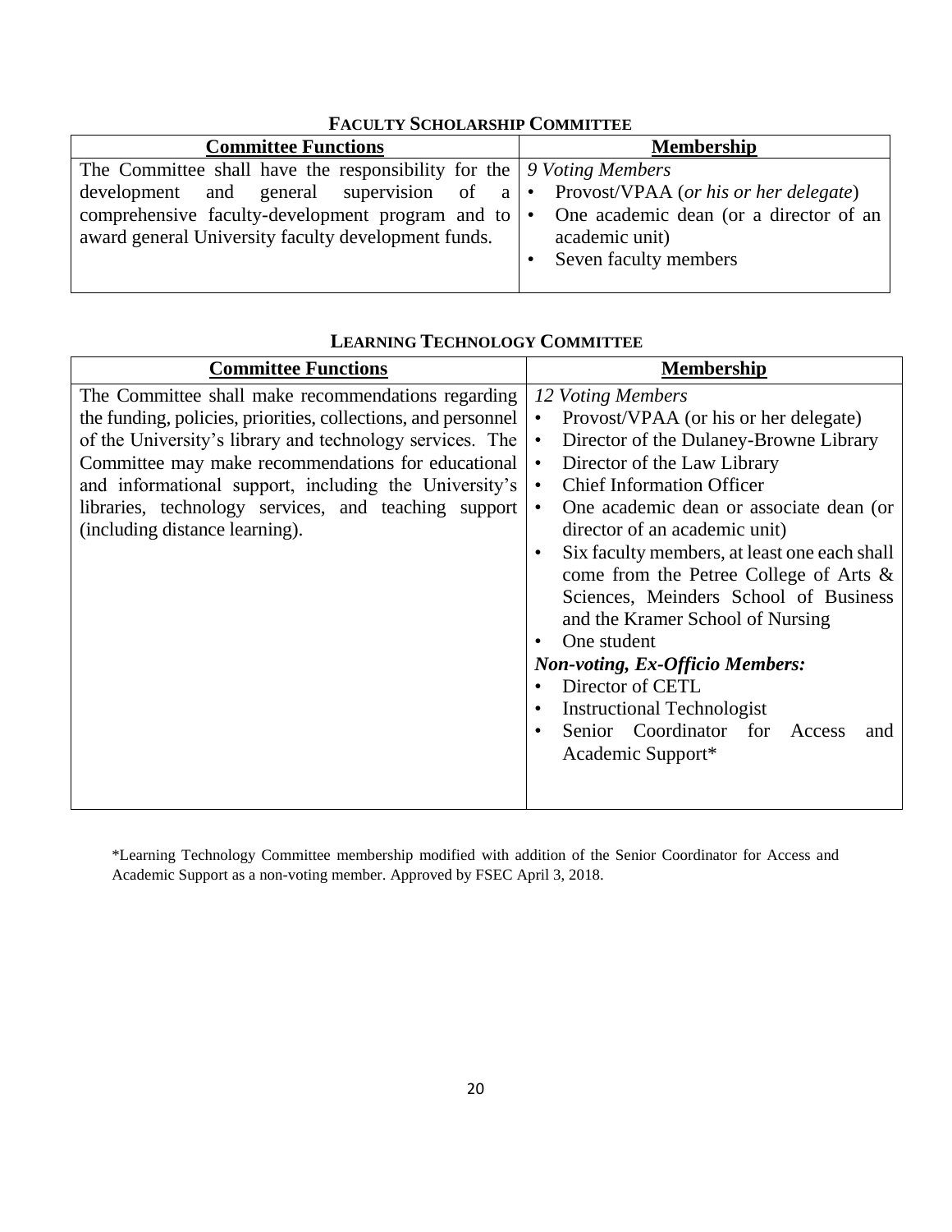## FACULTY SCHOLARSHIP COMMITTEE

| Committee Functions | Membership |
|---|---|
| The Committee shall have the responsibility for the development and general supervision of a comprehensive faculty-development program and to award general University faculty development funds. | *9 Voting Members*<br>• Provost/VPAA (*or his or her delegate*)<br>• One academic dean (or a director of an academic unit)<br>• Seven faculty members |

## LEARNING TECHNOLOGY COMMITTEE

| Committee Functions | Membership |
|---|---|
| The Committee shall make recommendations regarding the funding, policies, priorities, collections, and personnel of the University's library and technology services. The Committee may make recommendations for educational and informational support, including the University's libraries, technology services, and teaching support (including distance learning). | *12 Voting Members*<br>• Provost/VPAA (or his or her delegate)<br>• Director of the Dulaney-Browne Library<br>• Director of the Law Library<br>• Chief Information Officer<br>• One academic dean or associate dean (or director of an academic unit)<br>• Six faculty members, at least one each shall come from the Petree College of Arts & Sciences, Meinders School of Business and the Kramer School of Nursing<br>• One student<br>***Non-voting, Ex-Officio Members:***<br>• Director of CETL<br>• Instructional Technologist<br>• Senior Coordinator for Access and Academic Support* |

*Learning Technology Committee membership modified with addition of the Senior Coordinator for Access and Academic Support as a non-voting member. Approved by FSEC April 3, 2018.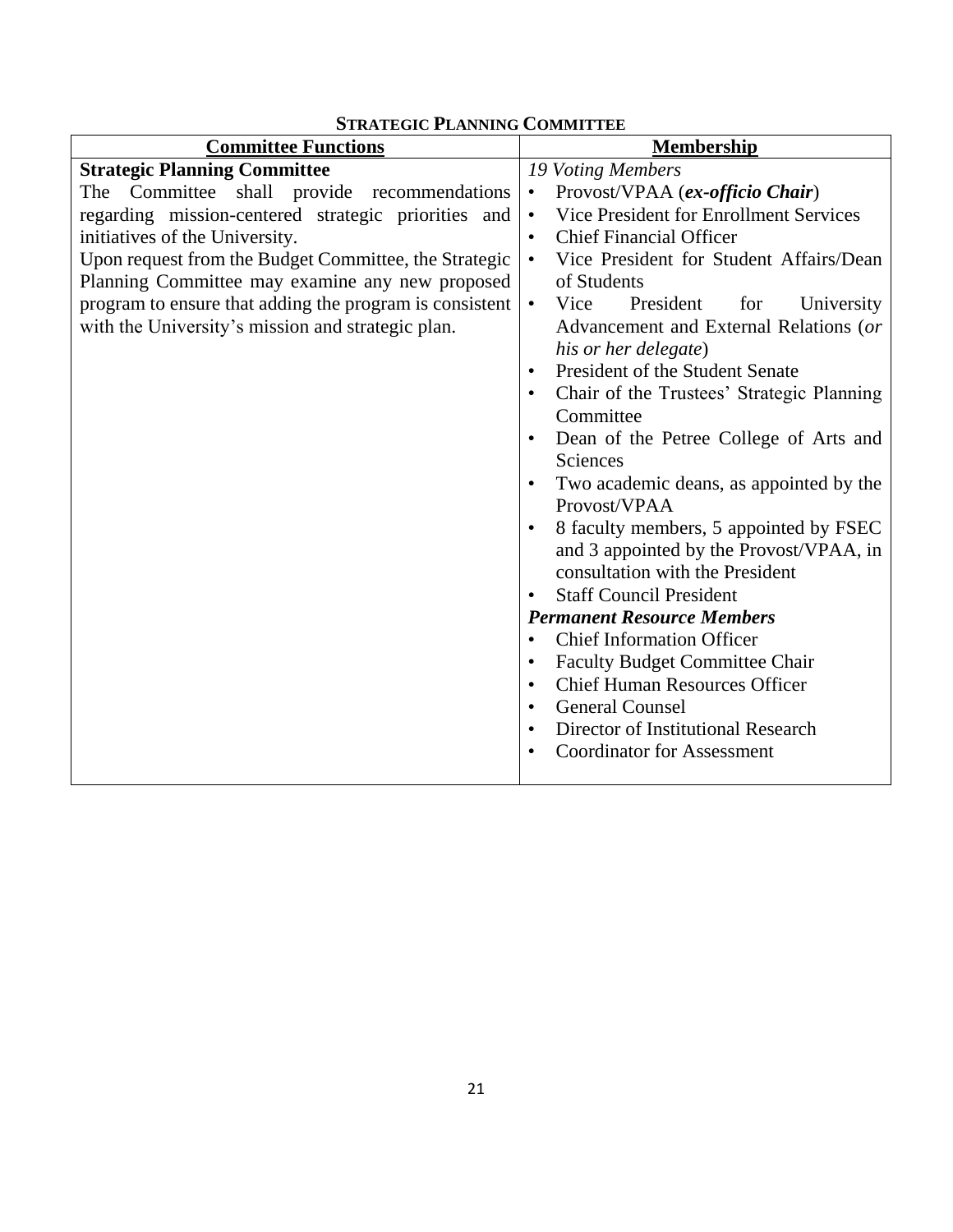## Strategic Planning Committee

| Committee Functions | Membership |
| --- | --- |
| **Strategic Planning Committee**<br>The Committee shall provide recommendations regarding mission-centered strategic priorities and initiatives of the University.<br>Upon request from the Budget Committee, the Strategic Planning Committee may examine any new proposed program to ensure that adding the program is consistent with the University's mission and strategic plan. | *19 Voting Members*<br>• Provost/VPAA (***ex-officio Chair***)<br>• Vice President for Enrollment Services<br>• Chief Financial Officer<br>• Vice President for Student Affairs/Dean of Students<br>• Vice President for University Advancement and External Relations (*or his or her delegate*)<br>• President of the Student Senate<br>• Chair of the Trustees' Strategic Planning Committee<br>• Dean of the Petree College of Arts and Sciences<br>• Two academic deans, as appointed by the Provost/VPAA<br>• 8 faculty members, 5 appointed by FSEC and 3 appointed by the Provost/VPAA, in consultation with the President<br>• Staff Council President<br>***Permanent Resource Members***<br>• Chief Information Officer<br>• Faculty Budget Committee Chair<br>• Chief Human Resources Officer<br>• General Counsel<br>• Director of Institutional Research<br>• Coordinator for Assessment |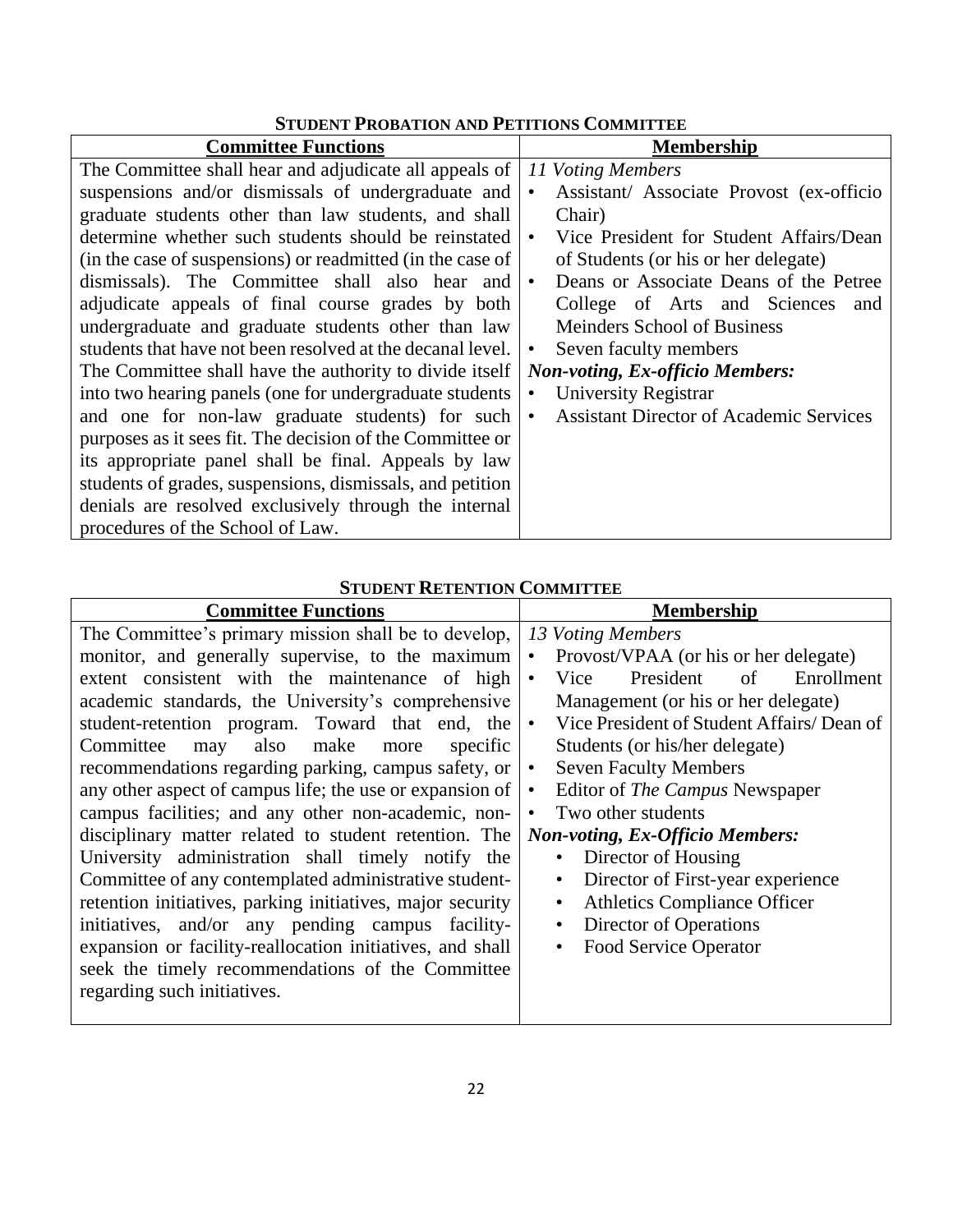**STUDENT PROBATION AND PETITIONS COMMITTEE**

| Committee Functions | Membership |
| --- | --- |
| The Committee shall hear and adjudicate all appeals of suspensions and/or dismissals of undergraduate and graduate students other than law students, and shall determine whether such students should be reinstated (in the case of suspensions) or readmitted (in the case of dismissals). The Committee shall also hear and adjudicate appeals of final course grades by both undergraduate and graduate students other than law students that have not been resolved at the decanal level. The Committee shall have the authority to divide itself into two hearing panels (one for undergraduate students and one for non-law graduate students) for such purposes as it sees fit. The decision of the Committee or its appropriate panel shall be final. Appeals by law students of grades, suspensions, dismissals, and petition denials are resolved exclusively through the internal procedures of the School of Law. | *11 Voting Members*<br>• Assistant/ Associate Provost (ex-officio Chair)<br>• Vice President for Student Affairs/Dean of Students (or his or her delegate)<br>• Deans or Associate Deans of the Petree College of Arts and Sciences and Meinders School of Business<br>• Seven faculty members<br>***Non-voting, Ex-officio Members:***<br>• University Registrar<br>• Assistant Director of Academic Services |

**STUDENT RETENTION COMMITTEE**

| Committee Functions | Membership |
| --- | --- |
| The Committee's primary mission shall be to develop, monitor, and generally supervise, to the maximum extent consistent with the maintenance of high academic standards, the University's comprehensive student-retention program. Toward that end, the Committee may also make more specific recommendations regarding parking, campus safety, or any other aspect of campus life; the use or expansion of campus facilities; and any other non-academic, non-disciplinary matter related to student retention. The University administration shall timely notify the Committee of any contemplated administrative student-retention initiatives, parking initiatives, major security initiatives, and/or any pending campus facility-expansion or facility-reallocation initiatives, and shall seek the timely recommendations of the Committee regarding such initiatives. | *13 Voting Members*<br>• Provost/VPAA (or his or her delegate)<br>• Vice President of Enrollment Management (or his or her delegate)<br>• Vice President of Student Affairs/ Dean of Students (or his/her delegate)<br>• Seven Faculty Members<br>• Editor of *The Campus* Newspaper<br>• Two other students<br>***Non-voting, Ex-Officio Members:***<br>• Director of Housing<br>• Director of First-year experience<br>• Athletics Compliance Officer<br>• Director of Operations<br>• Food Service Operator |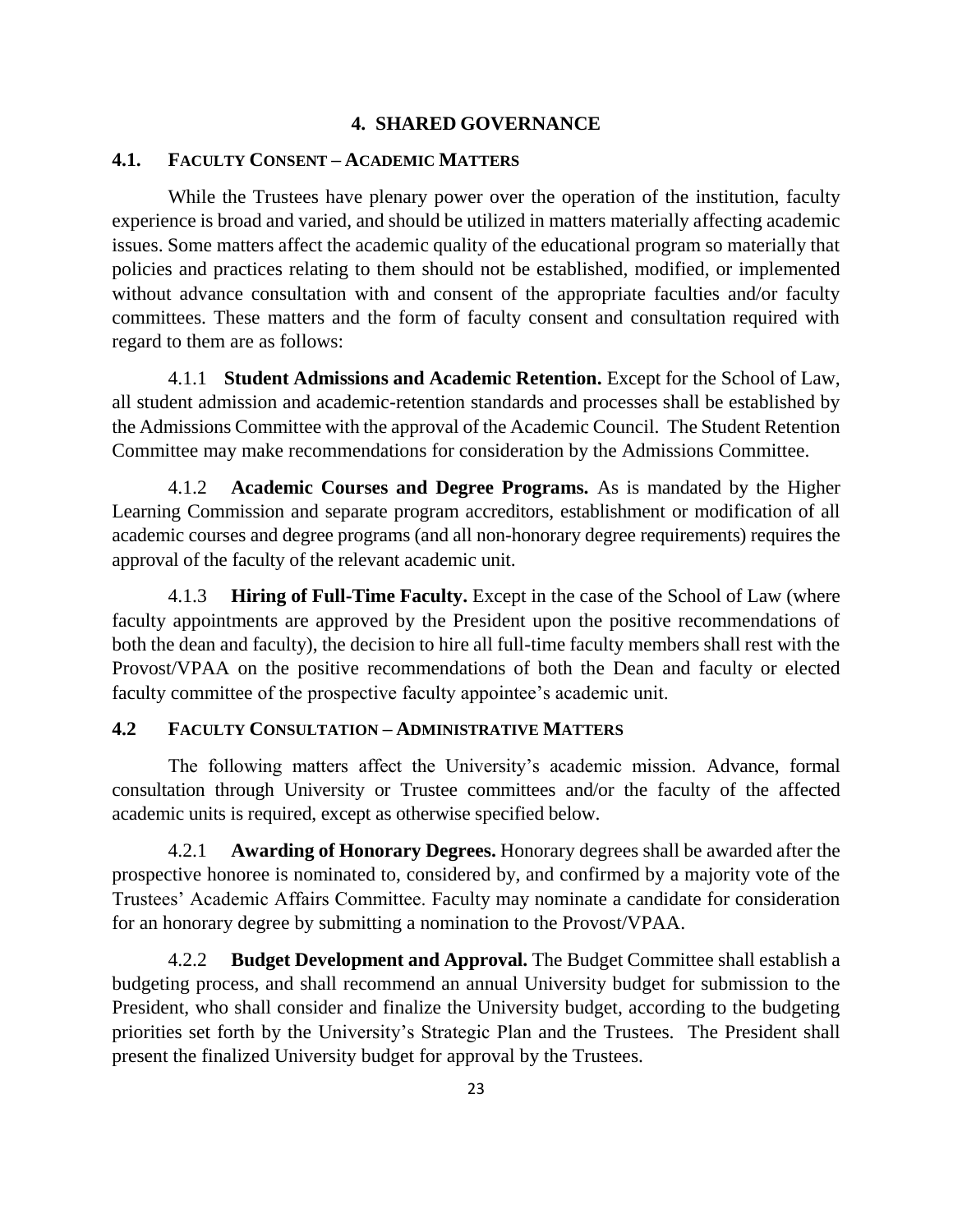# 4. SHARED GOVERNANCE

## 4.1. FACULTY CONSENT – ACADEMIC MATTERS

While the Trustees have plenary power over the operation of the institution, faculty experience is broad and varied, and should be utilized in matters materially affecting academic issues. Some matters affect the academic quality of the educational program so materially that policies and practices relating to them should not be established, modified, or implemented without advance consultation with and consent of the appropriate faculties and/or faculty committees. These matters and the form of faculty consent and consultation required with regard to them are as follows:

4.1.1 **Student Admissions and Academic Retention.** Except for the School of Law, all student admission and academic-retention standards and processes shall be established by the Admissions Committee with the approval of the Academic Council. The Student Retention Committee may make recommendations for consideration by the Admissions Committee.

4.1.2 **Academic Courses and Degree Programs.** As is mandated by the Higher Learning Commission and separate program accreditors, establishment or modification of all academic courses and degree programs (and all non-honorary degree requirements) requires the approval of the faculty of the relevant academic unit.

4.1.3 **Hiring of Full-Time Faculty.** Except in the case of the School of Law (where faculty appointments are approved by the President upon the positive recommendations of both the dean and faculty), the decision to hire all full-time faculty members shall rest with the Provost/VPAA on the positive recommendations of both the Dean and faculty or elected faculty committee of the prospective faculty appointee's academic unit.

## 4.2 FACULTY CONSULTATION – ADMINISTRATIVE MATTERS

The following matters affect the University's academic mission. Advance, formal consultation through University or Trustee committees and/or the faculty of the affected academic units is required, except as otherwise specified below.

4.2.1 **Awarding of Honorary Degrees.** Honorary degrees shall be awarded after the prospective honoree is nominated to, considered by, and confirmed by a majority vote of the Trustees' Academic Affairs Committee. Faculty may nominate a candidate for consideration for an honorary degree by submitting a nomination to the Provost/VPAA.

4.2.2 **Budget Development and Approval.** The Budget Committee shall establish a budgeting process, and shall recommend an annual University budget for submission to the President, who shall consider and finalize the University budget, according to the budgeting priorities set forth by the University's Strategic Plan and the Trustees. The President shall present the finalized University budget for approval by the Trustees.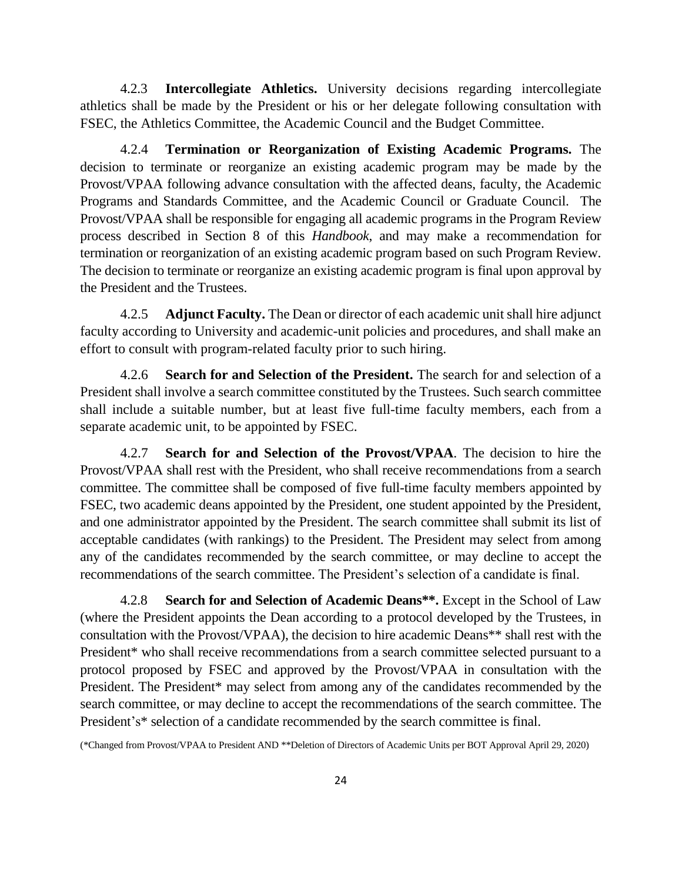4.2.3 **Intercollegiate Athletics.** University decisions regarding intercollegiate athletics shall be made by the President or his or her delegate following consultation with FSEC, the Athletics Committee, the Academic Council and the Budget Committee.

4.2.4 **Termination or Reorganization of Existing Academic Programs.** The decision to terminate or reorganize an existing academic program may be made by the Provost/VPAA following advance consultation with the affected deans, faculty, the Academic Programs and Standards Committee, and the Academic Council or Graduate Council. The Provost/VPAA shall be responsible for engaging all academic programs in the Program Review process described in Section 8 of this *Handbook*, and may make a recommendation for termination or reorganization of an existing academic program based on such Program Review. The decision to terminate or reorganize an existing academic program is final upon approval by the President and the Trustees.

4.2.5 **Adjunct Faculty.** The Dean or director of each academic unit shall hire adjunct faculty according to University and academic-unit policies and procedures, and shall make an effort to consult with program-related faculty prior to such hiring.

4.2.6 **Search for and Selection of the President.** The search for and selection of a President shall involve a search committee constituted by the Trustees. Such search committee shall include a suitable number, but at least five full-time faculty members, each from a separate academic unit, to be appointed by FSEC.

4.2.7 **Search for and Selection of the Provost/VPAA**. The decision to hire the Provost/VPAA shall rest with the President, who shall receive recommendations from a search committee. The committee shall be composed of five full-time faculty members appointed by FSEC, two academic deans appointed by the President, one student appointed by the President, and one administrator appointed by the President. The search committee shall submit its list of acceptable candidates (with rankings) to the President. The President may select from among any of the candidates recommended by the search committee, or may decline to accept the recommendations of the search committee. The President's selection of a candidate is final.

4.2.8 **Search for and Selection of Academic Deans\*\*.** Except in the School of Law (where the President appoints the Dean according to a protocol developed by the Trustees, in consultation with the Provost/VPAA), the decision to hire academic Deans** shall rest with the President* who shall receive recommendations from a search committee selected pursuant to a protocol proposed by FSEC and approved by the Provost/VPAA in consultation with the President. The President* may select from among any of the candidates recommended by the search committee, or may decline to accept the recommendations of the search committee. The President's* selection of a candidate recommended by the search committee is final.

(*Changed from Provost/VPAA to President AND **Deletion of Directors of Academic Units per BOT Approval April 29, 2020)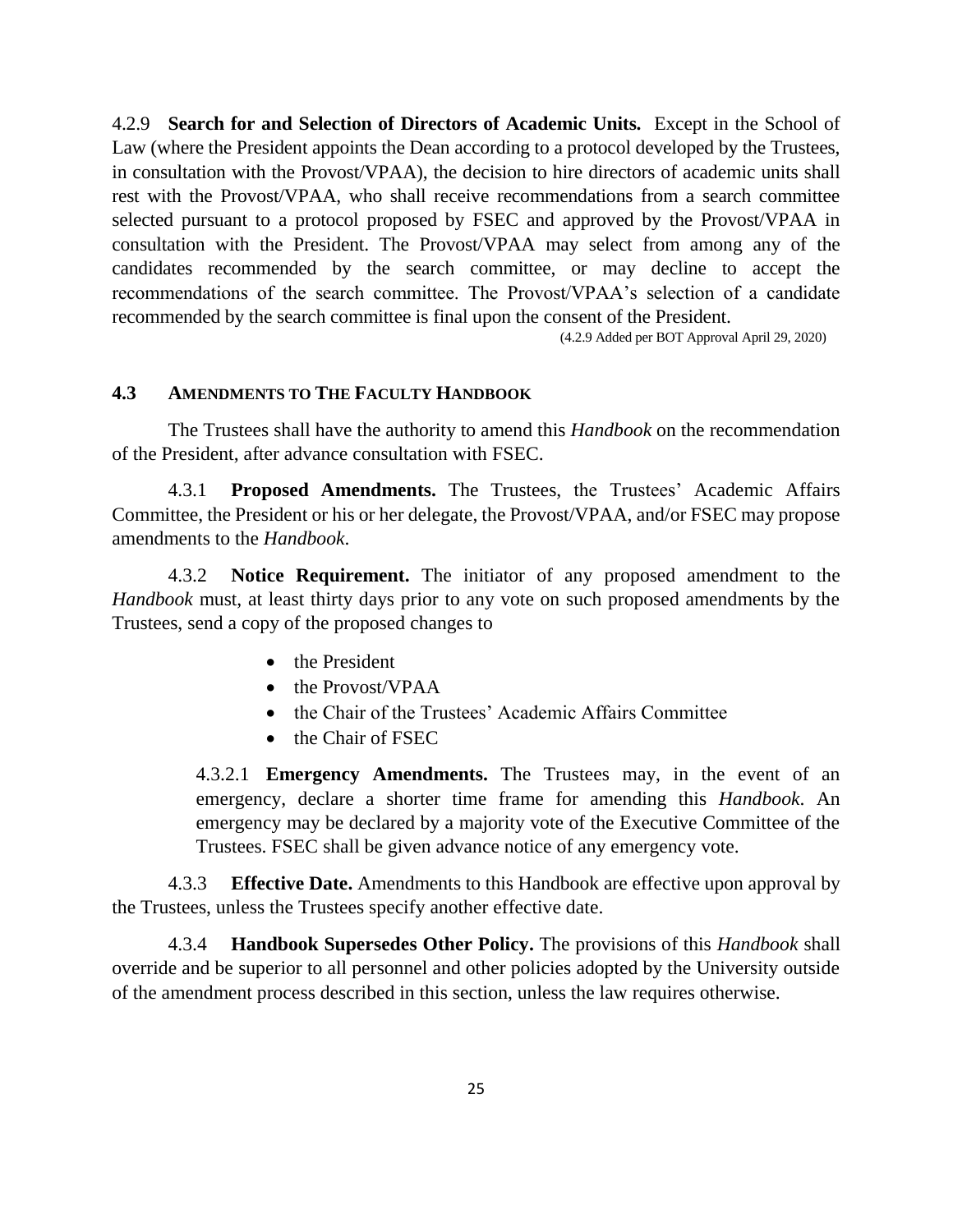4.2.9 **Search for and Selection of Directors of Academic Units.** Except in the School of Law (where the President appoints the Dean according to a protocol developed by the Trustees, in consultation with the Provost/VPAA), the decision to hire directors of academic units shall rest with the Provost/VPAA, who shall receive recommendations from a search committee selected pursuant to a protocol proposed by FSEC and approved by the Provost/VPAA in consultation with the President. The Provost/VPAA may select from among any of the candidates recommended by the search committee, or may decline to accept the recommendations of the search committee. The Provost/VPAA's selection of a candidate recommended by the search committee is final upon the consent of the President.

(4.2.9 Added per BOT Approval April 29, 2020)

## 4.3 AMENDMENTS TO THE FACULTY HANDBOOK

The Trustees shall have the authority to amend this *Handbook* on the recommendation of the President, after advance consultation with FSEC.

4.3.1 **Proposed Amendments.** The Trustees, the Trustees' Academic Affairs Committee, the President or his or her delegate, the Provost/VPAA, and/or FSEC may propose amendments to the *Handbook*.

4.3.2 **Notice Requirement.** The initiator of any proposed amendment to the *Handbook* must, at least thirty days prior to any vote on such proposed amendments by the Trustees, send a copy of the proposed changes to

- the President
- the Provost/VPAA
- the Chair of the Trustees' Academic Affairs Committee
- the Chair of FSEC

4.3.2.1 **Emergency Amendments.** The Trustees may, in the event of an emergency, declare a shorter time frame for amending this *Handbook*. An emergency may be declared by a majority vote of the Executive Committee of the Trustees. FSEC shall be given advance notice of any emergency vote.

4.3.3 **Effective Date.** Amendments to this Handbook are effective upon approval by the Trustees, unless the Trustees specify another effective date.

4.3.4 **Handbook Supersedes Other Policy.** The provisions of this *Handbook* shall override and be superior to all personnel and other policies adopted by the University outside of the amendment process described in this section, unless the law requires otherwise.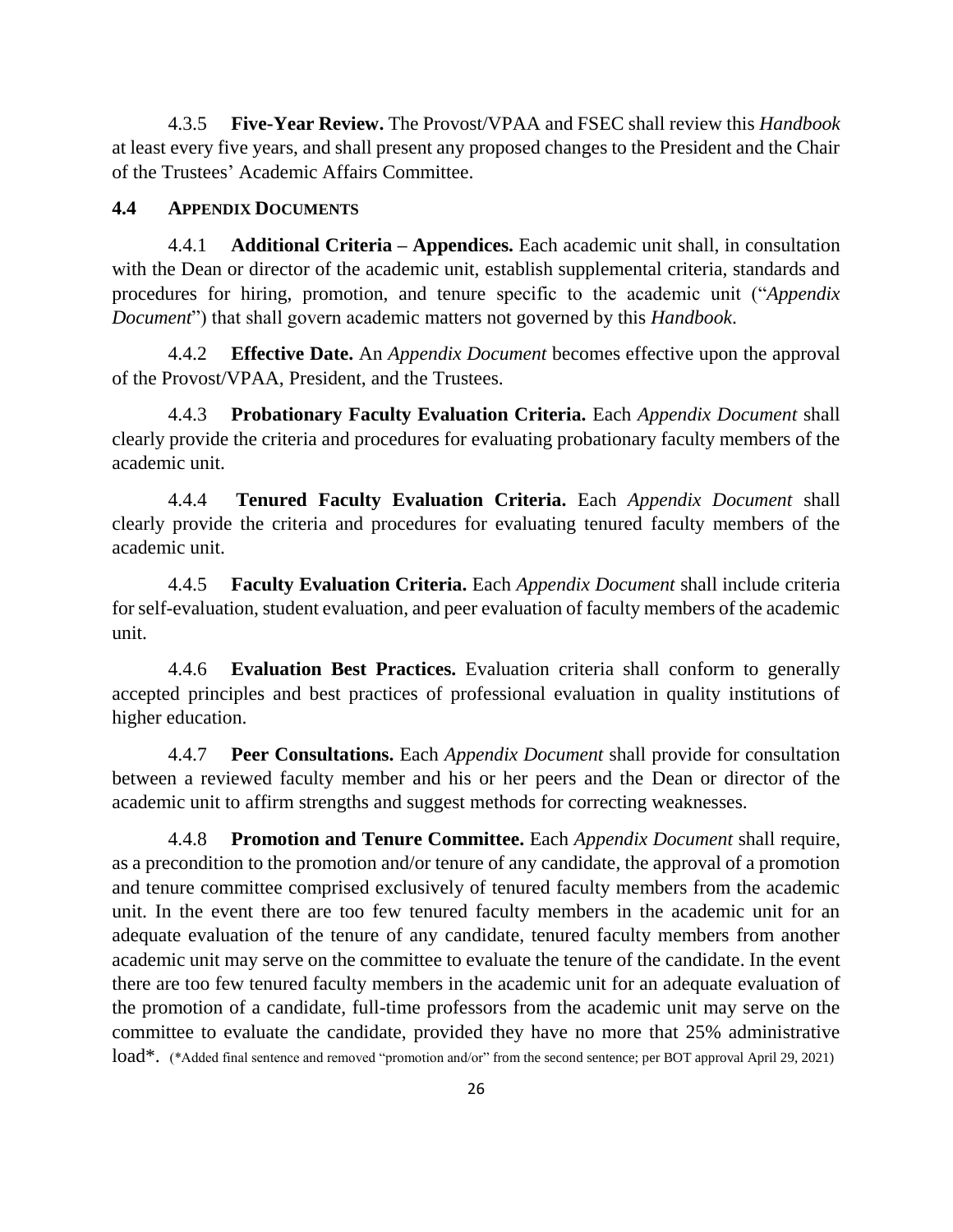4.3.5 **Five-Year Review.** The Provost/VPAA and FSEC shall review this *Handbook* at least every five years, and shall present any proposed changes to the President and the Chair of the Trustees' Academic Affairs Committee.

### 4.4 APPENDIX DOCUMENTS

4.4.1 **Additional Criteria – Appendices.** Each academic unit shall, in consultation with the Dean or director of the academic unit, establish supplemental criteria, standards and procedures for hiring, promotion, and tenure specific to the academic unit ("*Appendix Document*") that shall govern academic matters not governed by this *Handbook*.

4.4.2 **Effective Date.** An *Appendix Document* becomes effective upon the approval of the Provost/VPAA, President, and the Trustees.

4.4.3 **Probationary Faculty Evaluation Criteria.** Each *Appendix Document* shall clearly provide the criteria and procedures for evaluating probationary faculty members of the academic unit.

4.4.4 **Tenured Faculty Evaluation Criteria.** Each *Appendix Document* shall clearly provide the criteria and procedures for evaluating tenured faculty members of the academic unit.

4.4.5 **Faculty Evaluation Criteria.** Each *Appendix Document* shall include criteria for self-evaluation, student evaluation, and peer evaluation of faculty members of the academic unit.

4.4.6 **Evaluation Best Practices.** Evaluation criteria shall conform to generally accepted principles and best practices of professional evaluation in quality institutions of higher education.

4.4.7 **Peer Consultations.** Each *Appendix Document* shall provide for consultation between a reviewed faculty member and his or her peers and the Dean or director of the academic unit to affirm strengths and suggest methods for correcting weaknesses.

4.4.8 **Promotion and Tenure Committee.** Each *Appendix Document* shall require, as a precondition to the promotion and/or tenure of any candidate, the approval of a promotion and tenure committee comprised exclusively of tenured faculty members from the academic unit. In the event there are too few tenured faculty members in the academic unit for an adequate evaluation of the tenure of any candidate, tenured faculty members from another academic unit may serve on the committee to evaluate the tenure of the candidate. In the event there are too few tenured faculty members in the academic unit for an adequate evaluation of the promotion of a candidate, full-time professors from the academic unit may serve on the committee to evaluate the candidate, provided they have no more that 25% administrative load*. (*Added final sentence and removed "promotion and/or" from the second sentence; per BOT approval April 29, 2021)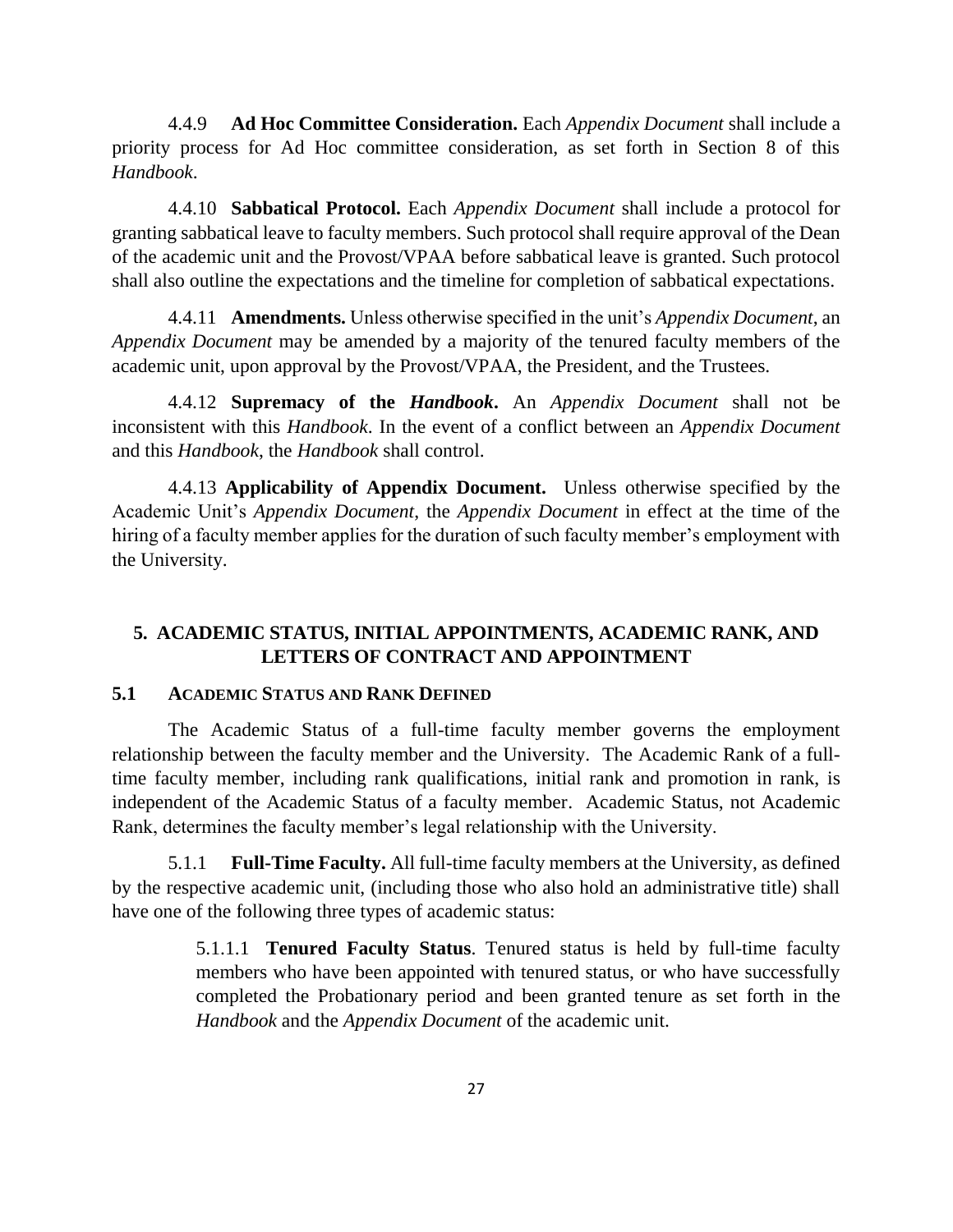4.4.9 **Ad Hoc Committee Consideration.** Each *Appendix Document* shall include a priority process for Ad Hoc committee consideration, as set forth in Section 8 of this *Handbook*.

4.4.10 **Sabbatical Protocol.** Each *Appendix Document* shall include a protocol for granting sabbatical leave to faculty members. Such protocol shall require approval of the Dean of the academic unit and the Provost/VPAA before sabbatical leave is granted. Such protocol shall also outline the expectations and the timeline for completion of sabbatical expectations.

4.4.11 **Amendments.** Unless otherwise specified in the unit's *Appendix Document*, an *Appendix Document* may be amended by a majority of the tenured faculty members of the academic unit, upon approval by the Provost/VPAA, the President, and the Trustees.

4.4.12 **Supremacy of the *Handbook*.** An *Appendix Document* shall not be inconsistent with this *Handbook*. In the event of a conflict between an *Appendix Document* and this *Handbook*, the *Handbook* shall control.

4.4.13 **Applicability of Appendix Document.** Unless otherwise specified by the Academic Unit's *Appendix Document*, the *Appendix Document* in effect at the time of the hiring of a faculty member applies for the duration of such faculty member's employment with the University.

## 5. ACADEMIC STATUS, INITIAL APPOINTMENTS, ACADEMIC RANK, AND LETTERS OF CONTRACT AND APPOINTMENT

### 5.1 ACADEMIC STATUS AND RANK DEFINED

The Academic Status of a full-time faculty member governs the employment relationship between the faculty member and the University. The Academic Rank of a full-time faculty member, including rank qualifications, initial rank and promotion in rank, is independent of the Academic Status of a faculty member. Academic Status, not Academic Rank, determines the faculty member's legal relationship with the University.

5.1.1 **Full-Time Faculty.** All full-time faculty members at the University, as defined by the respective academic unit, (including those who also hold an administrative title) shall have one of the following three types of academic status:

> 5.1.1.1 **Tenured Faculty Status**. Tenured status is held by full-time faculty members who have been appointed with tenured status, or who have successfully completed the Probationary period and been granted tenure as set forth in the *Handbook* and the *Appendix Document* of the academic unit.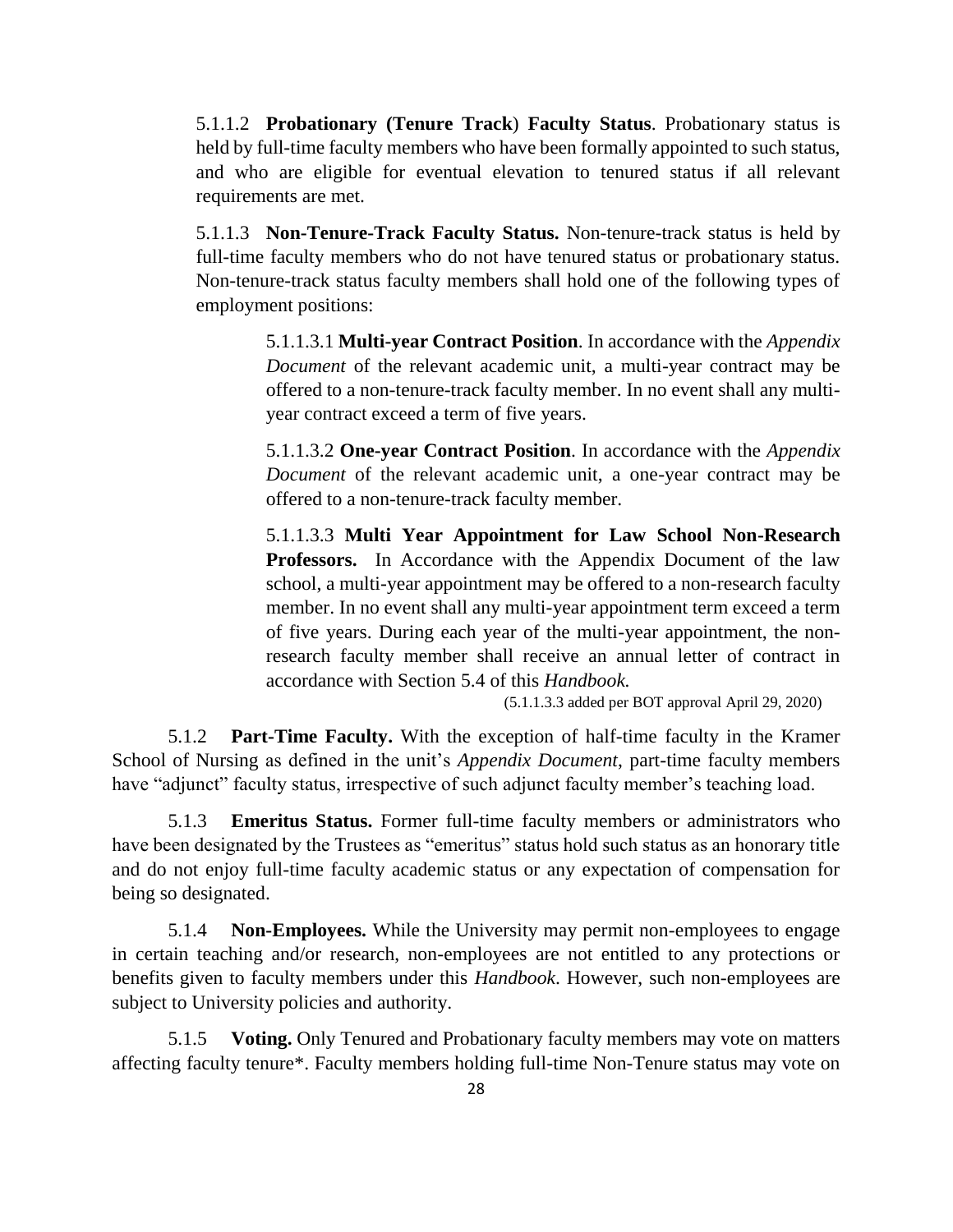5.1.1.2 **Probationary (Tenure Track**) **Faculty Status**. Probationary status is held by full-time faculty members who have been formally appointed to such status, and who are eligible for eventual elevation to tenured status if all relevant requirements are met.

5.1.1.3 **Non-Tenure-Track Faculty Status.** Non-tenure-track status is held by full-time faculty members who do not have tenured status or probationary status. Non-tenure-track status faculty members shall hold one of the following types of employment positions:

> 5.1.1.3.1 **Multi-year Contract Position**. In accordance with the *Appendix Document* of the relevant academic unit, a multi-year contract may be offered to a non-tenure-track faculty member. In no event shall any multi-year contract exceed a term of five years.
>
> 5.1.1.3.2 **One-year Contract Position**. In accordance with the *Appendix Document* of the relevant academic unit, a one-year contract may be offered to a non-tenure-track faculty member.
>
> 5.1.1.3.3 **Multi Year Appointment for Law School Non-Research Professors.** In Accordance with the Appendix Document of the law school, a multi-year appointment may be offered to a non-research faculty member. In no event shall any multi-year appointment term exceed a term of five years. During each year of the multi-year appointment, the non-research faculty member shall receive an annual letter of contract in accordance with Section 5.4 of this *Handbook.*
>
> (5.1.1.3.3 added per BOT approval April 29, 2020)

5.1.2 **Part-Time Faculty.** With the exception of half-time faculty in the Kramer School of Nursing as defined in the unit's *Appendix Document*, part-time faculty members have "adjunct" faculty status, irrespective of such adjunct faculty member's teaching load.

5.1.3 **Emeritus Status.** Former full-time faculty members or administrators who have been designated by the Trustees as "emeritus" status hold such status as an honorary title and do not enjoy full-time faculty academic status or any expectation of compensation for being so designated.

5.1.4 **Non-Employees.** While the University may permit non-employees to engage in certain teaching and/or research, non-employees are not entitled to any protections or benefits given to faculty members under this *Handbook*. However, such non-employees are subject to University policies and authority.

5.1.5 **Voting.** Only Tenured and Probationary faculty members may vote on matters affecting faculty tenure*. Faculty members holding full-time Non-Tenure status may vote on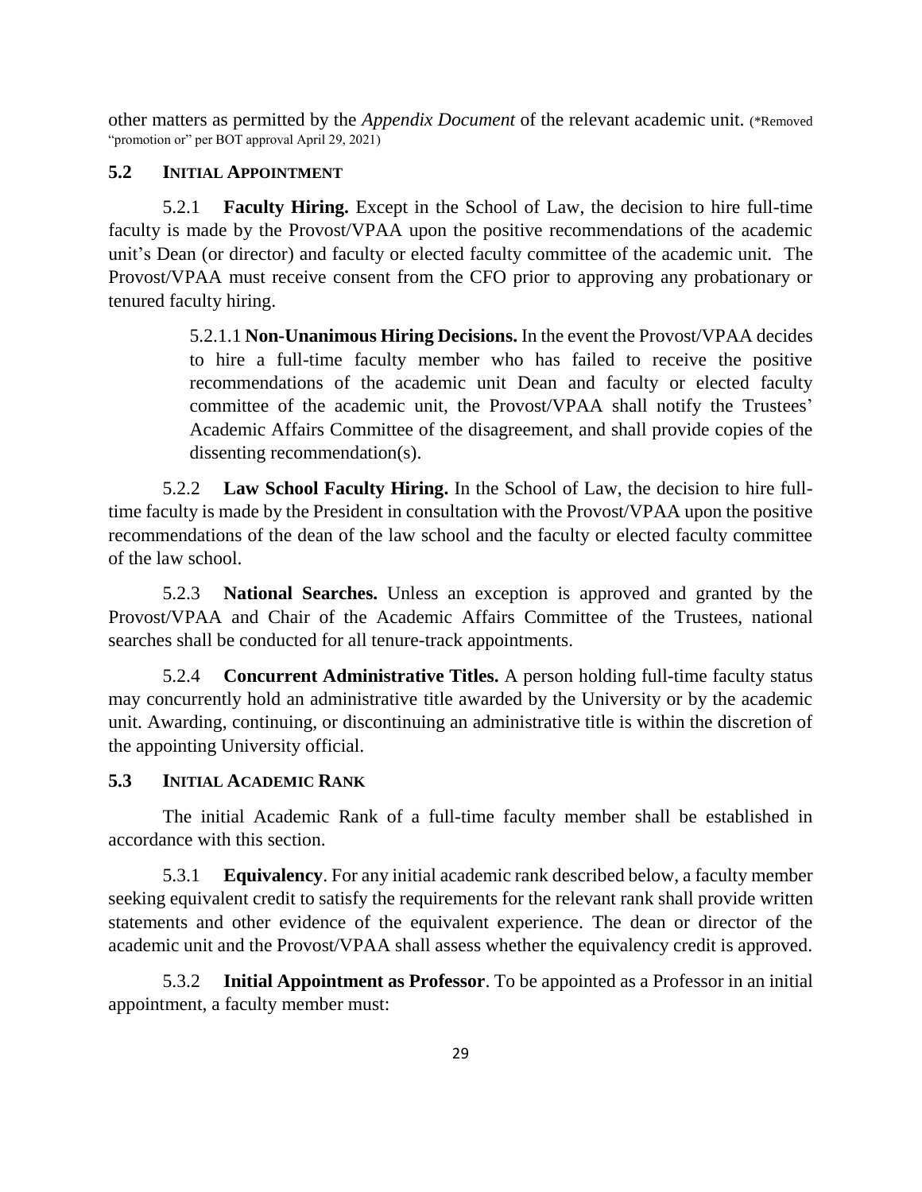other matters as permitted by the *Appendix Document* of the relevant academic unit. (*Removed "promotion or" per BOT approval April 29, 2021)

## 5.2 INITIAL APPOINTMENT

5.2.1 **Faculty Hiring.** Except in the School of Law, the decision to hire full-time faculty is made by the Provost/VPAA upon the positive recommendations of the academic unit's Dean (or director) and faculty or elected faculty committee of the academic unit. The Provost/VPAA must receive consent from the CFO prior to approving any probationary or tenured faculty hiring.

> 5.2.1.1 **Non-Unanimous Hiring Decisions.** In the event the Provost/VPAA decides to hire a full-time faculty member who has failed to receive the positive recommendations of the academic unit Dean and faculty or elected faculty committee of the academic unit, the Provost/VPAA shall notify the Trustees' Academic Affairs Committee of the disagreement, and shall provide copies of the dissenting recommendation(s).

5.2.2 **Law School Faculty Hiring.** In the School of Law, the decision to hire full-time faculty is made by the President in consultation with the Provost/VPAA upon the positive recommendations of the dean of the law school and the faculty or elected faculty committee of the law school.

5.2.3 **National Searches.** Unless an exception is approved and granted by the Provost/VPAA and Chair of the Academic Affairs Committee of the Trustees, national searches shall be conducted for all tenure-track appointments.

5.2.4 **Concurrent Administrative Titles.** A person holding full-time faculty status may concurrently hold an administrative title awarded by the University or by the academic unit. Awarding, continuing, or discontinuing an administrative title is within the discretion of the appointing University official.

## 5.3 INITIAL ACADEMIC RANK

The initial Academic Rank of a full-time faculty member shall be established in accordance with this section.

5.3.1 **Equivalency**. For any initial academic rank described below, a faculty member seeking equivalent credit to satisfy the requirements for the relevant rank shall provide written statements and other evidence of the equivalent experience. The dean or director of the academic unit and the Provost/VPAA shall assess whether the equivalency credit is approved.

5.3.2 **Initial Appointment as Professor**. To be appointed as a Professor in an initial appointment, a faculty member must: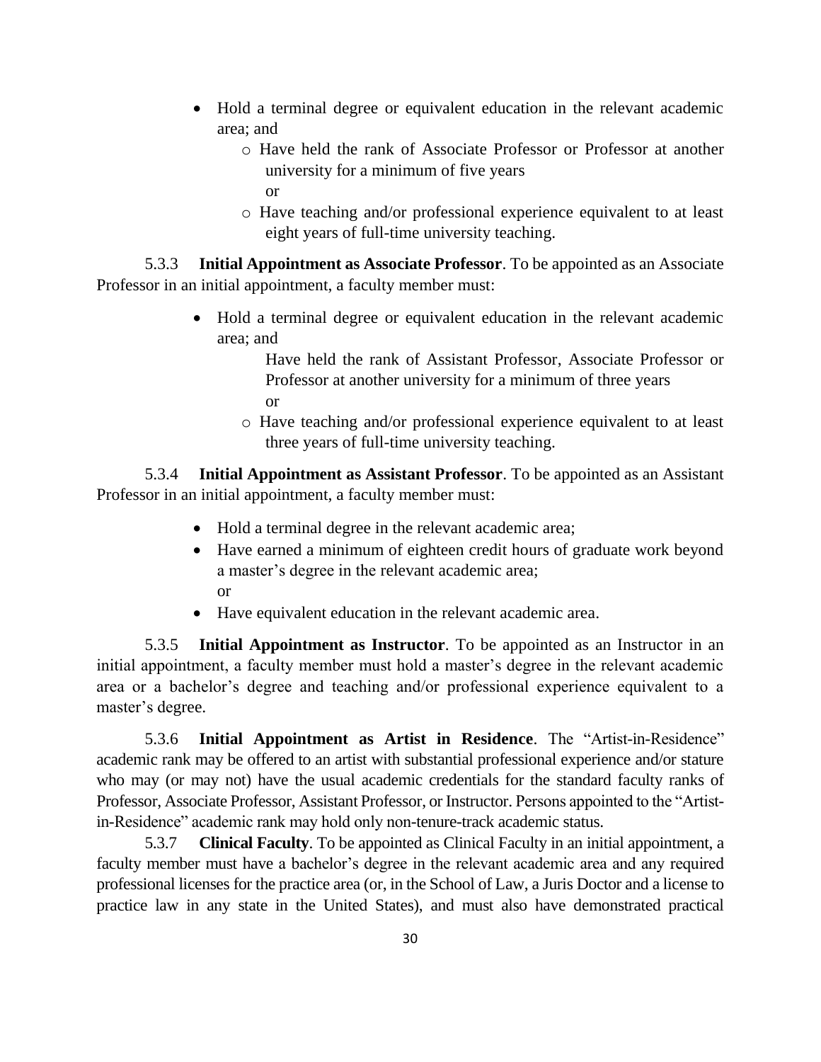- Hold a terminal degree or equivalent education in the relevant academic area; and
    - Have held the rank of Associate Professor or Professor at another university for a minimum of five years
      
      or
    - Have teaching and/or professional experience equivalent to at least eight years of full-time university teaching.

5.3.3 **Initial Appointment as Associate Professor**. To be appointed as an Associate Professor in an initial appointment, a faculty member must:

- Hold a terminal degree or equivalent education in the relevant academic area; and
    - Have held the rank of Assistant Professor, Associate Professor or Professor at another university for a minimum of three years
      
      or
    - Have teaching and/or professional experience equivalent to at least three years of full-time university teaching.

5.3.4 **Initial Appointment as Assistant Professor**. To be appointed as an Assistant Professor in an initial appointment, a faculty member must:

- Hold a terminal degree in the relevant academic area;
- Have earned a minimum of eighteen credit hours of graduate work beyond a master's degree in the relevant academic area;
  
  or
- Have equivalent education in the relevant academic area.

5.3.5 **Initial Appointment as Instructor**. To be appointed as an Instructor in an initial appointment, a faculty member must hold a master's degree in the relevant academic area or a bachelor's degree and teaching and/or professional experience equivalent to a master's degree.

5.3.6 **Initial Appointment as Artist in Residence**. The "Artist-in-Residence" academic rank may be offered to an artist with substantial professional experience and/or stature who may (or may not) have the usual academic credentials for the standard faculty ranks of Professor, Associate Professor, Assistant Professor, or Instructor. Persons appointed to the "Artist-in-Residence" academic rank may hold only non-tenure-track academic status.

5.3.7 **Clinical Faculty**. To be appointed as Clinical Faculty in an initial appointment, a faculty member must have a bachelor's degree in the relevant academic area and any required professional licenses for the practice area (or, in the School of Law, a Juris Doctor and a license to practice law in any state in the United States), and must also have demonstrated practical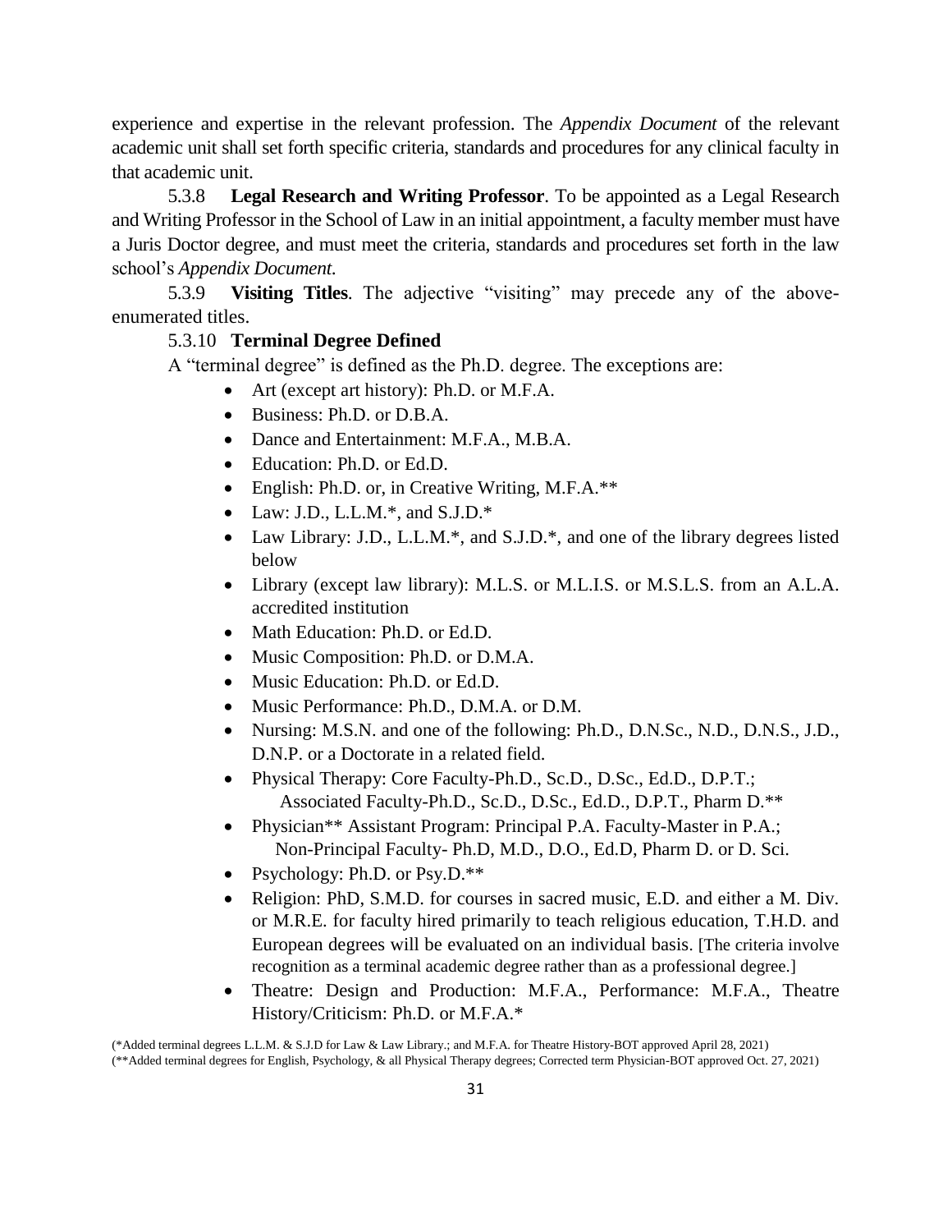experience and expertise in the relevant profession. The *Appendix Document* of the relevant academic unit shall set forth specific criteria, standards and procedures for any clinical faculty in that academic unit.

5.3.8 **Legal Research and Writing Professor**. To be appointed as a Legal Research and Writing Professor in the School of Law in an initial appointment, a faculty member must have a Juris Doctor degree, and must meet the criteria, standards and procedures set forth in the law school's *Appendix Document.*

5.3.9 **Visiting Titles**. The adjective "visiting" may precede any of the above-enumerated titles.

5.3.10 **Terminal Degree Defined**

A "terminal degree" is defined as the Ph.D. degree. The exceptions are:

- Art (except art history): Ph.D. or M.F.A.
- Business: Ph.D. or D.B.A.
- Dance and Entertainment: M.F.A., M.B.A.
- Education: Ph.D. or Ed.D.
- English: Ph.D. or, in Creative Writing, M.F.A.**
- Law: J.D., L.L.M.*, and S.J.D.*
- Law Library: J.D., L.L.M.*, and S.J.D.*, and one of the library degrees listed below
- Library (except law library): M.L.S. or M.L.I.S. or M.S.L.S. from an A.L.A. accredited institution
- Math Education: Ph.D. or Ed.D.
- Music Composition: Ph.D. or D.M.A.
- Music Education: Ph.D. or Ed.D.
- Music Performance: Ph.D., D.M.A. or D.M.
- Nursing: M.S.N. and one of the following: Ph.D., D.N.Sc., N.D., D.N.S., J.D., D.N.P. or a Doctorate in a related field.
- Physical Therapy: Core Faculty-Ph.D., Sc.D., D.Sc., Ed.D., D.P.T.; Associated Faculty-Ph.D., Sc.D., D.Sc., Ed.D., D.P.T., Pharm D.**
- Physician** Assistant Program: Principal P.A. Faculty-Master in P.A.; Non-Principal Faculty- Ph.D, M.D., D.O., Ed.D, Pharm D. or D. Sci.
- Psychology: Ph.D. or Psy.D.**
- Religion: PhD, S.M.D. for courses in sacred music, E.D. and either a M. Div. or M.R.E. for faculty hired primarily to teach religious education, T.H.D. and European degrees will be evaluated on an individual basis. [The criteria involve recognition as a terminal academic degree rather than as a professional degree.]
- Theatre: Design and Production: M.F.A., Performance: M.F.A., Theatre History/Criticism: Ph.D. or M.F.A.*

(*Added terminal degrees L.L.M. & S.J.D for Law & Law Library.; and M.F.A. for Theatre History-BOT approved April 28, 2021)
(**Added terminal degrees for English, Psychology, & all Physical Therapy degrees; Corrected term Physician-BOT approved Oct. 27, 2021)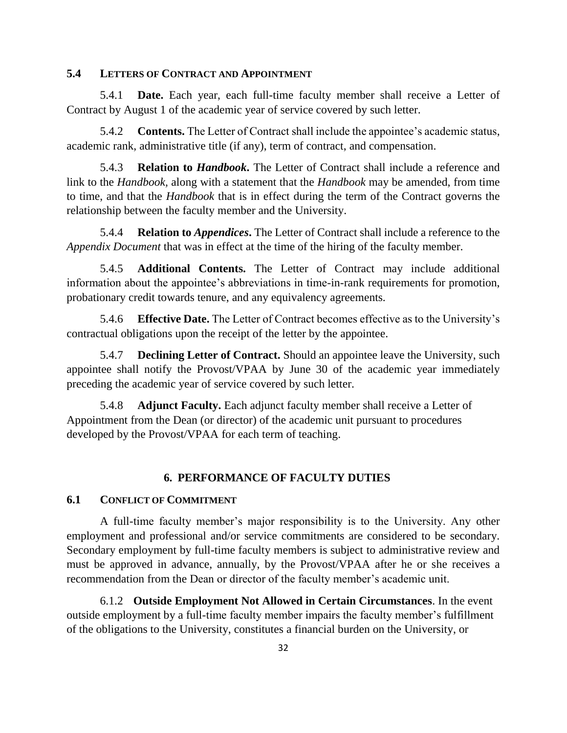### 5.4 LETTERS OF CONTRACT AND APPOINTMENT

5.4.1 **Date.** Each year, each full-time faculty member shall receive a Letter of Contract by August 1 of the academic year of service covered by such letter.

5.4.2 **Contents.** The Letter of Contract shall include the appointee's academic status, academic rank, administrative title (if any), term of contract, and compensation.

5.4.3 **Relation to *Handbook*.** The Letter of Contract shall include a reference and link to the *Handbook*, along with a statement that the *Handbook* may be amended, from time to time, and that the *Handbook* that is in effect during the term of the Contract governs the relationship between the faculty member and the University.

5.4.4 **Relation to *Appendices*.** The Letter of Contract shall include a reference to the *Appendix Document* that was in effect at the time of the hiring of the faculty member.

5.4.5 **Additional Contents.** The Letter of Contract may include additional information about the appointee's abbreviations in time-in-rank requirements for promotion, probationary credit towards tenure, and any equivalency agreements.

5.4.6 **Effective Date.** The Letter of Contract becomes effective as to the University's contractual obligations upon the receipt of the letter by the appointee.

5.4.7 **Declining Letter of Contract.** Should an appointee leave the University, such appointee shall notify the Provost/VPAA by June 30 of the academic year immediately preceding the academic year of service covered by such letter.

5.4.8 **Adjunct Faculty.** Each adjunct faculty member shall receive a Letter of Appointment from the Dean (or director) of the academic unit pursuant to procedures developed by the Provost/VPAA for each term of teaching.

## 6. PERFORMANCE OF FACULTY DUTIES

### 6.1 CONFLICT OF COMMITMENT

A full-time faculty member's major responsibility is to the University. Any other employment and professional and/or service commitments are considered to be secondary. Secondary employment by full-time faculty members is subject to administrative review and must be approved in advance, annually, by the Provost/VPAA after he or she receives a recommendation from the Dean or director of the faculty member's academic unit.

6.1.2 **Outside Employment Not Allowed in Certain Circumstances**. In the event outside employment by a full-time faculty member impairs the faculty member's fulfillment of the obligations to the University, constitutes a financial burden on the University, or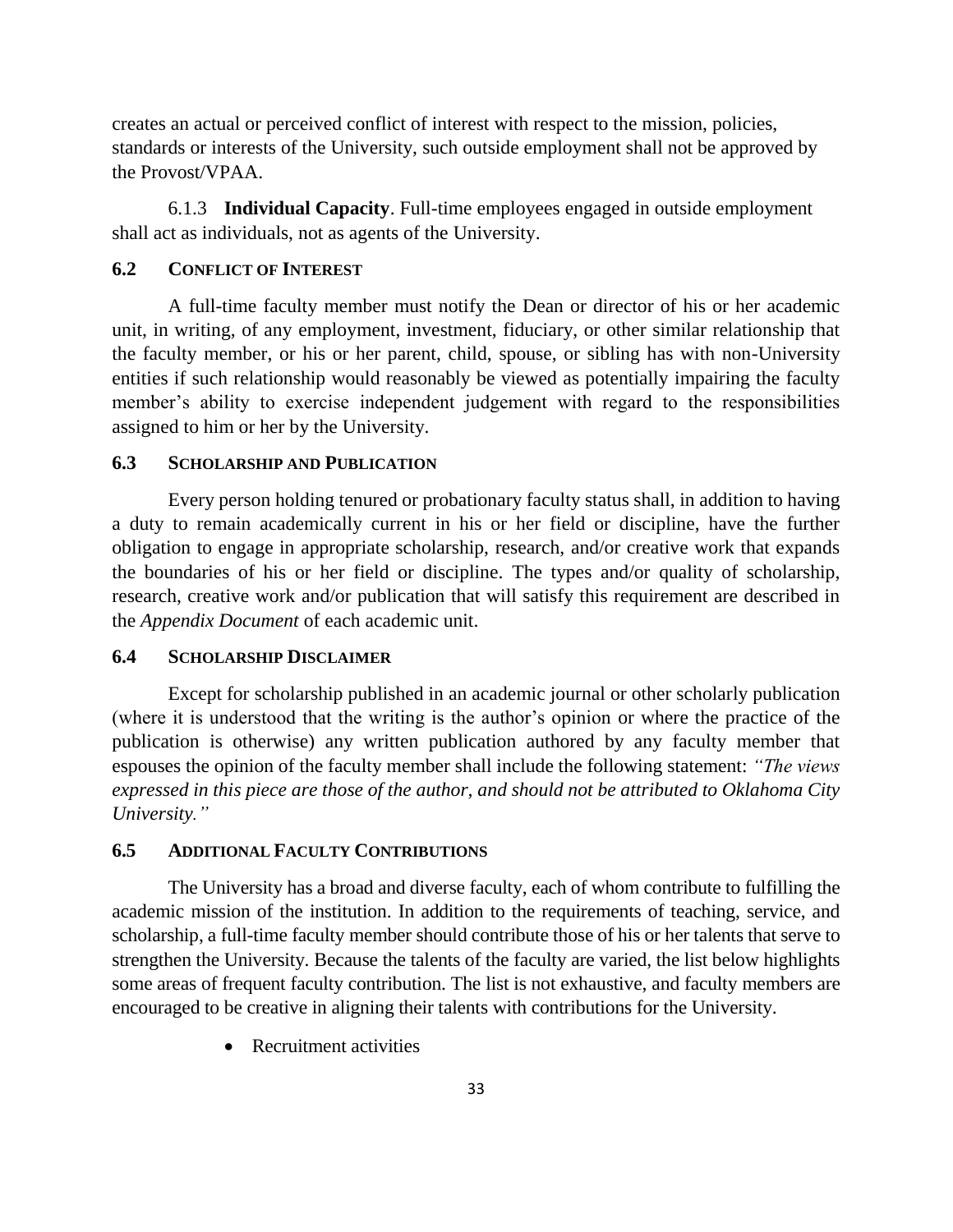creates an actual or perceived conflict of interest with respect to the mission, policies, standards or interests of the University, such outside employment shall not be approved by the Provost/VPAA.

6.1.3 **Individual Capacity**. Full-time employees engaged in outside employment shall act as individuals, not as agents of the University.

### 6.2 CONFLICT OF INTEREST

A full-time faculty member must notify the Dean or director of his or her academic unit, in writing, of any employment, investment, fiduciary, or other similar relationship that the faculty member, or his or her parent, child, spouse, or sibling has with non-University entities if such relationship would reasonably be viewed as potentially impairing the faculty member's ability to exercise independent judgement with regard to the responsibilities assigned to him or her by the University.

### 6.3 SCHOLARSHIP AND PUBLICATION

Every person holding tenured or probationary faculty status shall, in addition to having a duty to remain academically current in his or her field or discipline, have the further obligation to engage in appropriate scholarship, research, and/or creative work that expands the boundaries of his or her field or discipline. The types and/or quality of scholarship, research, creative work and/or publication that will satisfy this requirement are described in the *Appendix Document* of each academic unit.

### 6.4 SCHOLARSHIP DISCLAIMER

Except for scholarship published in an academic journal or other scholarly publication (where it is understood that the writing is the author's opinion or where the practice of the publication is otherwise) any written publication authored by any faculty member that espouses the opinion of the faculty member shall include the following statement: *"The views expressed in this piece are those of the author, and should not be attributed to Oklahoma City University."*

### 6.5 ADDITIONAL FACULTY CONTRIBUTIONS

The University has a broad and diverse faculty, each of whom contribute to fulfilling the academic mission of the institution. In addition to the requirements of teaching, service, and scholarship, a full-time faculty member should contribute those of his or her talents that serve to strengthen the University. Because the talents of the faculty are varied, the list below highlights some areas of frequent faculty contribution. The list is not exhaustive, and faculty members are encouraged to be creative in aligning their talents with contributions for the University.

- Recruitment activities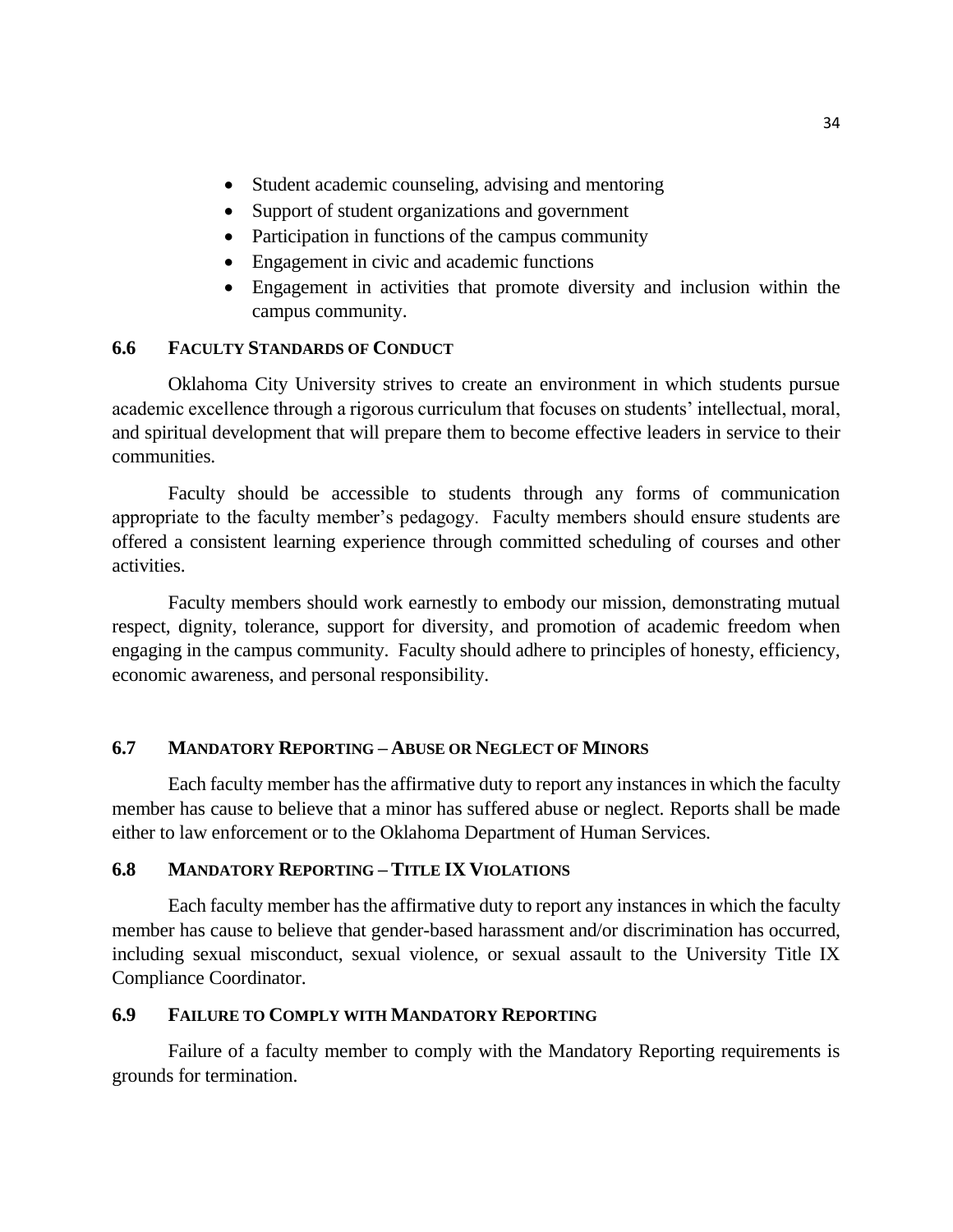- Student academic counseling, advising and mentoring
- Support of student organizations and government
- Participation in functions of the campus community
- Engagement in civic and academic functions
- Engagement in activities that promote diversity and inclusion within the campus community.

### 6.6 FACULTY STANDARDS OF CONDUCT

Oklahoma City University strives to create an environment in which students pursue academic excellence through a rigorous curriculum that focuses on students' intellectual, moral, and spiritual development that will prepare them to become effective leaders in service to their communities.

Faculty should be accessible to students through any forms of communication appropriate to the faculty member's pedagogy. Faculty members should ensure students are offered a consistent learning experience through committed scheduling of courses and other activities.

Faculty members should work earnestly to embody our mission, demonstrating mutual respect, dignity, tolerance, support for diversity, and promotion of academic freedom when engaging in the campus community. Faculty should adhere to principles of honesty, efficiency, economic awareness, and personal responsibility.

### 6.7 MANDATORY REPORTING – ABUSE OR NEGLECT OF MINORS

Each faculty member has the affirmative duty to report any instances in which the faculty member has cause to believe that a minor has suffered abuse or neglect. Reports shall be made either to law enforcement or to the Oklahoma Department of Human Services.

### 6.8 MANDATORY REPORTING – TITLE IX VIOLATIONS

Each faculty member has the affirmative duty to report any instances in which the faculty member has cause to believe that gender-based harassment and/or discrimination has occurred, including sexual misconduct, sexual violence, or sexual assault to the University Title IX Compliance Coordinator.

### 6.9 FAILURE TO COMPLY WITH MANDATORY REPORTING

Failure of a faculty member to comply with the Mandatory Reporting requirements is grounds for termination.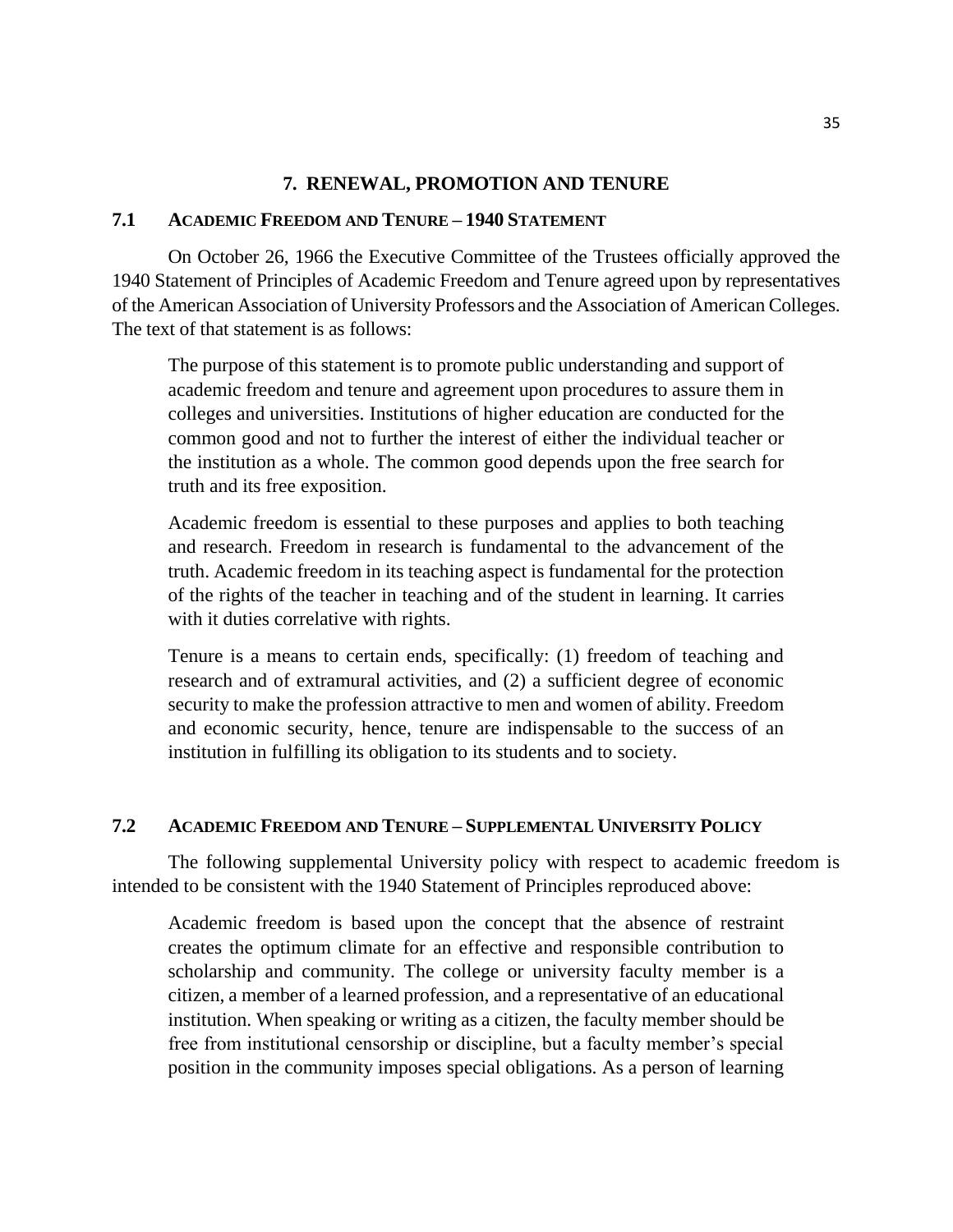## 7. RENEWAL, PROMOTION AND TENURE

### 7.1 ACADEMIC FREEDOM AND TENURE – 1940 STATEMENT

On October 26, 1966 the Executive Committee of the Trustees officially approved the 1940 Statement of Principles of Academic Freedom and Tenure agreed upon by representatives of the American Association of University Professors and the Association of American Colleges. The text of that statement is as follows:

> The purpose of this statement is to promote public understanding and support of academic freedom and tenure and agreement upon procedures to assure them in colleges and universities. Institutions of higher education are conducted for the common good and not to further the interest of either the individual teacher or the institution as a whole. The common good depends upon the free search for truth and its free exposition.
>
> Academic freedom is essential to these purposes and applies to both teaching and research. Freedom in research is fundamental to the advancement of the truth. Academic freedom in its teaching aspect is fundamental for the protection of the rights of the teacher in teaching and of the student in learning. It carries with it duties correlative with rights.
>
> Tenure is a means to certain ends, specifically: (1) freedom of teaching and research and of extramural activities, and (2) a sufficient degree of economic security to make the profession attractive to men and women of ability. Freedom and economic security, hence, tenure are indispensable to the success of an institution in fulfilling its obligation to its students and to society.

### 7.2 ACADEMIC FREEDOM AND TENURE – SUPPLEMENTAL UNIVERSITY POLICY

The following supplemental University policy with respect to academic freedom is intended to be consistent with the 1940 Statement of Principles reproduced above:

> Academic freedom is based upon the concept that the absence of restraint creates the optimum climate for an effective and responsible contribution to scholarship and community. The college or university faculty member is a citizen, a member of a learned profession, and a representative of an educational institution. When speaking or writing as a citizen, the faculty member should be free from institutional censorship or discipline, but a faculty member's special position in the community imposes special obligations. As a person of learning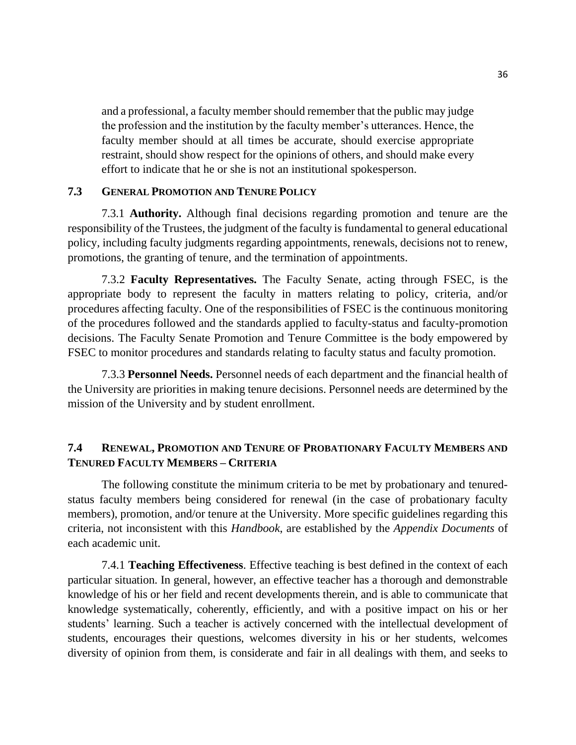and a professional, a faculty member should remember that the public may judge the profession and the institution by the faculty member's utterances. Hence, the faculty member should at all times be accurate, should exercise appropriate restraint, should show respect for the opinions of others, and should make every effort to indicate that he or she is not an institutional spokesperson.

## 7.3 General Promotion and Tenure Policy

7.3.1 **Authority.** Although final decisions regarding promotion and tenure are the responsibility of the Trustees, the judgment of the faculty is fundamental to general educational policy, including faculty judgments regarding appointments, renewals, decisions not to renew, promotions, the granting of tenure, and the termination of appointments.

7.3.2 **Faculty Representatives.** The Faculty Senate, acting through FSEC, is the appropriate body to represent the faculty in matters relating to policy, criteria, and/or procedures affecting faculty. One of the responsibilities of FSEC is the continuous monitoring of the procedures followed and the standards applied to faculty-status and faculty-promotion decisions. The Faculty Senate Promotion and Tenure Committee is the body empowered by FSEC to monitor procedures and standards relating to faculty status and faculty promotion.

7.3.3 **Personnel Needs.** Personnel needs of each department and the financial health of the University are priorities in making tenure decisions. Personnel needs are determined by the mission of the University and by student enrollment.

## 7.4 Renewal, Promotion and Tenure of Probationary Faculty Members and Tenured Faculty Members – Criteria

The following constitute the minimum criteria to be met by probationary and tenured-status faculty members being considered for renewal (in the case of probationary faculty members), promotion, and/or tenure at the University. More specific guidelines regarding this criteria, not inconsistent with this *Handbook*, are established by the *Appendix Documents* of each academic unit.

7.4.1 **Teaching Effectiveness**. Effective teaching is best defined in the context of each particular situation. In general, however, an effective teacher has a thorough and demonstrable knowledge of his or her field and recent developments therein, and is able to communicate that knowledge systematically, coherently, efficiently, and with a positive impact on his or her students' learning. Such a teacher is actively concerned with the intellectual development of students, encourages their questions, welcomes diversity in his or her students, welcomes diversity of opinion from them, is considerate and fair in all dealings with them, and seeks to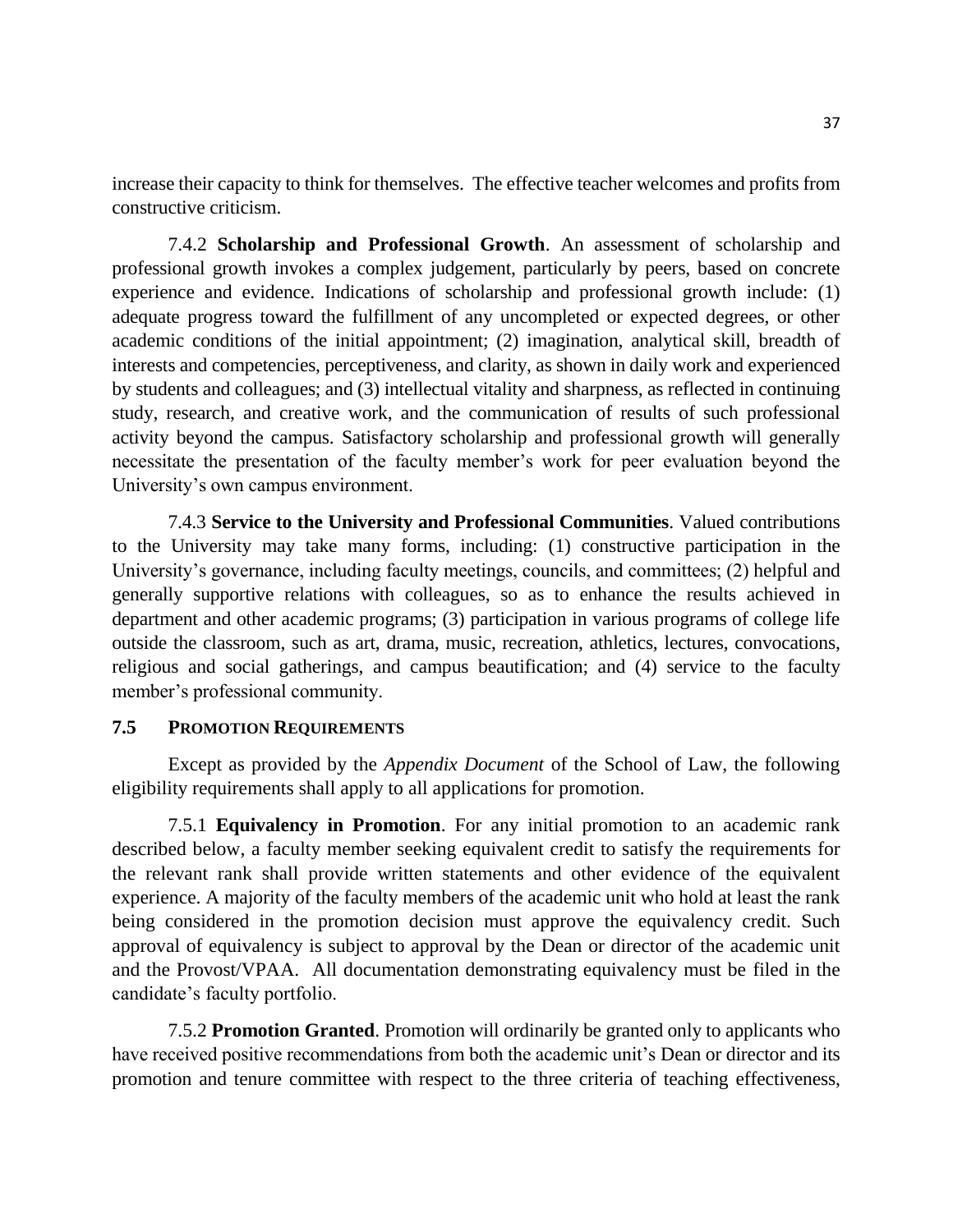increase their capacity to think for themselves. The effective teacher welcomes and profits from constructive criticism.

7.4.2 **Scholarship and Professional Growth**. An assessment of scholarship and professional growth invokes a complex judgement, particularly by peers, based on concrete experience and evidence. Indications of scholarship and professional growth include: (1) adequate progress toward the fulfillment of any uncompleted or expected degrees, or other academic conditions of the initial appointment; (2) imagination, analytical skill, breadth of interests and competencies, perceptiveness, and clarity, as shown in daily work and experienced by students and colleagues; and (3) intellectual vitality and sharpness, as reflected in continuing study, research, and creative work, and the communication of results of such professional activity beyond the campus. Satisfactory scholarship and professional growth will generally necessitate the presentation of the faculty member's work for peer evaluation beyond the University's own campus environment.

7.4.3 **Service to the University and Professional Communities**. Valued contributions to the University may take many forms, including: (1) constructive participation in the University's governance, including faculty meetings, councils, and committees; (2) helpful and generally supportive relations with colleagues, so as to enhance the results achieved in department and other academic programs; (3) participation in various programs of college life outside the classroom, such as art, drama, music, recreation, athletics, lectures, convocations, religious and social gatherings, and campus beautification; and (4) service to the faculty member's professional community.

### 7.5 PROMOTION REQUIREMENTS

Except as provided by the *Appendix Document* of the School of Law, the following eligibility requirements shall apply to all applications for promotion.

7.5.1 **Equivalency in Promotion**. For any initial promotion to an academic rank described below, a faculty member seeking equivalent credit to satisfy the requirements for the relevant rank shall provide written statements and other evidence of the equivalent experience. A majority of the faculty members of the academic unit who hold at least the rank being considered in the promotion decision must approve the equivalency credit. Such approval of equivalency is subject to approval by the Dean or director of the academic unit and the Provost/VPAA. All documentation demonstrating equivalency must be filed in the candidate's faculty portfolio.

7.5.2 **Promotion Granted**. Promotion will ordinarily be granted only to applicants who have received positive recommendations from both the academic unit's Dean or director and its promotion and tenure committee with respect to the three criteria of teaching effectiveness,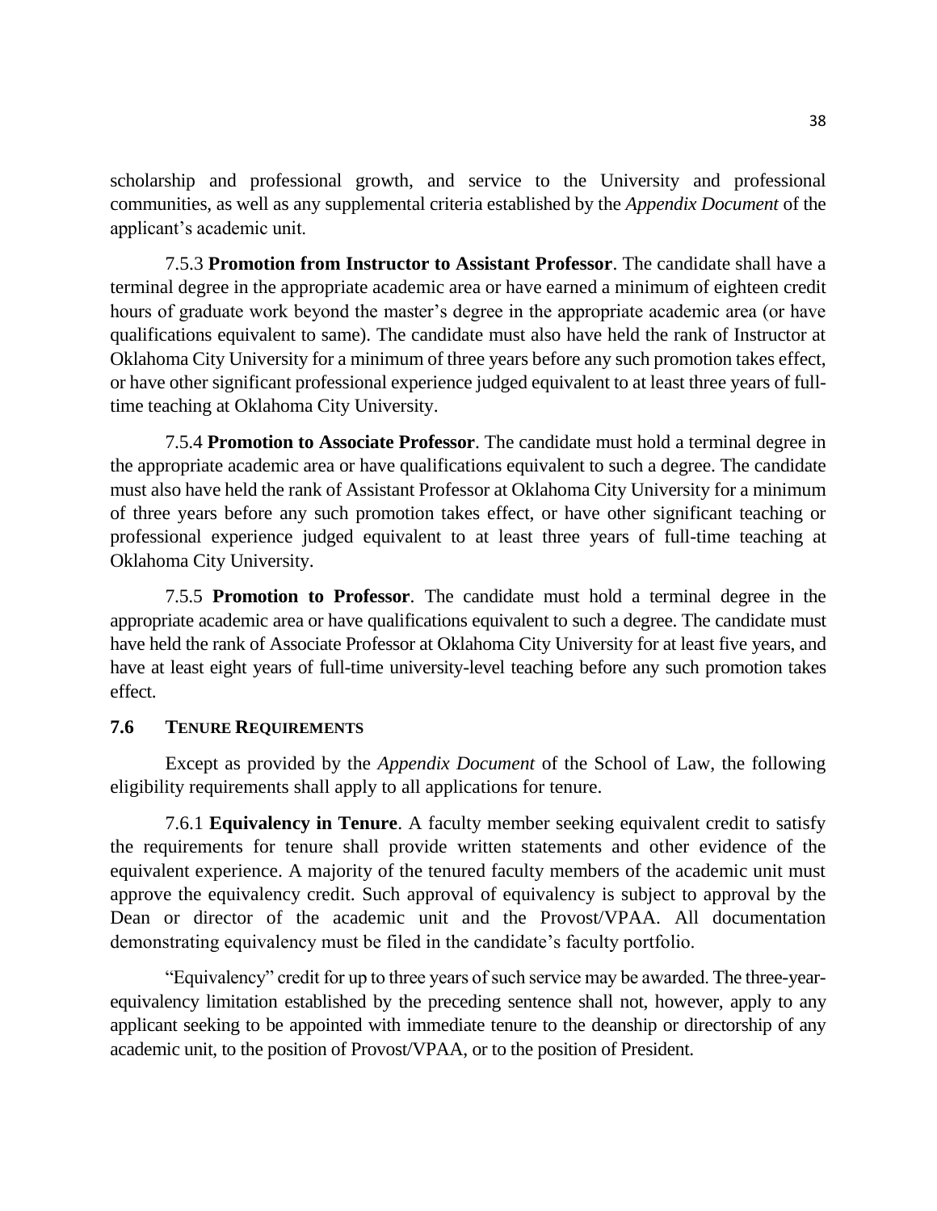scholarship and professional growth, and service to the University and professional communities, as well as any supplemental criteria established by the *Appendix Document* of the applicant's academic unit.

7.5.3 **Promotion from Instructor to Assistant Professor**. The candidate shall have a terminal degree in the appropriate academic area or have earned a minimum of eighteen credit hours of graduate work beyond the master's degree in the appropriate academic area (or have qualifications equivalent to same). The candidate must also have held the rank of Instructor at Oklahoma City University for a minimum of three years before any such promotion takes effect, or have other significant professional experience judged equivalent to at least three years of full-time teaching at Oklahoma City University.

7.5.4 **Promotion to Associate Professor**. The candidate must hold a terminal degree in the appropriate academic area or have qualifications equivalent to such a degree. The candidate must also have held the rank of Assistant Professor at Oklahoma City University for a minimum of three years before any such promotion takes effect, or have other significant teaching or professional experience judged equivalent to at least three years of full-time teaching at Oklahoma City University.

7.5.5 **Promotion to Professor**. The candidate must hold a terminal degree in the appropriate academic area or have qualifications equivalent to such a degree. The candidate must have held the rank of Associate Professor at Oklahoma City University for at least five years, and have at least eight years of full-time university-level teaching before any such promotion takes effect.

### 7.6 TENURE REQUIREMENTS

Except as provided by the *Appendix Document* of the School of Law, the following eligibility requirements shall apply to all applications for tenure.

7.6.1 **Equivalency in Tenure**. A faculty member seeking equivalent credit to satisfy the requirements for tenure shall provide written statements and other evidence of the equivalent experience. A majority of the tenured faculty members of the academic unit must approve the equivalency credit. Such approval of equivalency is subject to approval by the Dean or director of the academic unit and the Provost/VPAA. All documentation demonstrating equivalency must be filed in the candidate's faculty portfolio.

"Equivalency" credit for up to three years of such service may be awarded. The three-year-equivalency limitation established by the preceding sentence shall not, however, apply to any applicant seeking to be appointed with immediate tenure to the deanship or directorship of any academic unit, to the position of Provost/VPAA, or to the position of President.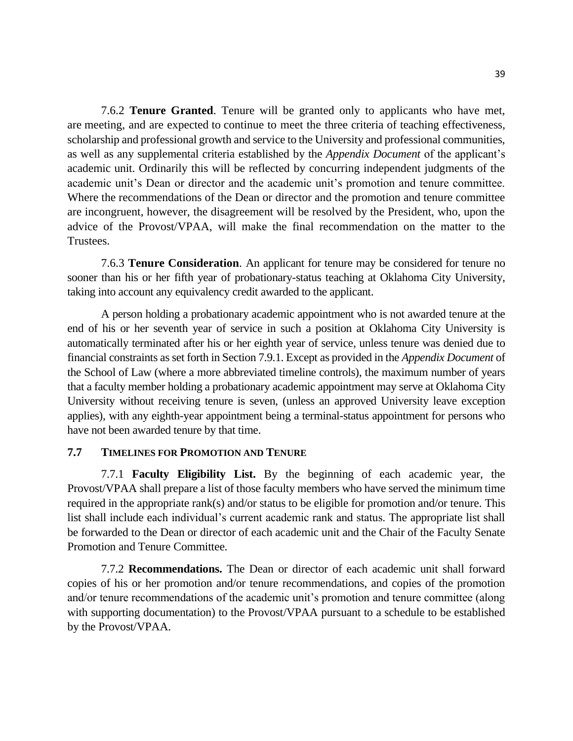7.6.2 **Tenure Granted**. Tenure will be granted only to applicants who have met, are meeting, and are expected to continue to meet the three criteria of teaching effectiveness, scholarship and professional growth and service to the University and professional communities, as well as any supplemental criteria established by the *Appendix Document* of the applicant's academic unit. Ordinarily this will be reflected by concurring independent judgments of the academic unit's Dean or director and the academic unit's promotion and tenure committee. Where the recommendations of the Dean or director and the promotion and tenure committee are incongruent, however, the disagreement will be resolved by the President, who, upon the advice of the Provost/VPAA, will make the final recommendation on the matter to the Trustees.

7.6.3 **Tenure Consideration**. An applicant for tenure may be considered for tenure no sooner than his or her fifth year of probationary-status teaching at Oklahoma City University, taking into account any equivalency credit awarded to the applicant.

A person holding a probationary academic appointment who is not awarded tenure at the end of his or her seventh year of service in such a position at Oklahoma City University is automatically terminated after his or her eighth year of service, unless tenure was denied due to financial constraints as set forth in Section 7.9.1. Except as provided in the *Appendix Document* of the School of Law (where a more abbreviated timeline controls), the maximum number of years that a faculty member holding a probationary academic appointment may serve at Oklahoma City University without receiving tenure is seven, (unless an approved University leave exception applies), with any eighth-year appointment being a terminal-status appointment for persons who have not been awarded tenure by that time.

## 7.7 TIMELINES FOR PROMOTION AND TENURE

7.7.1 **Faculty Eligibility List.** By the beginning of each academic year, the Provost/VPAA shall prepare a list of those faculty members who have served the minimum time required in the appropriate rank(s) and/or status to be eligible for promotion and/or tenure. This list shall include each individual's current academic rank and status. The appropriate list shall be forwarded to the Dean or director of each academic unit and the Chair of the Faculty Senate Promotion and Tenure Committee.

7.7.2 **Recommendations.** The Dean or director of each academic unit shall forward copies of his or her promotion and/or tenure recommendations, and copies of the promotion and/or tenure recommendations of the academic unit's promotion and tenure committee (along with supporting documentation) to the Provost/VPAA pursuant to a schedule to be established by the Provost/VPAA.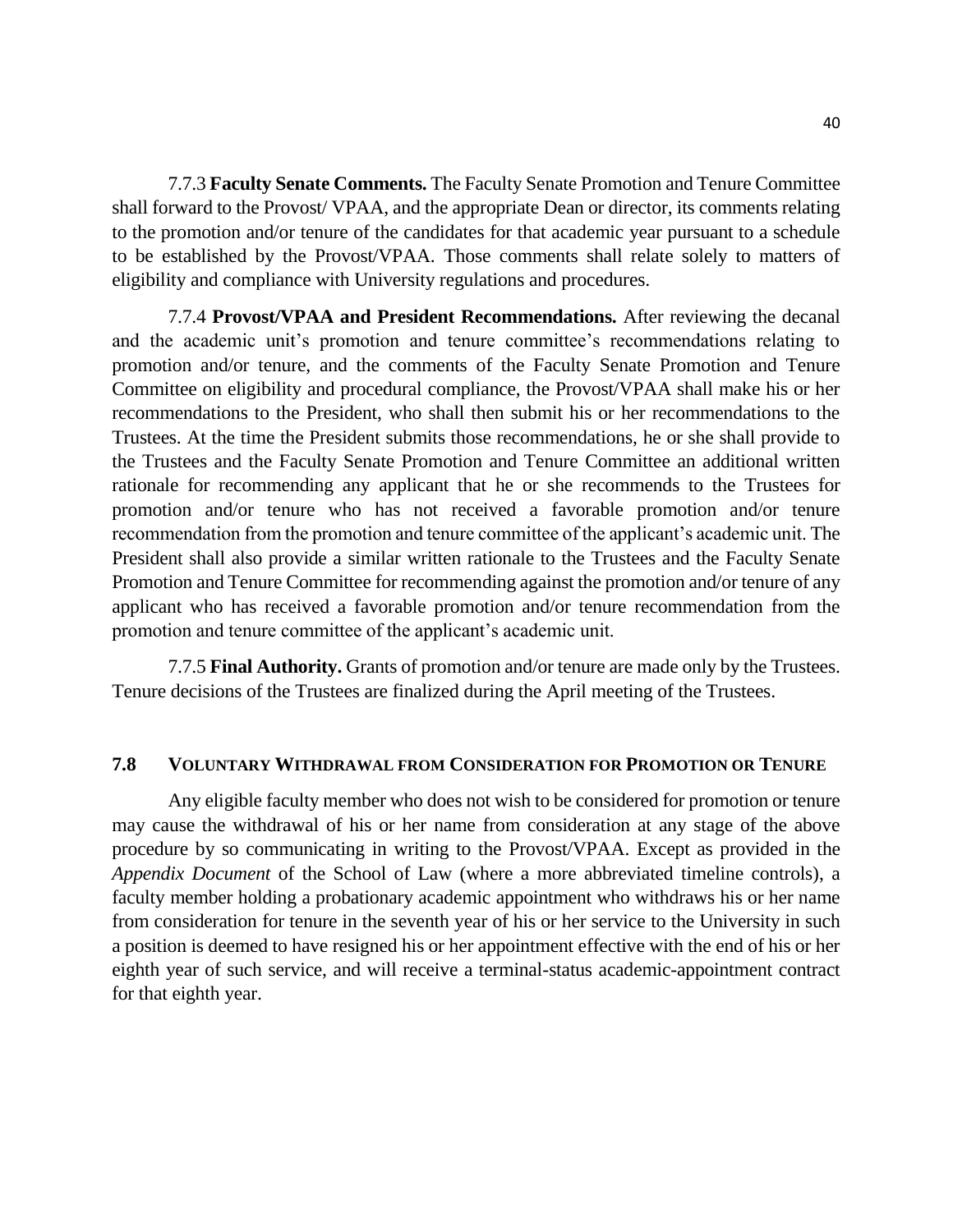7.7.3 **Faculty Senate Comments.** The Faculty Senate Promotion and Tenure Committee shall forward to the Provost/ VPAA, and the appropriate Dean or director, its comments relating to the promotion and/or tenure of the candidates for that academic year pursuant to a schedule to be established by the Provost/VPAA. Those comments shall relate solely to matters of eligibility and compliance with University regulations and procedures.

7.7.4 **Provost/VPAA and President Recommendations.** After reviewing the decanal and the academic unit's promotion and tenure committee's recommendations relating to promotion and/or tenure, and the comments of the Faculty Senate Promotion and Tenure Committee on eligibility and procedural compliance, the Provost/VPAA shall make his or her recommendations to the President, who shall then submit his or her recommendations to the Trustees. At the time the President submits those recommendations, he or she shall provide to the Trustees and the Faculty Senate Promotion and Tenure Committee an additional written rationale for recommending any applicant that he or she recommends to the Trustees for promotion and/or tenure who has not received a favorable promotion and/or tenure recommendation from the promotion and tenure committee of the applicant's academic unit. The President shall also provide a similar written rationale to the Trustees and the Faculty Senate Promotion and Tenure Committee for recommending against the promotion and/or tenure of any applicant who has received a favorable promotion and/or tenure recommendation from the promotion and tenure committee of the applicant's academic unit.

7.7.5 **Final Authority.** Grants of promotion and/or tenure are made only by the Trustees. Tenure decisions of the Trustees are finalized during the April meeting of the Trustees.

### 7.8 VOLUNTARY WITHDRAWAL FROM CONSIDERATION FOR PROMOTION OR TENURE

Any eligible faculty member who does not wish to be considered for promotion or tenure may cause the withdrawal of his or her name from consideration at any stage of the above procedure by so communicating in writing to the Provost/VPAA. Except as provided in the *Appendix Document* of the School of Law (where a more abbreviated timeline controls), a faculty member holding a probationary academic appointment who withdraws his or her name from consideration for tenure in the seventh year of his or her service to the University in such a position is deemed to have resigned his or her appointment effective with the end of his or her eighth year of such service, and will receive a terminal-status academic-appointment contract for that eighth year.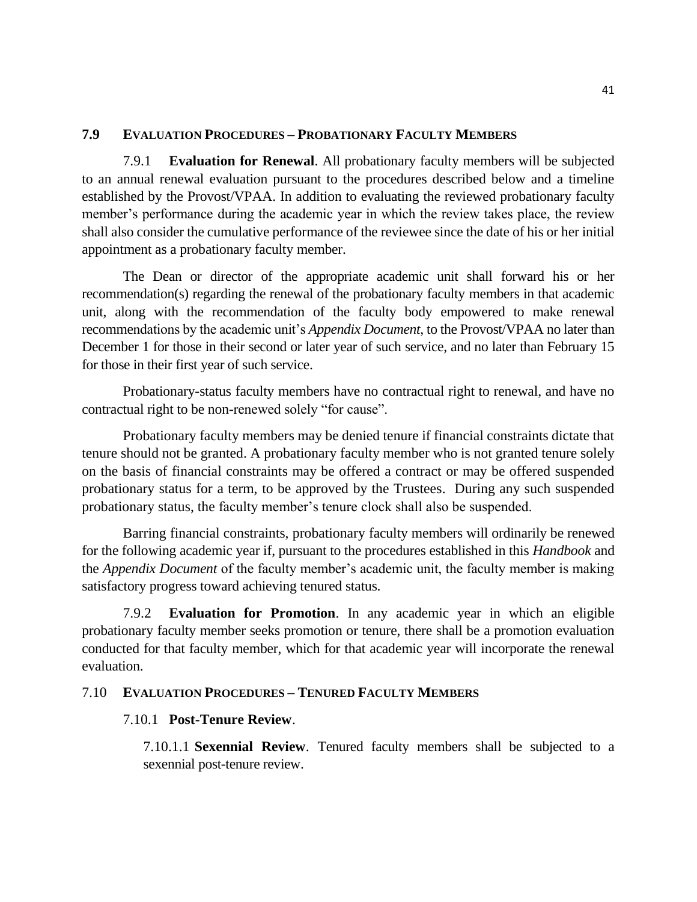## 7.9 Evaluation Procedures – Probationary Faculty Members

7.9.1 **Evaluation for Renewal**. All probationary faculty members will be subjected to an annual renewal evaluation pursuant to the procedures described below and a timeline established by the Provost/VPAA. In addition to evaluating the reviewed probationary faculty member's performance during the academic year in which the review takes place, the review shall also consider the cumulative performance of the reviewee since the date of his or her initial appointment as a probationary faculty member.

The Dean or director of the appropriate academic unit shall forward his or her recommendation(s) regarding the renewal of the probationary faculty members in that academic unit, along with the recommendation of the faculty body empowered to make renewal recommendations by the academic unit's *Appendix Document*, to the Provost/VPAA no later than December 1 for those in their second or later year of such service, and no later than February 15 for those in their first year of such service.

Probationary-status faculty members have no contractual right to renewal, and have no contractual right to be non-renewed solely "for cause".

Probationary faculty members may be denied tenure if financial constraints dictate that tenure should not be granted. A probationary faculty member who is not granted tenure solely on the basis of financial constraints may be offered a contract or may be offered suspended probationary status for a term, to be approved by the Trustees. During any such suspended probationary status, the faculty member's tenure clock shall also be suspended.

Barring financial constraints, probationary faculty members will ordinarily be renewed for the following academic year if, pursuant to the procedures established in this *Handbook* and the *Appendix Document* of the faculty member's academic unit, the faculty member is making satisfactory progress toward achieving tenured status.

7.9.2 **Evaluation for Promotion**. In any academic year in which an eligible probationary faculty member seeks promotion or tenure, there shall be a promotion evaluation conducted for that faculty member, which for that academic year will incorporate the renewal evaluation.

## 7.10 Evaluation Procedures – Tenured Faculty Members

### 7.10.1 Post-Tenure Review.

7.10.1.1 **Sexennial Review**. Tenured faculty members shall be subjected to a sexennial post-tenure review.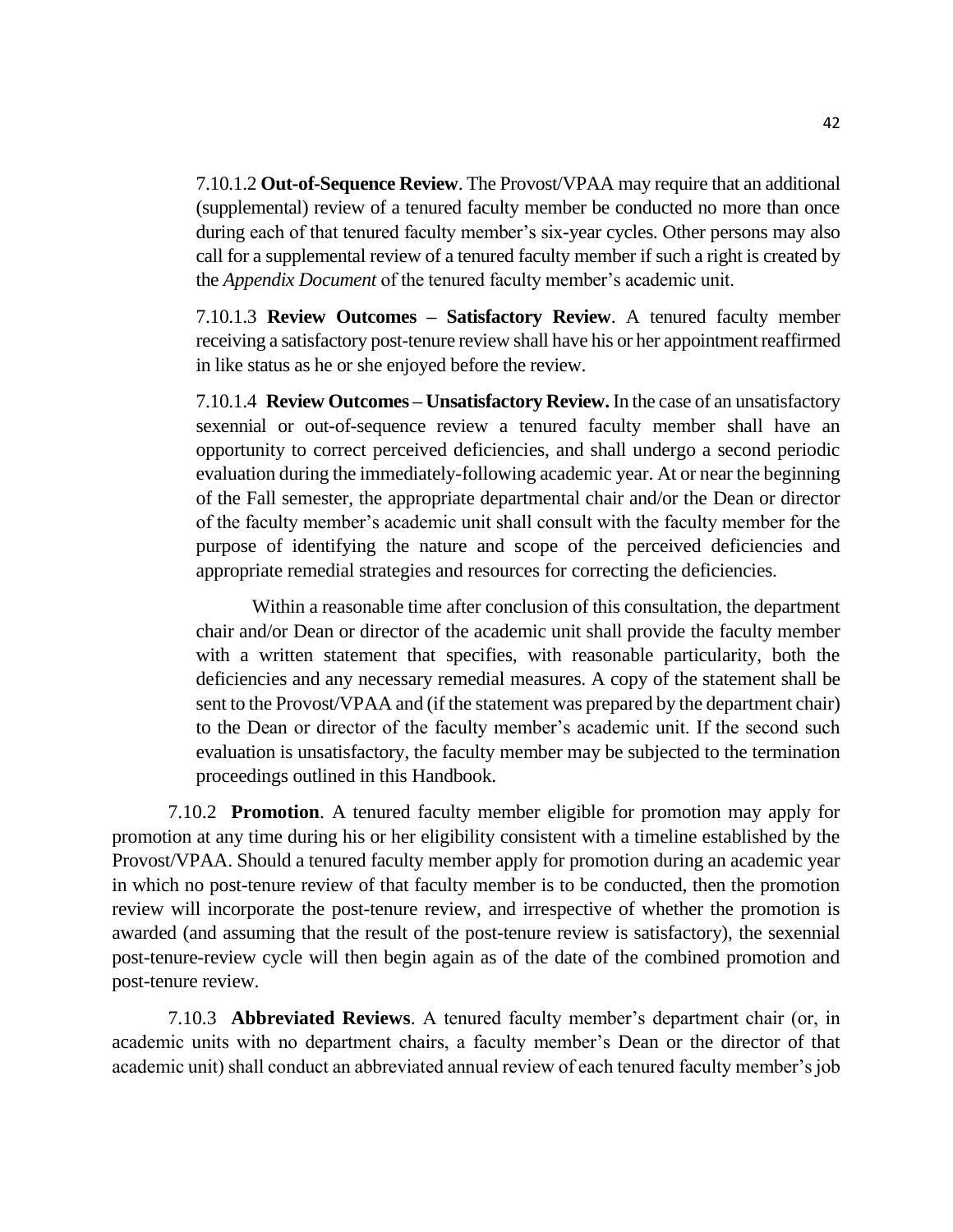7.10.1.2 **Out-of-Sequence Review**. The Provost/VPAA may require that an additional (supplemental) review of a tenured faculty member be conducted no more than once during each of that tenured faculty member's six-year cycles. Other persons may also call for a supplemental review of a tenured faculty member if such a right is created by the *Appendix Document* of the tenured faculty member's academic unit.

7.10.1.3 **Review Outcomes – Satisfactory Review**. A tenured faculty member receiving a satisfactory post-tenure review shall have his or her appointment reaffirmed in like status as he or she enjoyed before the review.

7.10.1.4 **Review Outcomes – Unsatisfactory Review.** In the case of an unsatisfactory sexennial or out-of-sequence review a tenured faculty member shall have an opportunity to correct perceived deficiencies, and shall undergo a second periodic evaluation during the immediately-following academic year. At or near the beginning of the Fall semester, the appropriate departmental chair and/or the Dean or director of the faculty member's academic unit shall consult with the faculty member for the purpose of identifying the nature and scope of the perceived deficiencies and appropriate remedial strategies and resources for correcting the deficiencies.

Within a reasonable time after conclusion of this consultation, the department chair and/or Dean or director of the academic unit shall provide the faculty member with a written statement that specifies, with reasonable particularity, both the deficiencies and any necessary remedial measures. A copy of the statement shall be sent to the Provost/VPAA and (if the statement was prepared by the department chair) to the Dean or director of the faculty member's academic unit. If the second such evaluation is unsatisfactory, the faculty member may be subjected to the termination proceedings outlined in this Handbook.

7.10.2 **Promotion**. A tenured faculty member eligible for promotion may apply for promotion at any time during his or her eligibility consistent with a timeline established by the Provost/VPAA. Should a tenured faculty member apply for promotion during an academic year in which no post-tenure review of that faculty member is to be conducted, then the promotion review will incorporate the post-tenure review, and irrespective of whether the promotion is awarded (and assuming that the result of the post-tenure review is satisfactory), the sexennial post-tenure-review cycle will then begin again as of the date of the combined promotion and post-tenure review.

7.10.3 **Abbreviated Reviews**. A tenured faculty member's department chair (or, in academic units with no department chairs, a faculty member's Dean or the director of that academic unit) shall conduct an abbreviated annual review of each tenured faculty member's job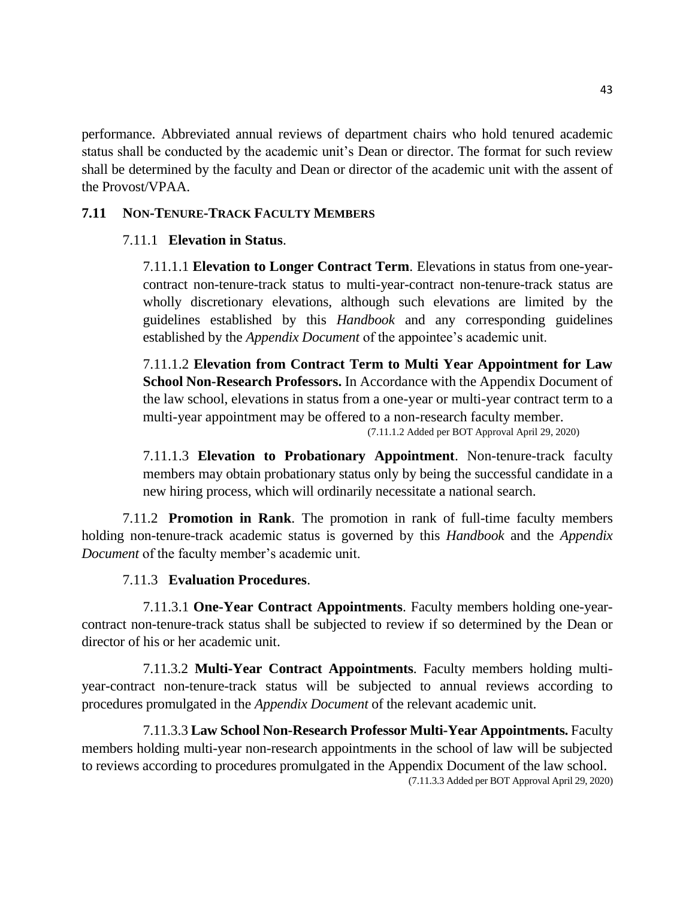performance. Abbreviated annual reviews of department chairs who hold tenured academic status shall be conducted by the academic unit's Dean or director. The format for such review shall be determined by the faculty and Dean or director of the academic unit with the assent of the Provost/VPAA.

## 7.11 NON-TENURE-TRACK FACULTY MEMBERS

### 7.11.1 Elevation in Status.

7.11.1.1 **Elevation to Longer Contract Term**. Elevations in status from one-year-contract non-tenure-track status to multi-year-contract non-tenure-track status are wholly discretionary elevations, although such elevations are limited by the guidelines established by this *Handbook* and any corresponding guidelines established by the *Appendix Document* of the appointee's academic unit.

7.11.1.2 **Elevation from Contract Term to Multi Year Appointment for Law School Non-Research Professors.** In Accordance with the Appendix Document of the law school, elevations in status from a one-year or multi-year contract term to a multi-year appointment may be offered to a non-research faculty member.

(7.11.1.2 Added per BOT Approval April 29, 2020)

7.11.1.3 **Elevation to Probationary Appointment**. Non-tenure-track faculty members may obtain probationary status only by being the successful candidate in a new hiring process, which will ordinarily necessitate a national search.

7.11.2 **Promotion in Rank**. The promotion in rank of full-time faculty members holding non-tenure-track academic status is governed by this *Handbook* and the *Appendix Document* of the faculty member's academic unit.

### 7.11.3 Evaluation Procedures.

7.11.3.1 **One-Year Contract Appointments**. Faculty members holding one-year-contract non-tenure-track status shall be subjected to review if so determined by the Dean or director of his or her academic unit.

7.11.3.2 **Multi-Year Contract Appointments**. Faculty members holding multi-year-contract non-tenure-track status will be subjected to annual reviews according to procedures promulgated in the *Appendix Document* of the relevant academic unit.

7.11.3.3 **Law School Non-Research Professor Multi-Year Appointments.** Faculty members holding multi-year non-research appointments in the school of law will be subjected to reviews according to procedures promulgated in the Appendix Document of the law school.

(7.11.3.3 Added per BOT Approval April 29, 2020)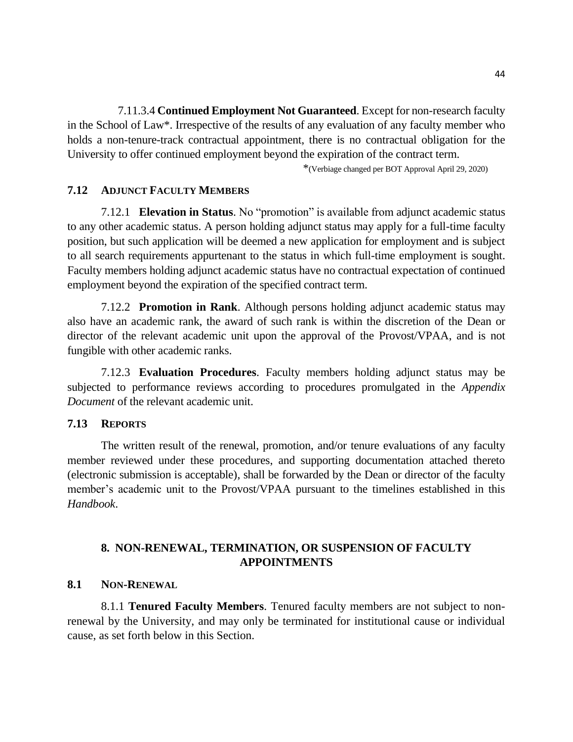7.11.3.4 **Continued Employment Not Guaranteed**. Except for non-research faculty in the School of Law*. Irrespective of the results of any evaluation of any faculty member who holds a non-tenure-track contractual appointment, there is no contractual obligation for the University to offer continued employment beyond the expiration of the contract term.

*(Verbiage changed per BOT Approval April 29, 2020)

### 7.12 ADJUNCT FACULTY MEMBERS

7.12.1 **Elevation in Status**. No "promotion" is available from adjunct academic status to any other academic status. A person holding adjunct status may apply for a full-time faculty position, but such application will be deemed a new application for employment and is subject to all search requirements appurtenant to the status in which full-time employment is sought. Faculty members holding adjunct academic status have no contractual expectation of continued employment beyond the expiration of the specified contract term.

7.12.2 **Promotion in Rank**. Although persons holding adjunct academic status may also have an academic rank, the award of such rank is within the discretion of the Dean or director of the relevant academic unit upon the approval of the Provost/VPAA, and is not fungible with other academic ranks.

7.12.3 **Evaluation Procedures**. Faculty members holding adjunct status may be subjected to performance reviews according to procedures promulgated in the *Appendix Document* of the relevant academic unit.

### 7.13 REPORTS

The written result of the renewal, promotion, and/or tenure evaluations of any faculty member reviewed under these procedures, and supporting documentation attached thereto (electronic submission is acceptable), shall be forwarded by the Dean or director of the faculty member's academic unit to the Provost/VPAA pursuant to the timelines established in this *Handbook*.

## 8. NON-RENEWAL, TERMINATION, OR SUSPENSION OF FACULTY APPOINTMENTS

### 8.1 NON-RENEWAL

8.1.1 **Tenured Faculty Members**. Tenured faculty members are not subject to non-renewal by the University, and may only be terminated for institutional cause or individual cause, as set forth below in this Section.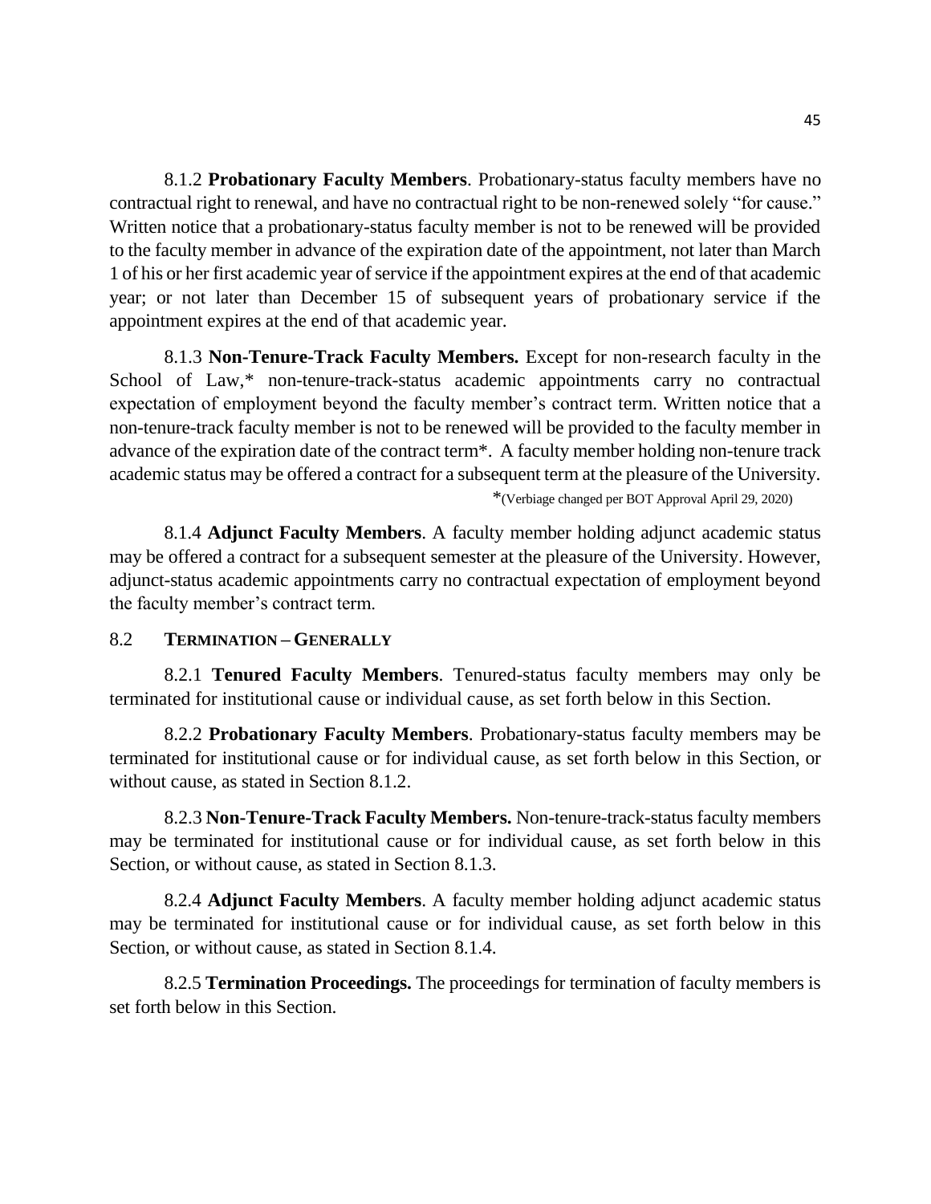8.1.2 **Probationary Faculty Members**. Probationary-status faculty members have no contractual right to renewal, and have no contractual right to be non-renewed solely "for cause." Written notice that a probationary-status faculty member is not to be renewed will be provided to the faculty member in advance of the expiration date of the appointment, not later than March 1 of his or her first academic year of service if the appointment expires at the end of that academic year; or not later than December 15 of subsequent years of probationary service if the appointment expires at the end of that academic year.

8.1.3 **Non-Tenure-Track Faculty Members.** Except for non-research faculty in the School of Law,* non-tenure-track-status academic appointments carry no contractual expectation of employment beyond the faculty member's contract term. Written notice that a non-tenure-track faculty member is not to be renewed will be provided to the faculty member in advance of the expiration date of the contract term*. A faculty member holding non-tenure track academic status may be offered a contract for a subsequent term at the pleasure of the University.

*(Verbiage changed per BOT Approval April 29, 2020)

8.1.4 **Adjunct Faculty Members**. A faculty member holding adjunct academic status may be offered a contract for a subsequent semester at the pleasure of the University. However, adjunct-status academic appointments carry no contractual expectation of employment beyond the faculty member's contract term.

## 8.2 TERMINATION – GENERALLY

8.2.1 **Tenured Faculty Members**. Tenured-status faculty members may only be terminated for institutional cause or individual cause, as set forth below in this Section.

8.2.2 **Probationary Faculty Members**. Probationary-status faculty members may be terminated for institutional cause or for individual cause, as set forth below in this Section, or without cause, as stated in Section 8.1.2.

8.2.3 **Non-Tenure-Track Faculty Members.** Non-tenure-track-status faculty members may be terminated for institutional cause or for individual cause, as set forth below in this Section, or without cause, as stated in Section 8.1.3.

8.2.4 **Adjunct Faculty Members**. A faculty member holding adjunct academic status may be terminated for institutional cause or for individual cause, as set forth below in this Section, or without cause, as stated in Section 8.1.4.

8.2.5 **Termination Proceedings.** The proceedings for termination of faculty members is set forth below in this Section.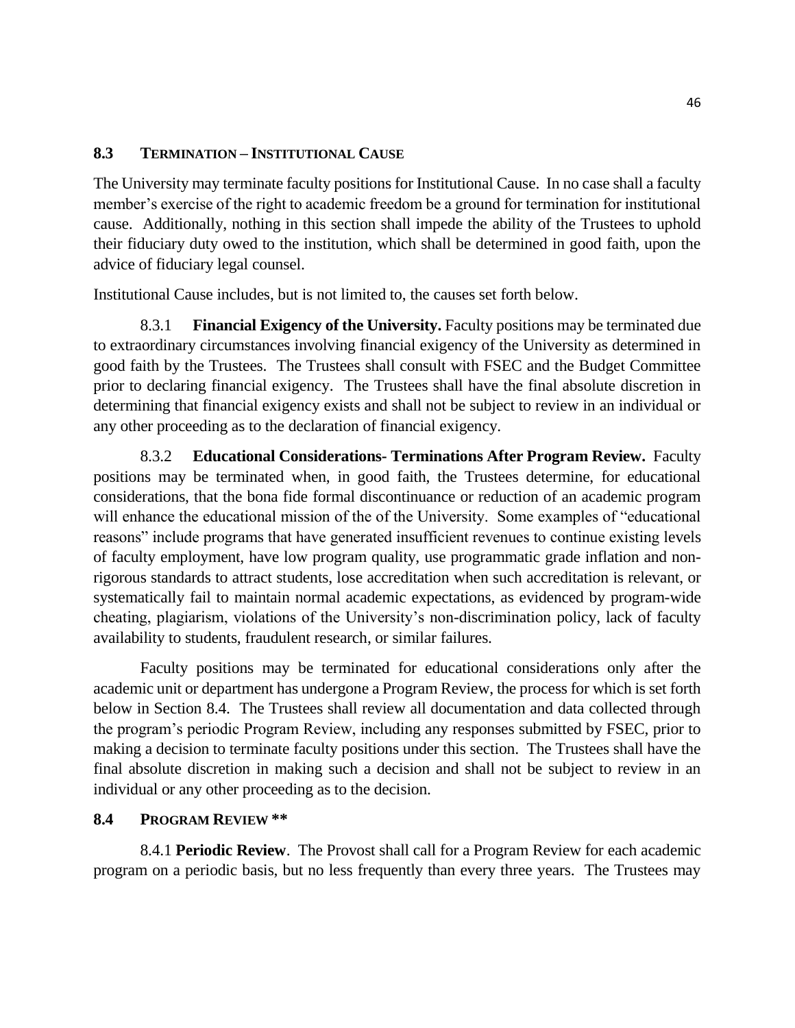### 8.3 TERMINATION – INSTITUTIONAL CAUSE

The University may terminate faculty positions for Institutional Cause. In no case shall a faculty member's exercise of the right to academic freedom be a ground for termination for institutional cause. Additionally, nothing in this section shall impede the ability of the Trustees to uphold their fiduciary duty owed to the institution, which shall be determined in good faith, upon the advice of fiduciary legal counsel.

Institutional Cause includes, but is not limited to, the causes set forth below.

8.3.1 **Financial Exigency of the University.** Faculty positions may be terminated due to extraordinary circumstances involving financial exigency of the University as determined in good faith by the Trustees. The Trustees shall consult with FSEC and the Budget Committee prior to declaring financial exigency. The Trustees shall have the final absolute discretion in determining that financial exigency exists and shall not be subject to review in an individual or any other proceeding as to the declaration of financial exigency.

8.3.2 **Educational Considerations- Terminations After Program Review.** Faculty positions may be terminated when, in good faith, the Trustees determine, for educational considerations, that the bona fide formal discontinuance or reduction of an academic program will enhance the educational mission of the of the University. Some examples of "educational reasons" include programs that have generated insufficient revenues to continue existing levels of faculty employment, have low program quality, use programmatic grade inflation and non-rigorous standards to attract students, lose accreditation when such accreditation is relevant, or systematically fail to maintain normal academic expectations, as evidenced by program-wide cheating, plagiarism, violations of the University's non-discrimination policy, lack of faculty availability to students, fraudulent research, or similar failures.

Faculty positions may be terminated for educational considerations only after the academic unit or department has undergone a Program Review, the process for which is set forth below in Section 8.4. The Trustees shall review all documentation and data collected through the program's periodic Program Review, including any responses submitted by FSEC, prior to making a decision to terminate faculty positions under this section. The Trustees shall have the final absolute discretion in making such a decision and shall not be subject to review in an individual or any other proceeding as to the decision.

### 8.4 PROGRAM REVIEW **

8.4.1 **Periodic Review**. The Provost shall call for a Program Review for each academic program on a periodic basis, but no less frequently than every three years. The Trustees may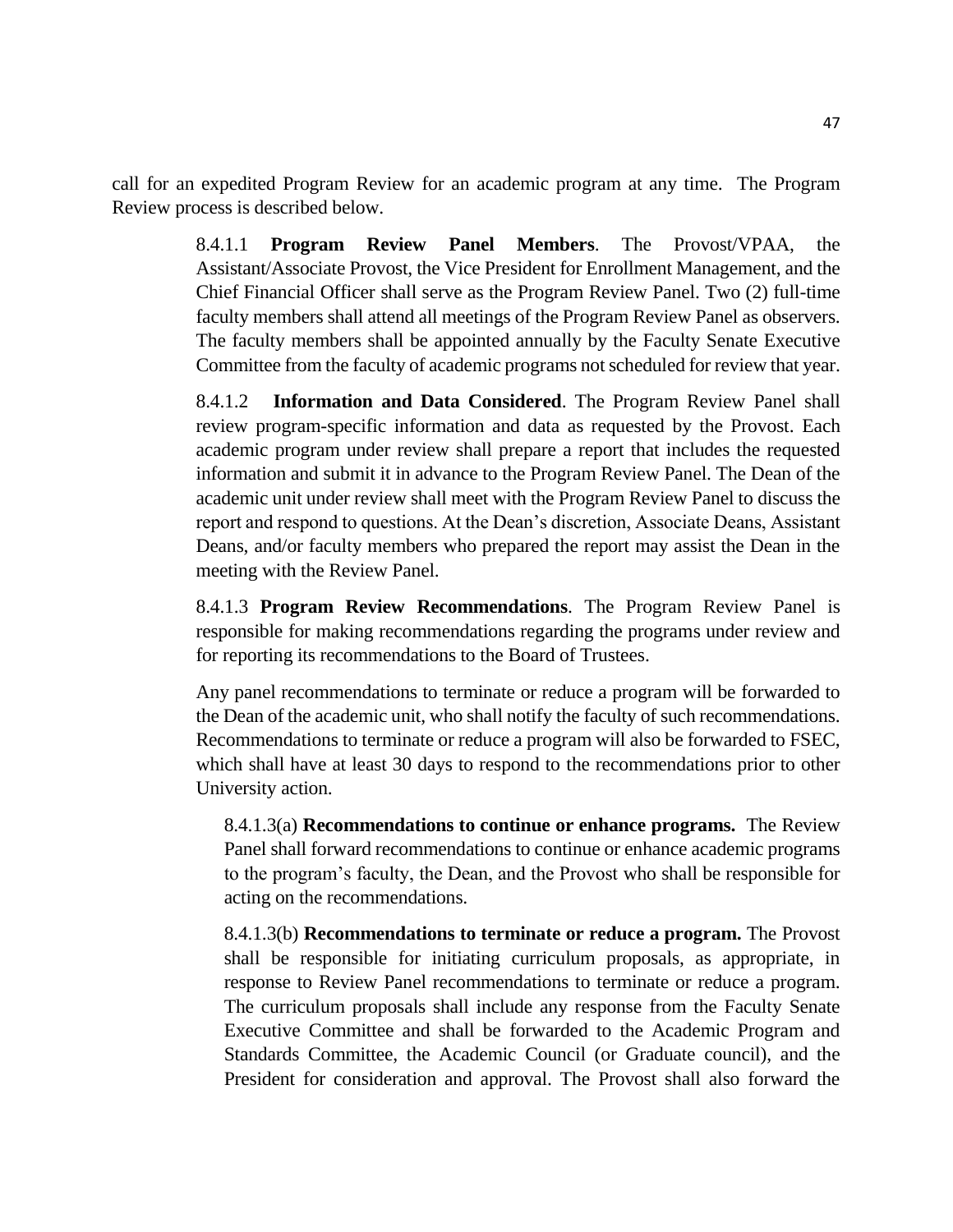call for an expedited Program Review for an academic program at any time. The Program Review process is described below.

8.4.1.1 **Program Review Panel Members**. The Provost/VPAA, the Assistant/Associate Provost, the Vice President for Enrollment Management, and the Chief Financial Officer shall serve as the Program Review Panel. Two (2) full-time faculty members shall attend all meetings of the Program Review Panel as observers. The faculty members shall be appointed annually by the Faculty Senate Executive Committee from the faculty of academic programs not scheduled for review that year.

8.4.1.2 **Information and Data Considered**. The Program Review Panel shall review program-specific information and data as requested by the Provost. Each academic program under review shall prepare a report that includes the requested information and submit it in advance to the Program Review Panel. The Dean of the academic unit under review shall meet with the Program Review Panel to discuss the report and respond to questions. At the Dean's discretion, Associate Deans, Assistant Deans, and/or faculty members who prepared the report may assist the Dean in the meeting with the Review Panel.

8.4.1.3 **Program Review Recommendations**. The Program Review Panel is responsible for making recommendations regarding the programs under review and for reporting its recommendations to the Board of Trustees.

Any panel recommendations to terminate or reduce a program will be forwarded to the Dean of the academic unit, who shall notify the faculty of such recommendations. Recommendations to terminate or reduce a program will also be forwarded to FSEC, which shall have at least 30 days to respond to the recommendations prior to other University action.

8.4.1.3(a) **Recommendations to continue or enhance programs.** The Review Panel shall forward recommendations to continue or enhance academic programs to the program's faculty, the Dean, and the Provost who shall be responsible for acting on the recommendations.

8.4.1.3(b) **Recommendations to terminate or reduce a program.** The Provost shall be responsible for initiating curriculum proposals, as appropriate, in response to Review Panel recommendations to terminate or reduce a program. The curriculum proposals shall include any response from the Faculty Senate Executive Committee and shall be forwarded to the Academic Program and Standards Committee, the Academic Council (or Graduate council), and the President for consideration and approval. The Provost shall also forward the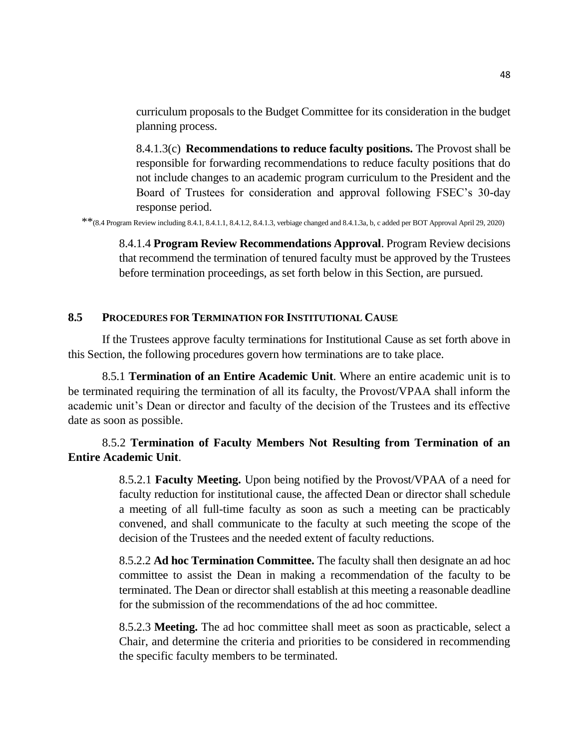curriculum proposals to the Budget Committee for its consideration in the budget planning process.

8.4.1.3(c) **Recommendations to reduce faculty positions.** The Provost shall be responsible for forwarding recommendations to reduce faculty positions that do not include changes to an academic program curriculum to the President and the Board of Trustees for consideration and approval following FSEC's 30-day response period.

**(8.4 Program Review including 8.4.1, 8.4.1.1, 8.4.1.2, 8.4.1.3, verbiage changed and 8.4.1.3a, b, c added per BOT Approval April 29, 2020)

8.4.1.4 **Program Review Recommendations Approval**. Program Review decisions that recommend the termination of tenured faculty must be approved by the Trustees before termination proceedings, as set forth below in this Section, are pursued.

## 8.5 PROCEDURES FOR TERMINATION FOR INSTITUTIONAL CAUSE

If the Trustees approve faculty terminations for Institutional Cause as set forth above in this Section, the following procedures govern how terminations are to take place.

8.5.1 **Termination of an Entire Academic Unit**. Where an entire academic unit is to be terminated requiring the termination of all its faculty, the Provost/VPAA shall inform the academic unit's Dean or director and faculty of the decision of the Trustees and its effective date as soon as possible.

8.5.2 **Termination of Faculty Members Not Resulting from Termination of an Entire Academic Unit**.

8.5.2.1 **Faculty Meeting.** Upon being notified by the Provost/VPAA of a need for faculty reduction for institutional cause, the affected Dean or director shall schedule a meeting of all full-time faculty as soon as such a meeting can be practicably convened, and shall communicate to the faculty at such meeting the scope of the decision of the Trustees and the needed extent of faculty reductions.

8.5.2.2 **Ad hoc Termination Committee.** The faculty shall then designate an ad hoc committee to assist the Dean in making a recommendation of the faculty to be terminated. The Dean or director shall establish at this meeting a reasonable deadline for the submission of the recommendations of the ad hoc committee.

8.5.2.3 **Meeting.** The ad hoc committee shall meet as soon as practicable, select a Chair, and determine the criteria and priorities to be considered in recommending the specific faculty members to be terminated.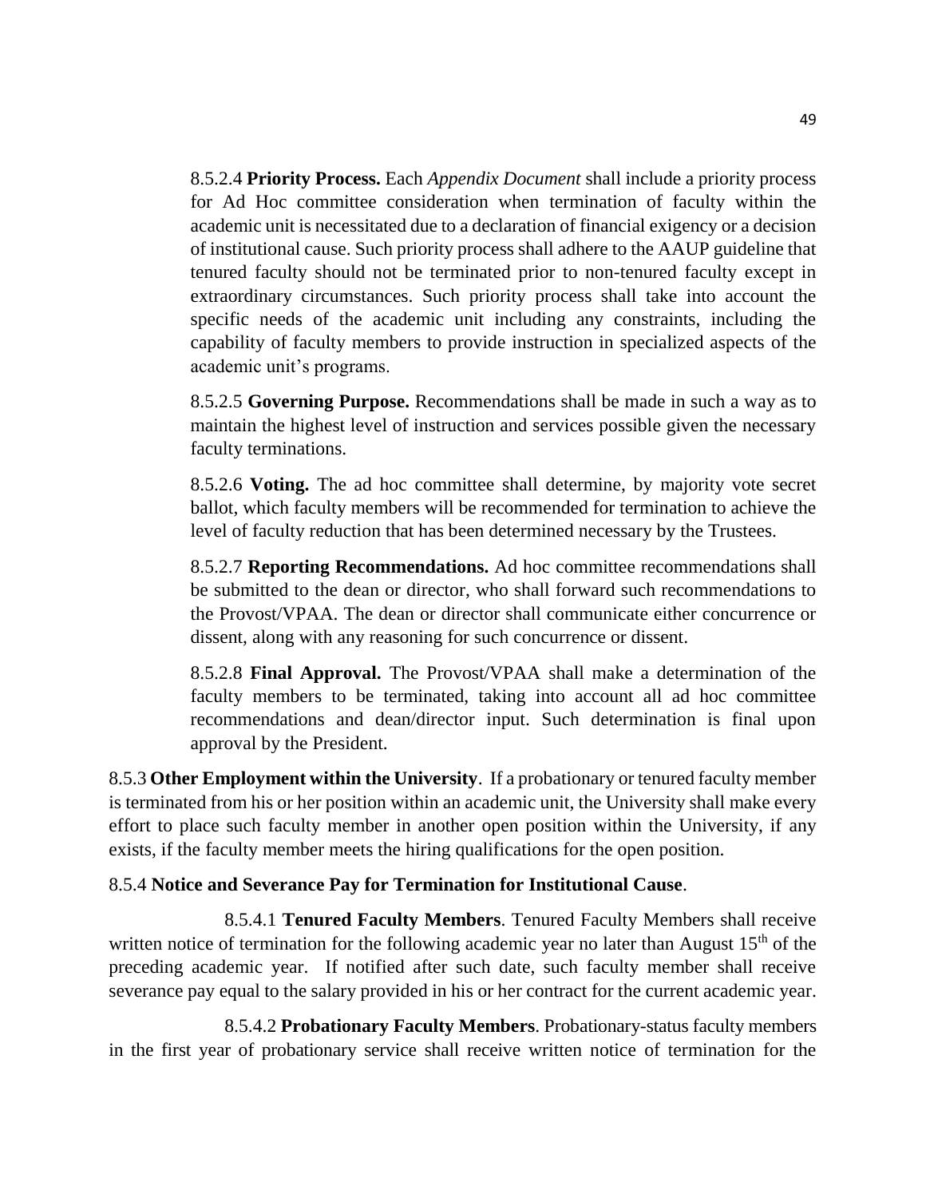8.5.2.4 **Priority Process.** Each *Appendix Document* shall include a priority process for Ad Hoc committee consideration when termination of faculty within the academic unit is necessitated due to a declaration of financial exigency or a decision of institutional cause. Such priority process shall adhere to the AAUP guideline that tenured faculty should not be terminated prior to non-tenured faculty except in extraordinary circumstances. Such priority process shall take into account the specific needs of the academic unit including any constraints, including the capability of faculty members to provide instruction in specialized aspects of the academic unit's programs.

8.5.2.5 **Governing Purpose.** Recommendations shall be made in such a way as to maintain the highest level of instruction and services possible given the necessary faculty terminations.

8.5.2.6 **Voting.** The ad hoc committee shall determine, by majority vote secret ballot, which faculty members will be recommended for termination to achieve the level of faculty reduction that has been determined necessary by the Trustees.

8.5.2.7 **Reporting Recommendations.** Ad hoc committee recommendations shall be submitted to the dean or director, who shall forward such recommendations to the Provost/VPAA. The dean or director shall communicate either concurrence or dissent, along with any reasoning for such concurrence or dissent.

8.5.2.8 **Final Approval.** The Provost/VPAA shall make a determination of the faculty members to be terminated, taking into account all ad hoc committee recommendations and dean/director input. Such determination is final upon approval by the President.

8.5.3 **Other Employment within the University**. If a probationary or tenured faculty member is terminated from his or her position within an academic unit, the University shall make every effort to place such faculty member in another open position within the University, if any exists, if the faculty member meets the hiring qualifications for the open position.

8.5.4 **Notice and Severance Pay for Termination for Institutional Cause**.

8.5.4.1 **Tenured Faculty Members**. Tenured Faculty Members shall receive written notice of termination for the following academic year no later than August 15th of the preceding academic year. If notified after such date, such faculty member shall receive severance pay equal to the salary provided in his or her contract for the current academic year.

8.5.4.2 **Probationary Faculty Members**. Probationary-status faculty members in the first year of probationary service shall receive written notice of termination for the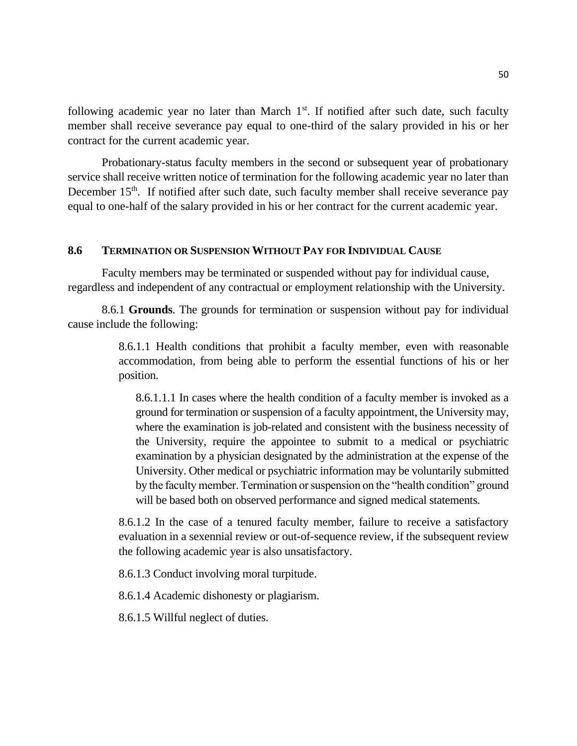following academic year no later than March 1st. If notified after such date, such faculty member shall receive severance pay equal to one-third of the salary provided in his or her contract for the current academic year.

Probationary-status faculty members in the second or subsequent year of probationary service shall receive written notice of termination for the following academic year no later than December 15th. If notified after such date, such faculty member shall receive severance pay equal to one-half of the salary provided in his or her contract for the current academic year.

### 8.6 TERMINATION OR SUSPENSION WITHOUT PAY FOR INDIVIDUAL CAUSE

Faculty members may be terminated or suspended without pay for individual cause, regardless and independent of any contractual or employment relationship with the University.

8.6.1 **Grounds**. The grounds for termination or suspension without pay for individual cause include the following:

> 8.6.1.1 Health conditions that prohibit a faculty member, even with reasonable accommodation, from being able to perform the essential functions of his or her position.
>
> > 8.6.1.1.1 In cases where the health condition of a faculty member is invoked as a ground for termination or suspension of a faculty appointment, the University may, where the examination is job-related and consistent with the business necessity of the University, require the appointee to submit to a medical or psychiatric examination by a physician designated by the administration at the expense of the University. Other medical or psychiatric information may be voluntarily submitted by the faculty member. Termination or suspension on the "health condition" ground will be based both on observed performance and signed medical statements.
>
> 8.6.1.2 In the case of a tenured faculty member, failure to receive a satisfactory evaluation in a sexennial review or out-of-sequence review, if the subsequent review the following academic year is also unsatisfactory.
>
> 8.6.1.3 Conduct involving moral turpitude.
>
> 8.6.1.4 Academic dishonesty or plagiarism.
>
> 8.6.1.5 Willful neglect of duties.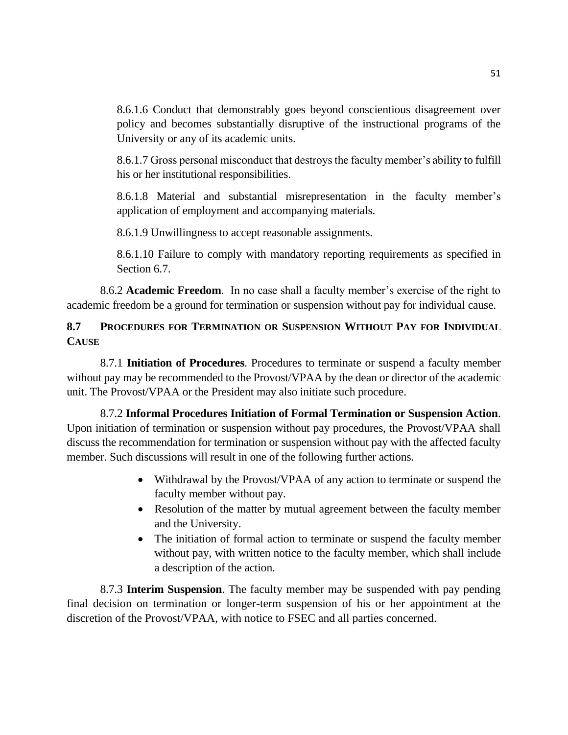8.6.1.6 Conduct that demonstrably goes beyond conscientious disagreement over policy and becomes substantially disruptive of the instructional programs of the University or any of its academic units.

8.6.1.7 Gross personal misconduct that destroys the faculty member's ability to fulfill his or her institutional responsibilities.

8.6.1.8 Material and substantial misrepresentation in the faculty member's application of employment and accompanying materials.

8.6.1.9 Unwillingness to accept reasonable assignments.

8.6.1.10 Failure to comply with mandatory reporting requirements as specified in Section 6.7.

8.6.2 **Academic Freedom**. In no case shall a faculty member's exercise of the right to academic freedom be a ground for termination or suspension without pay for individual cause.

## 8.7 PROCEDURES FOR TERMINATION OR SUSPENSION WITHOUT PAY FOR INDIVIDUAL CAUSE

8.7.1 **Initiation of Procedures**. Procedures to terminate or suspend a faculty member without pay may be recommended to the Provost/VPAA by the dean or director of the academic unit. The Provost/VPAA or the President may also initiate such procedure.

8.7.2 **Informal Procedures Initiation of Formal Termination or Suspension Action**. Upon initiation of termination or suspension without pay procedures, the Provost/VPAA shall discuss the recommendation for termination or suspension without pay with the affected faculty member. Such discussions will result in one of the following further actions.

- Withdrawal by the Provost/VPAA of any action to terminate or suspend the faculty member without pay.
- Resolution of the matter by mutual agreement between the faculty member and the University.
- The initiation of formal action to terminate or suspend the faculty member without pay, with written notice to the faculty member, which shall include a description of the action.

8.7.3 **Interim Suspension**. The faculty member may be suspended with pay pending final decision on termination or longer-term suspension of his or her appointment at the discretion of the Provost/VPAA, with notice to FSEC and all parties concerned.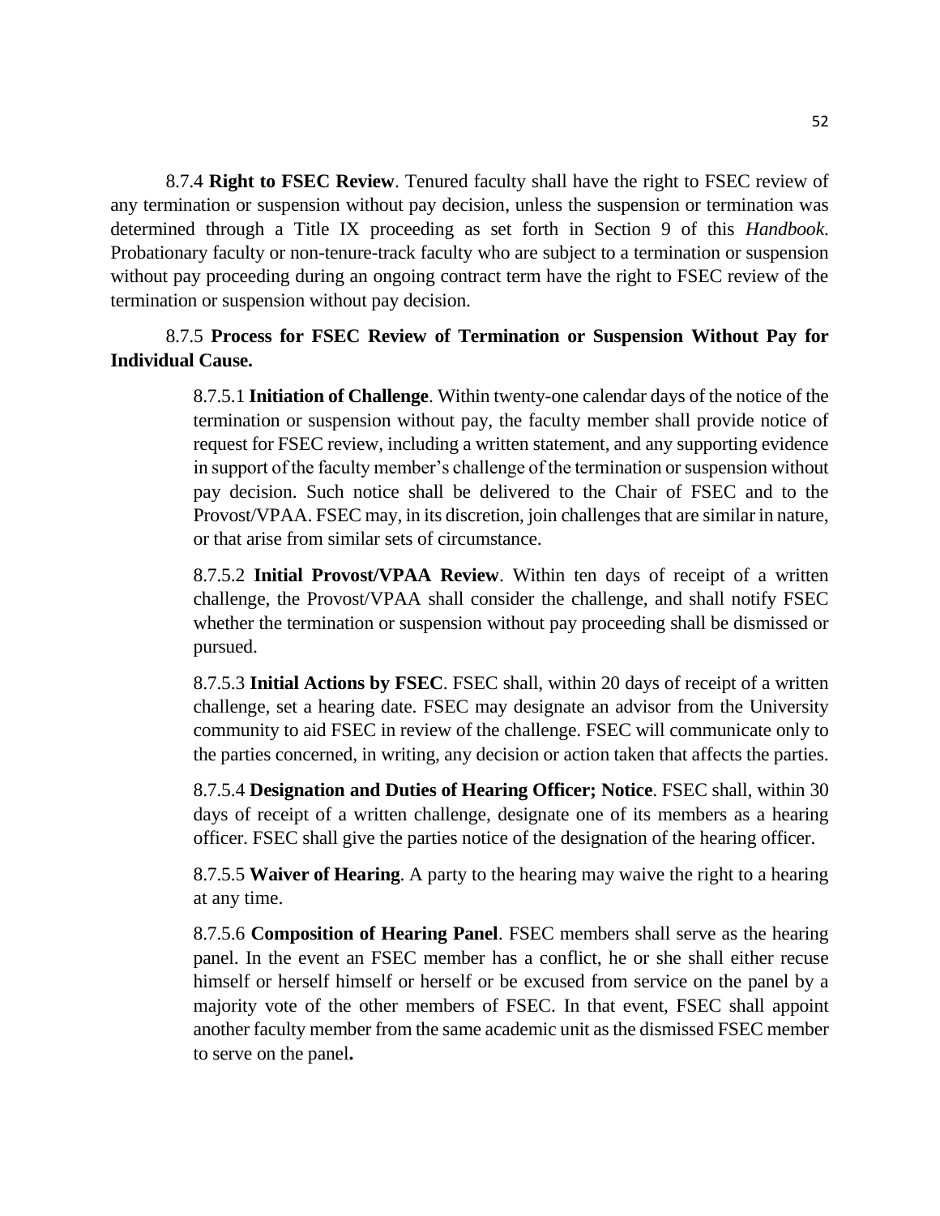8.7.4 **Right to FSEC Review**. Tenured faculty shall have the right to FSEC review of any termination or suspension without pay decision, unless the suspension or termination was determined through a Title IX proceeding as set forth in Section 9 of this *Handbook*. Probationary faculty or non-tenure-track faculty who are subject to a termination or suspension without pay proceeding during an ongoing contract term have the right to FSEC review of the termination or suspension without pay decision.

8.7.5 **Process for FSEC Review of Termination or Suspension Without Pay for Individual Cause.**

> 8.7.5.1 **Initiation of Challenge**. Within twenty-one calendar days of the notice of the termination or suspension without pay, the faculty member shall provide notice of request for FSEC review, including a written statement, and any supporting evidence in support of the faculty member's challenge of the termination or suspension without pay decision. Such notice shall be delivered to the Chair of FSEC and to the Provost/VPAA. FSEC may, in its discretion, join challenges that are similar in nature, or that arise from similar sets of circumstance.
>
> 8.7.5.2 **Initial Provost/VPAA Review**. Within ten days of receipt of a written challenge, the Provost/VPAA shall consider the challenge, and shall notify FSEC whether the termination or suspension without pay proceeding shall be dismissed or pursued.
>
> 8.7.5.3 **Initial Actions by FSEC**. FSEC shall, within 20 days of receipt of a written challenge, set a hearing date. FSEC may designate an advisor from the University community to aid FSEC in review of the challenge. FSEC will communicate only to the parties concerned, in writing, any decision or action taken that affects the parties.
>
> 8.7.5.4 **Designation and Duties of Hearing Officer; Notice**. FSEC shall, within 30 days of receipt of a written challenge, designate one of its members as a hearing officer. FSEC shall give the parties notice of the designation of the hearing officer.
>
> 8.7.5.5 **Waiver of Hearing**. A party to the hearing may waive the right to a hearing at any time.
>
> 8.7.5.6 **Composition of Hearing Panel**. FSEC members shall serve as the hearing panel. In the event an FSEC member has a conflict, he or she shall either recuse himself or herself himself or herself or be excused from service on the panel by a majority vote of the other members of FSEC. In that event, FSEC shall appoint another faculty member from the same academic unit as the dismissed FSEC member to serve on the panel.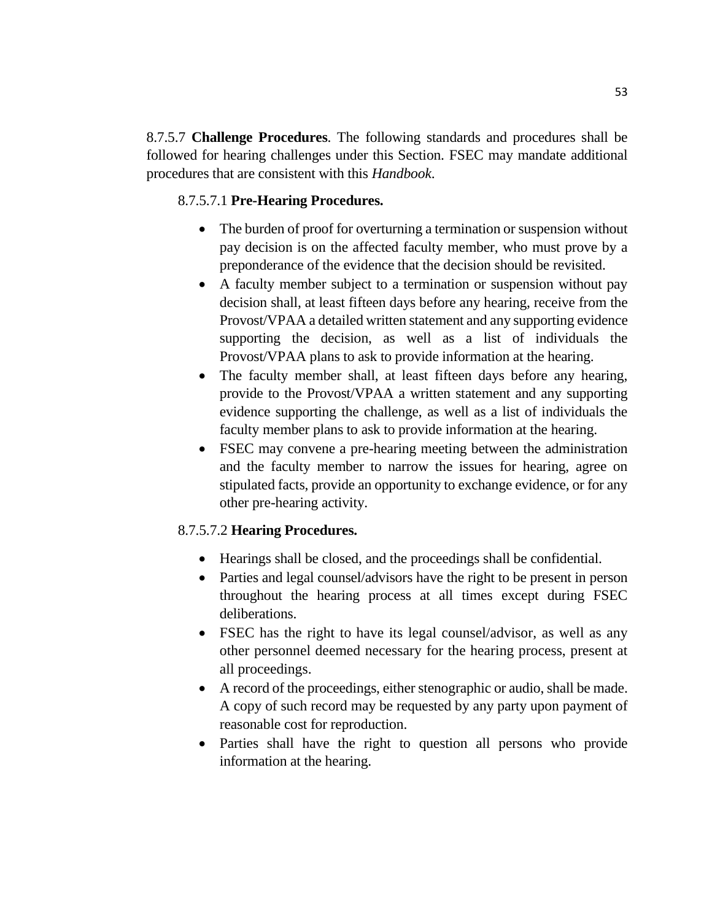8.7.5.7 **Challenge Procedures**. The following standards and procedures shall be followed for hearing challenges under this Section. FSEC may mandate additional procedures that are consistent with this *Handbook*.

8.7.5.7.1 **Pre-Hearing Procedures.**

- The burden of proof for overturning a termination or suspension without pay decision is on the affected faculty member, who must prove by a preponderance of the evidence that the decision should be revisited.
- A faculty member subject to a termination or suspension without pay decision shall, at least fifteen days before any hearing, receive from the Provost/VPAA a detailed written statement and any supporting evidence supporting the decision, as well as a list of individuals the Provost/VPAA plans to ask to provide information at the hearing.
- The faculty member shall, at least fifteen days before any hearing, provide to the Provost/VPAA a written statement and any supporting evidence supporting the challenge, as well as a list of individuals the faculty member plans to ask to provide information at the hearing.
- FSEC may convene a pre-hearing meeting between the administration and the faculty member to narrow the issues for hearing, agree on stipulated facts, provide an opportunity to exchange evidence, or for any other pre-hearing activity.

8.7.5.7.2 **Hearing Procedures.**

- Hearings shall be closed, and the proceedings shall be confidential.
- Parties and legal counsel/advisors have the right to be present in person throughout the hearing process at all times except during FSEC deliberations.
- FSEC has the right to have its legal counsel/advisor, as well as any other personnel deemed necessary for the hearing process, present at all proceedings.
- A record of the proceedings, either stenographic or audio, shall be made. A copy of such record may be requested by any party upon payment of reasonable cost for reproduction.
- Parties shall have the right to question all persons who provide information at the hearing.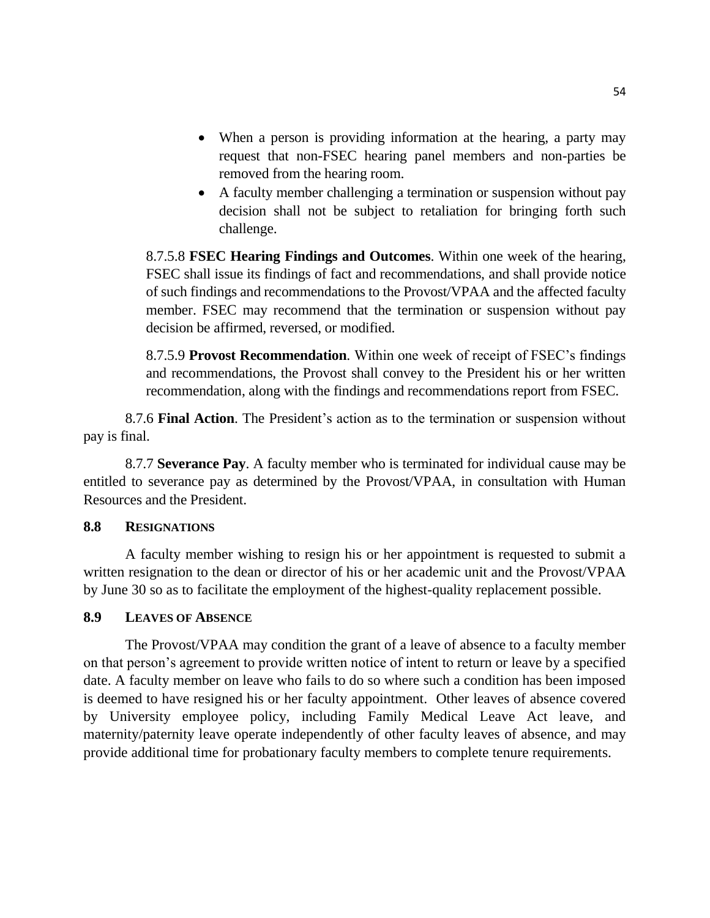- When a person is providing information at the hearing, a party may request that non-FSEC hearing panel members and non-parties be removed from the hearing room.
- A faculty member challenging a termination or suspension without pay decision shall not be subject to retaliation for bringing forth such challenge.

8.7.5.8 **FSEC Hearing Findings and Outcomes**. Within one week of the hearing, FSEC shall issue its findings of fact and recommendations, and shall provide notice of such findings and recommendations to the Provost/VPAA and the affected faculty member. FSEC may recommend that the termination or suspension without pay decision be affirmed, reversed, or modified.

8.7.5.9 **Provost Recommendation**. Within one week of receipt of FSEC's findings and recommendations, the Provost shall convey to the President his or her written recommendation, along with the findings and recommendations report from FSEC.

8.7.6 **Final Action**. The President's action as to the termination or suspension without pay is final.

8.7.7 **Severance Pay**. A faculty member who is terminated for individual cause may be entitled to severance pay as determined by the Provost/VPAA, in consultation with Human Resources and the President.

## 8.8 RESIGNATIONS

A faculty member wishing to resign his or her appointment is requested to submit a written resignation to the dean or director of his or her academic unit and the Provost/VPAA by June 30 so as to facilitate the employment of the highest-quality replacement possible.

## 8.9 LEAVES OF ABSENCE

The Provost/VPAA may condition the grant of a leave of absence to a faculty member on that person's agreement to provide written notice of intent to return or leave by a specified date. A faculty member on leave who fails to do so where such a condition has been imposed is deemed to have resigned his or her faculty appointment. Other leaves of absence covered by University employee policy, including Family Medical Leave Act leave, and maternity/paternity leave operate independently of other faculty leaves of absence, and may provide additional time for probationary faculty members to complete tenure requirements.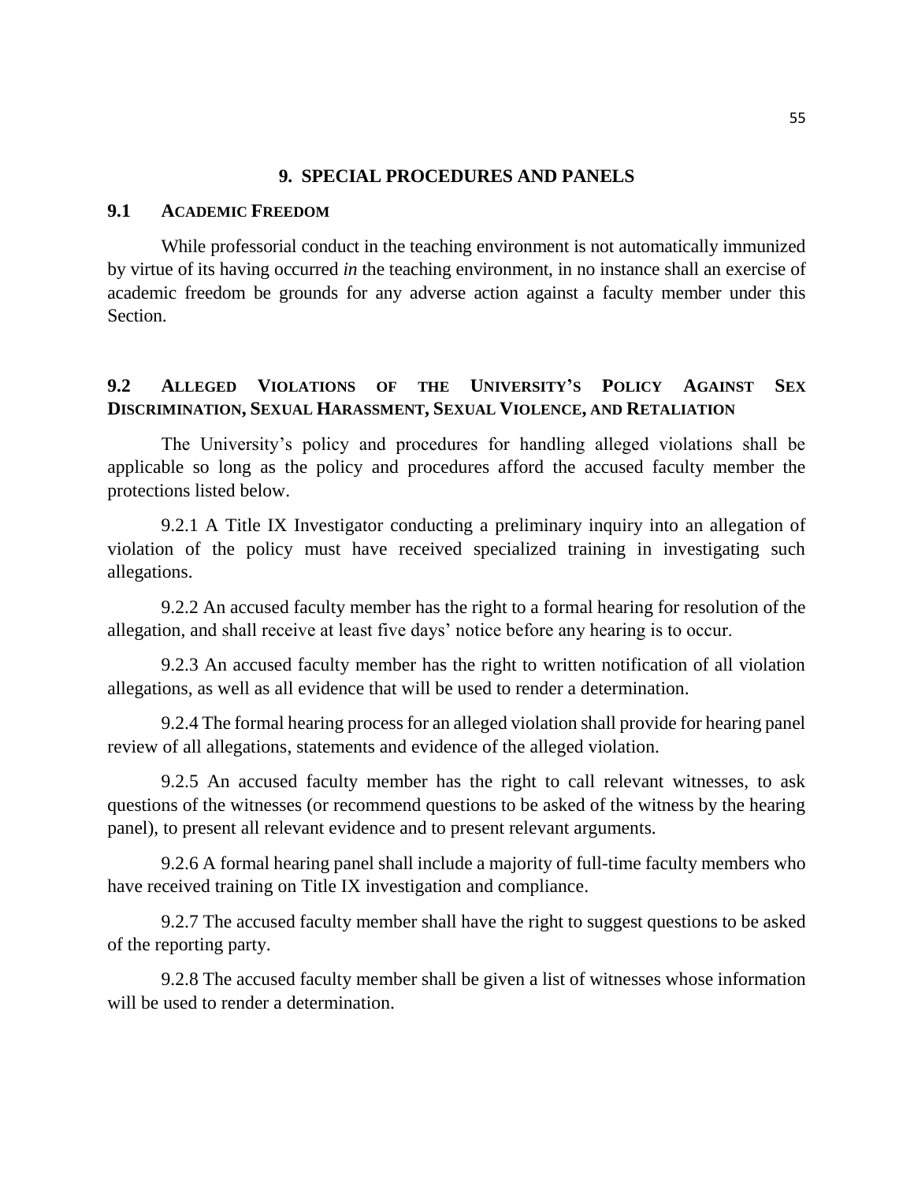## 9. SPECIAL PROCEDURES AND PANELS

### 9.1 ACADEMIC FREEDOM

While professorial conduct in the teaching environment is not automatically immunized by virtue of its having occurred *in* the teaching environment, in no instance shall an exercise of academic freedom be grounds for any adverse action against a faculty member under this Section.

### 9.2 ALLEGED VIOLATIONS OF THE UNIVERSITY'S POLICY AGAINST SEX DISCRIMINATION, SEXUAL HARASSMENT, SEXUAL VIOLENCE, AND RETALIATION

The University's policy and procedures for handling alleged violations shall be applicable so long as the policy and procedures afford the accused faculty member the protections listed below.

9.2.1 A Title IX Investigator conducting a preliminary inquiry into an allegation of violation of the policy must have received specialized training in investigating such allegations.

9.2.2 An accused faculty member has the right to a formal hearing for resolution of the allegation, and shall receive at least five days' notice before any hearing is to occur.

9.2.3 An accused faculty member has the right to written notification of all violation allegations, as well as all evidence that will be used to render a determination.

9.2.4 The formal hearing process for an alleged violation shall provide for hearing panel review of all allegations, statements and evidence of the alleged violation.

9.2.5 An accused faculty member has the right to call relevant witnesses, to ask questions of the witnesses (or recommend questions to be asked of the witness by the hearing panel), to present all relevant evidence and to present relevant arguments.

9.2.6 A formal hearing panel shall include a majority of full-time faculty members who have received training on Title IX investigation and compliance.

9.2.7 The accused faculty member shall have the right to suggest questions to be asked of the reporting party.

9.2.8 The accused faculty member shall be given a list of witnesses whose information will be used to render a determination.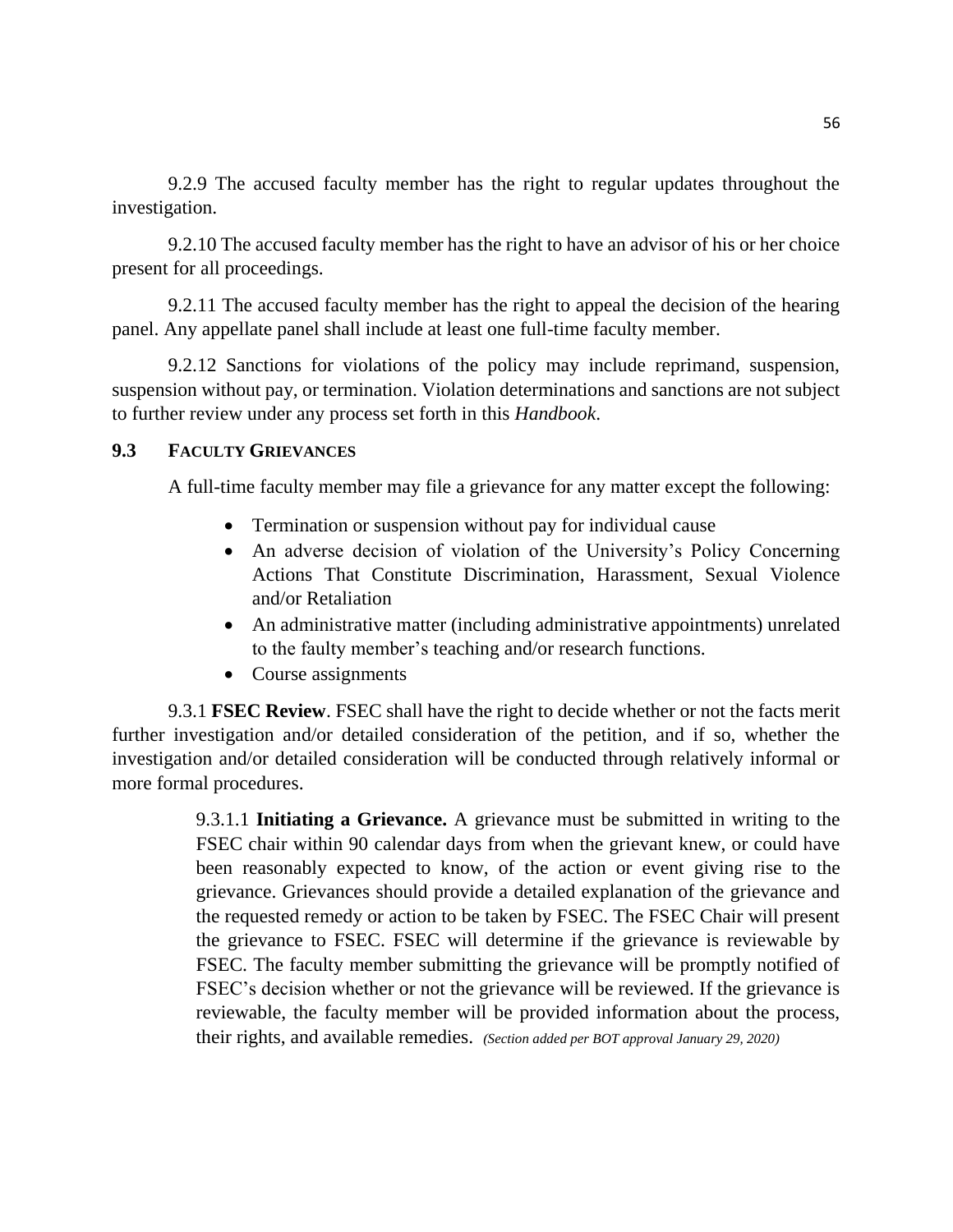9.2.9 The accused faculty member has the right to regular updates throughout the investigation.

9.2.10 The accused faculty member has the right to have an advisor of his or her choice present for all proceedings.

9.2.11 The accused faculty member has the right to appeal the decision of the hearing panel. Any appellate panel shall include at least one full-time faculty member.

9.2.12 Sanctions for violations of the policy may include reprimand, suspension, suspension without pay, or termination. Violation determinations and sanctions are not subject to further review under any process set forth in this *Handbook*.

## 9.3 FACULTY GRIEVANCES

A full-time faculty member may file a grievance for any matter except the following:

- Termination or suspension without pay for individual cause
- An adverse decision of violation of the University's Policy Concerning Actions That Constitute Discrimination, Harassment, Sexual Violence and/or Retaliation
- An administrative matter (including administrative appointments) unrelated to the faulty member's teaching and/or research functions.
- Course assignments

9.3.1 **FSEC Review**. FSEC shall have the right to decide whether or not the facts merit further investigation and/or detailed consideration of the petition, and if so, whether the investigation and/or detailed consideration will be conducted through relatively informal or more formal procedures.

> 9.3.1.1 **Initiating a Grievance.** A grievance must be submitted in writing to the FSEC chair within 90 calendar days from when the grievant knew, or could have been reasonably expected to know, of the action or event giving rise to the grievance. Grievances should provide a detailed explanation of the grievance and the requested remedy or action to be taken by FSEC. The FSEC Chair will present the grievance to FSEC. FSEC will determine if the grievance is reviewable by FSEC. The faculty member submitting the grievance will be promptly notified of FSEC's decision whether or not the grievance will be reviewed. If the grievance is reviewable, the faculty member will be provided information about the process, their rights, and available remedies. *(Section added per BOT approval January 29, 2020)*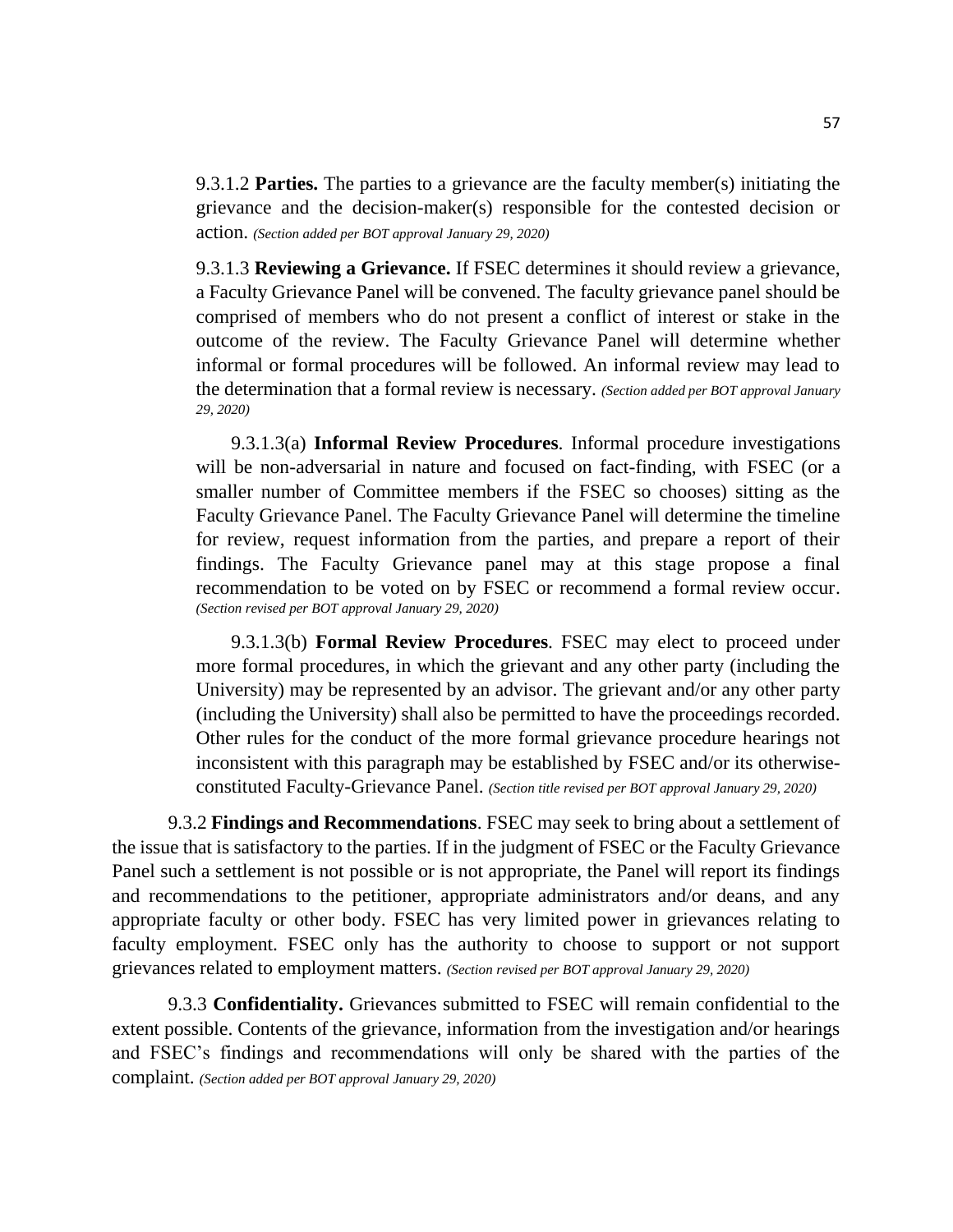9.3.1.2 **Parties.** The parties to a grievance are the faculty member(s) initiating the grievance and the decision-maker(s) responsible for the contested decision or action. *(Section added per BOT approval January 29, 2020)*

9.3.1.3 **Reviewing a Grievance.** If FSEC determines it should review a grievance, a Faculty Grievance Panel will be convened. The faculty grievance panel should be comprised of members who do not present a conflict of interest or stake in the outcome of the review. The Faculty Grievance Panel will determine whether informal or formal procedures will be followed. An informal review may lead to the determination that a formal review is necessary. *(Section added per BOT approval January 29, 2020)*

9.3.1.3(a) **Informal Review Procedures**. Informal procedure investigations will be non-adversarial in nature and focused on fact-finding, with FSEC (or a smaller number of Committee members if the FSEC so chooses) sitting as the Faculty Grievance Panel. The Faculty Grievance Panel will determine the timeline for review, request information from the parties, and prepare a report of their findings. The Faculty Grievance panel may at this stage propose a final recommendation to be voted on by FSEC or recommend a formal review occur. *(Section revised per BOT approval January 29, 2020)*

9.3.1.3(b) **Formal Review Procedures**. FSEC may elect to proceed under more formal procedures, in which the grievant and any other party (including the University) may be represented by an advisor. The grievant and/or any other party (including the University) shall also be permitted to have the proceedings recorded. Other rules for the conduct of the more formal grievance procedure hearings not inconsistent with this paragraph may be established by FSEC and/or its otherwise-constituted Faculty-Grievance Panel. *(Section title revised per BOT approval January 29, 2020)*

9.3.2 **Findings and Recommendations**. FSEC may seek to bring about a settlement of the issue that is satisfactory to the parties. If in the judgment of FSEC or the Faculty Grievance Panel such a settlement is not possible or is not appropriate, the Panel will report its findings and recommendations to the petitioner, appropriate administrators and/or deans, and any appropriate faculty or other body. FSEC has very limited power in grievances relating to faculty employment. FSEC only has the authority to choose to support or not support grievances related to employment matters. *(Section revised per BOT approval January 29, 2020)*

9.3.3 **Confidentiality.** Grievances submitted to FSEC will remain confidential to the extent possible. Contents of the grievance, information from the investigation and/or hearings and FSEC's findings and recommendations will only be shared with the parties of the complaint. *(Section added per BOT approval January 29, 2020)*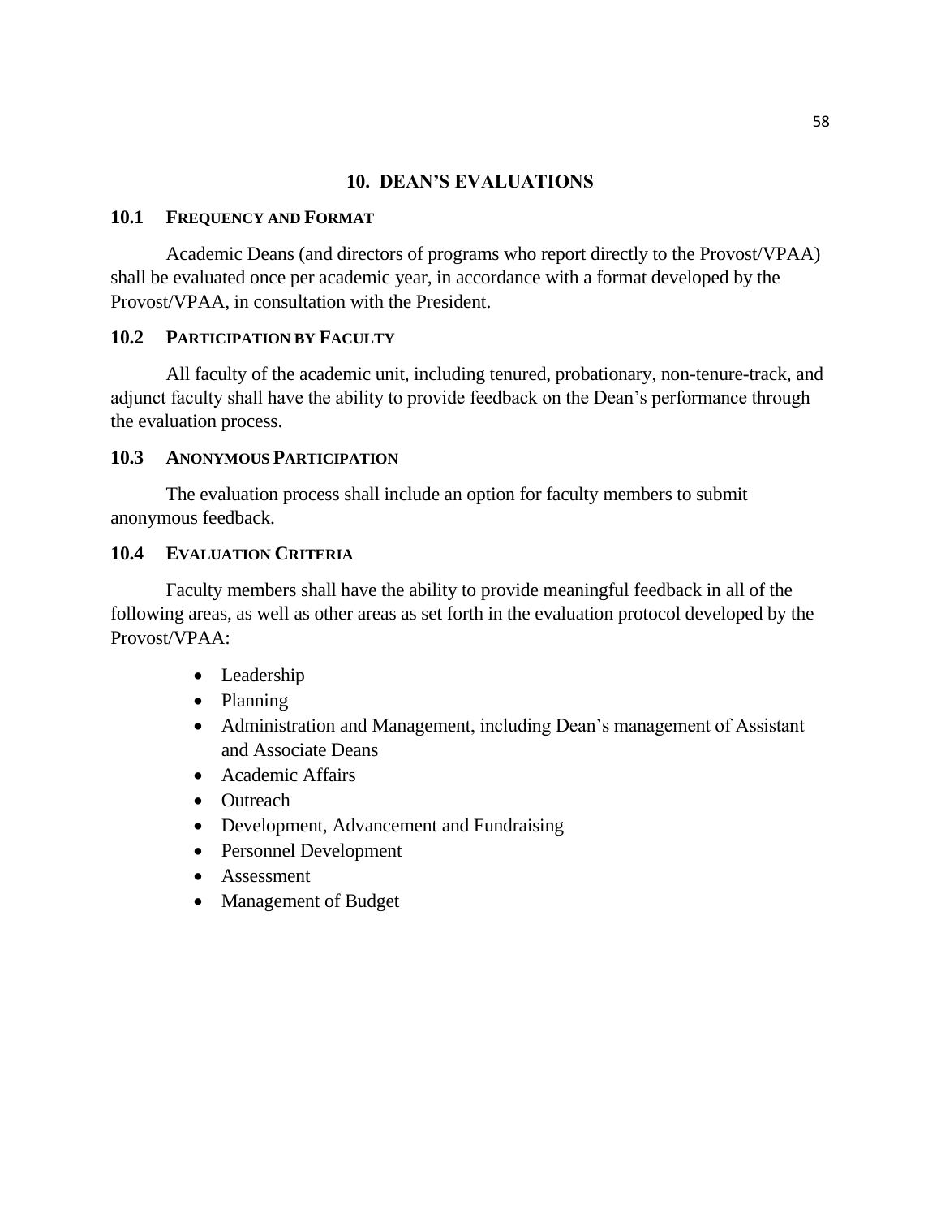## 10. DEAN'S EVALUATIONS

### 10.1 FREQUENCY AND FORMAT

Academic Deans (and directors of programs who report directly to the Provost/VPAA) shall be evaluated once per academic year, in accordance with a format developed by the Provost/VPAA, in consultation with the President.

### 10.2 PARTICIPATION BY FACULTY

All faculty of the academic unit, including tenured, probationary, non-tenure-track, and adjunct faculty shall have the ability to provide feedback on the Dean's performance through the evaluation process.

### 10.3 ANONYMOUS PARTICIPATION

The evaluation process shall include an option for faculty members to submit anonymous feedback.

### 10.4 EVALUATION CRITERIA

Faculty members shall have the ability to provide meaningful feedback in all of the following areas, as well as other areas as set forth in the evaluation protocol developed by the Provost/VPAA:

- Leadership
- Planning
- Administration and Management, including Dean's management of Assistant and Associate Deans
- Academic Affairs
- Outreach
- Development, Advancement and Fundraising
- Personnel Development
- Assessment
- Management of Budget